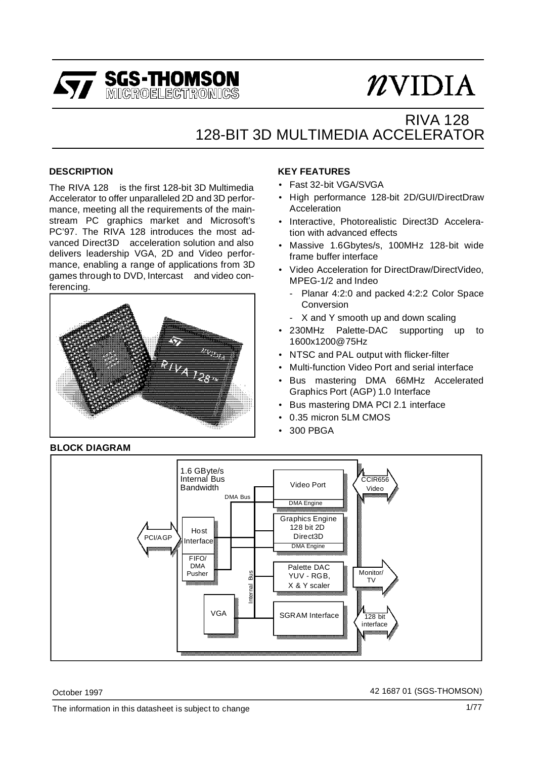SGS-THOMSON MICROELECTRONICS

NVIDIA

# RIVA 128
# 128-BIT 3D MULTIMEDIA ACCELERATOR

## DESCRIPTION

The RIVA 128 is the first 128-bit 3D Multimedia Accelerator to offer unparalleled 2D and 3D performance, meeting all the requirements of the mainstream PC graphics market and Microsoft's PC'97. The RIVA 128 introduces the most advanced Direct3D acceleration solution and also delivers leadership VGA, 2D and Video performance, enabling a range of applications from 3D games through to DVD, Intercast and video conferencing.

## KEY FEATURES

- Fast 32-bit VGA/SVGA
- High performance 128-bit 2D/GUI/DirectDraw Acceleration
- Interactive, Photorealistic Direct3D Acceleration with advanced effects
- Massive 1.6Gbytes/s, 100MHz 128-bit wide frame buffer interface
- Video Acceleration for DirectDraw/DirectVideo, MPEG-1/2 and Indeo
  - Planar 4:2:0 and packed 4:2:2 Color Space Conversion
  - X and Y smooth up and down scaling
- 230MHz Palette-DAC supporting up to 1600x1200@75Hz
- NTSC and PAL output with flicker-filter
- Multi-function Video Port and serial interface
- Bus mastering DMA 66MHz Accelerated Graphics Port (AGP) 1.0 Interface
- Bus mastering DMA PCI 2.1 interface
- 0.35 micron 5LM CMOS
- 300 PBGA

## BLOCK DIAGRAM

October 1997

42 1687 01 (SGS-THOMSON)

The information in this datasheet is subject to change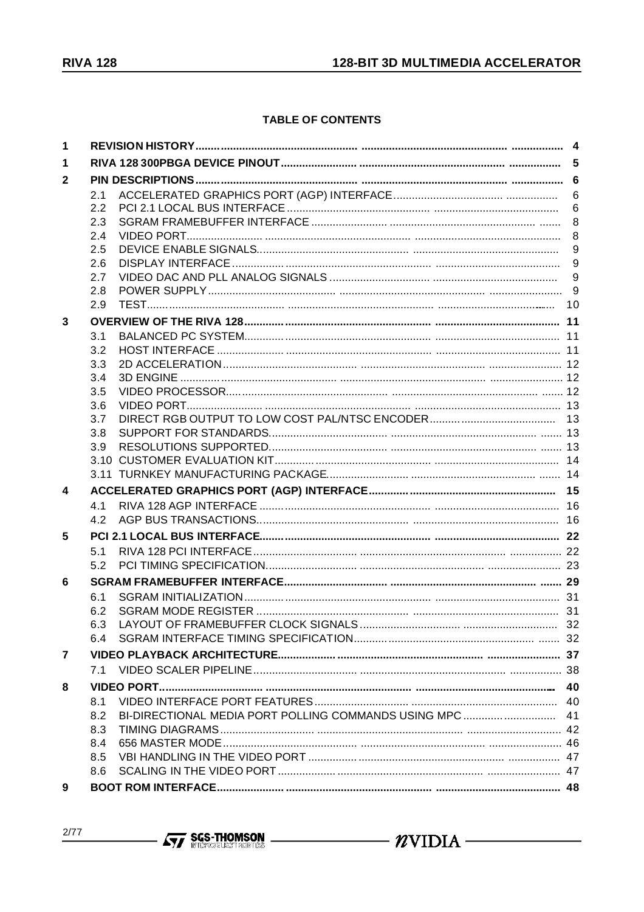## TABLE OF CONTENTS

| | | |
|---|---|---|
| **1** | **REVISION HISTORY** | **4** |
| **1** | **RIVA 128 300PBGA DEVICE PINOUT** | **5** |
| **2** | **PIN DESCRIPTIONS** | **6** |
| | 2.1 ACCELERATED GRAPHICS PORT (AGP) INTERFACE | 6 |
| | 2.2 PCI 2.1 LOCAL BUS INTERFACE | 6 |
| | 2.3 SGRAM FRAMEBUFFER INTERFACE | 8 |
| | 2.4 VIDEO PORT | 8 |
| | 2.5 DEVICE ENABLE SIGNALS | 9 |
| | 2.6 DISPLAY INTERFACE | 9 |
| | 2.7 VIDEO DAC AND PLL ANALOG SIGNALS | 9 |
| | 2.8 POWER SUPPLY | 9 |
| | 2.9 TEST | 10 |
| **3** | **OVERVIEW OF THE RIVA 128** | **11** |
| | 3.1 BALANCED PC SYSTEM | 11 |
| | 3.2 HOST INTERFACE | 11 |
| | 3.3 2D ACCELERATION | 12 |
| | 3.4 3D ENGINE | 12 |
| | 3.5 VIDEO PROCESSOR | 12 |
| | 3.6 VIDEO PORT | 13 |
| | 3.7 DIRECT RGB OUTPUT TO LOW COST PAL/NTSC ENCODER | 13 |
| | 3.8 SUPPORT FOR STANDARDS | 13 |
| | 3.9 RESOLUTIONS SUPPORTED | 13 |
| | 3.10 CUSTOMER EVALUATION KIT | 14 |
| | 3.11 TURNKEY MANUFACTURING PACKAGE | 14 |
| **4** | **ACCELERATED GRAPHICS PORT (AGP) INTERFACE** | **15** |
| | 4.1 RIVA 128 AGP INTERFACE | 16 |
| | 4.2 AGP BUS TRANSACTIONS | 16 |
| **5** | **PCI 2.1 LOCAL BUS INTERFACE** | **22** |
| | 5.1 RIVA 128 PCI INTERFACE | 22 |
| | 5.2 PCI TIMING SPECIFICATION | 23 |
| **6** | **SGRAM FRAMEBUFFER INTERFACE** | **29** |
| | 6.1 SGRAM INITIALIZATION | 31 |
| | 6.2 SGRAM MODE REGISTER | 31 |
| | 6.3 LAYOUT OF FRAMEBUFFER CLOCK SIGNALS | 32 |
| | 6.4 SGRAM INTERFACE TIMING SPECIFICATION | 32 |
| **7** | **VIDEO PLAYBACK ARCHITECTURE** | **37** |
| | 7.1 VIDEO SCALER PIPELINE | 38 |
| **8** | **VIDEO PORT** | **40** |
| | 8.1 VIDEO INTERFACE PORT FEATURES | 40 |
| | 8.2 BI-DIRECTIONAL MEDIA PORT POLLING COMMANDS USING MPC | 41 |
| | 8.3 TIMING DIAGRAMS | 42 |
| | 8.4 656 MASTER MODE | 46 |
| | 8.5 VBI HANDLING IN THE VIDEO PORT | 47 |
| | 8.6 SCALING IN THE VIDEO PORT | 47 |
| **9** | **BOOT ROM INTERFACE** | **48** |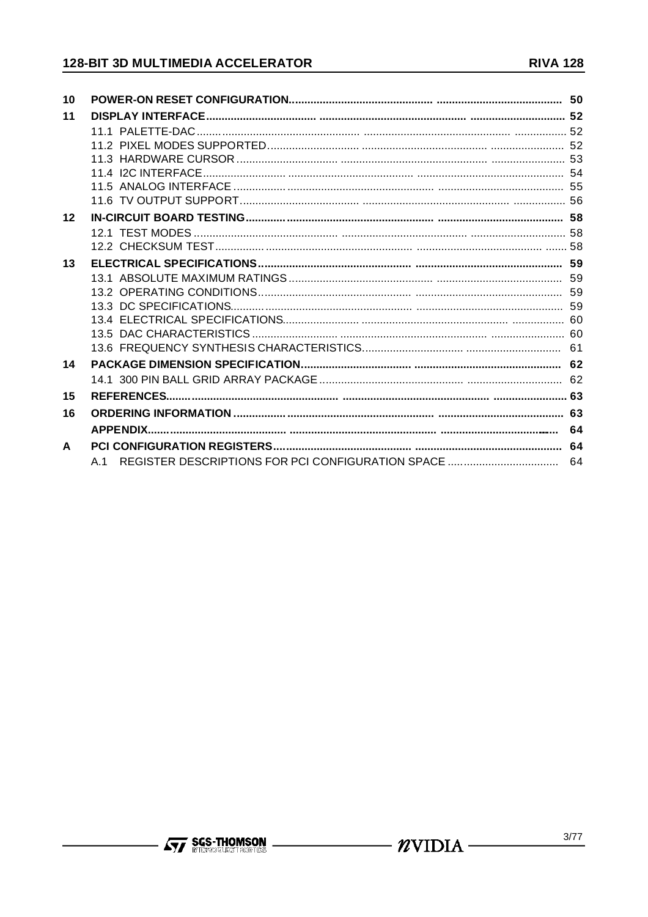| | | |
|---|---|---|
| **10** | **POWER-ON RESET CONFIGURATION** | **50** |
| **11** | **DISPLAY INTERFACE** | **52** |
| | 11.1 PALETTE-DAC | 52 |
| | 11.2 PIXEL MODES SUPPORTED | 52 |
| | 11.3 HARDWARE CURSOR | 53 |
| | 11.4 I2C INTERFACE | 54 |
| | 11.5 ANALOG INTERFACE | 55 |
| | 11.6 TV OUTPUT SUPPORT | 56 |
| **12** | **IN-CIRCUIT BOARD TESTING** | **58** |
| | 12.1 TEST MODES | 58 |
| | 12.2 CHECKSUM TEST | 58 |
| **13** | **ELECTRICAL SPECIFICATIONS** | **59** |
| | 13.1 ABSOLUTE MAXIMUM RATINGS | 59 |
| | 13.2 OPERATING CONDITIONS | 59 |
| | 13.3 DC SPECIFICATIONS | 59 |
| | 13.4 ELECTRICAL SPECIFICATIONS | 60 |
| | 13.5 DAC CHARACTERISTICS | 60 |
| | 13.6 FREQUENCY SYNTHESIS CHARACTERISTICS | 61 |
| **14** | **PACKAGE DIMENSION SPECIFICATION** | **62** |
| | 14.1 300 PIN BALL GRID ARRAY PACKAGE | 62 |
| **15** | **REFERENCES** | **63** |
| **16** | **ORDERING INFORMATION** | **63** |
| | **APPENDIX** | **64** |
| **A** | **PCI CONFIGURATION REGISTERS** | **64** |
| | A.1 REGISTER DESCRIPTIONS FOR PCI CONFIGURATION SPACE | 64 |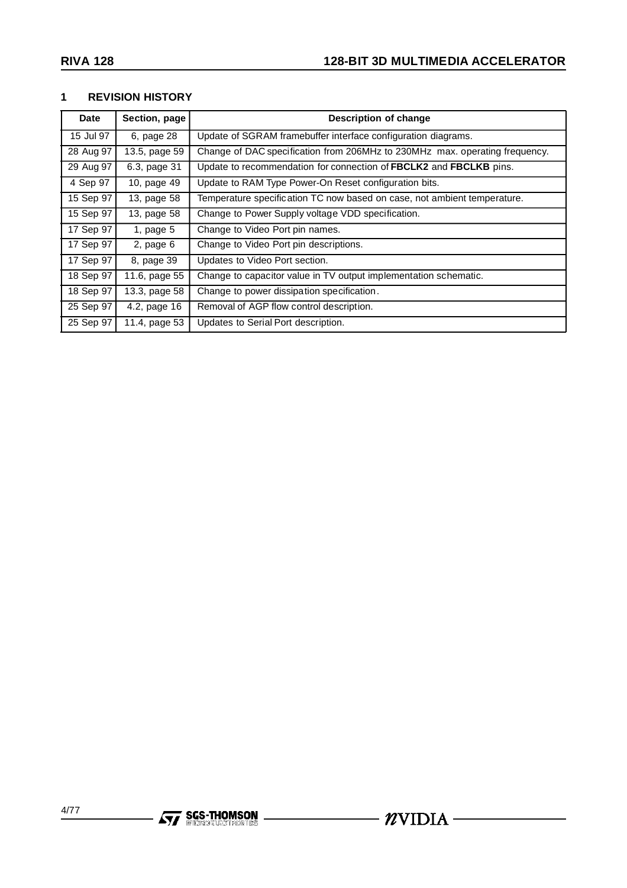## 1 REVISION HISTORY

| Date | Section, page | Description of change |
|---|---|---|
| 15 Jul 97 | 6, page 28 | Update of SGRAM framebuffer interface configuration diagrams. |
| 28 Aug 97 | 13.5, page 59 | Change of DAC specification from 206MHz to 230MHz max. operating frequency. |
| 29 Aug 97 | 6.3, page 31 | Update to recommendation for connection of **FBCLK2** and **FBCLKB** pins. |
| 4 Sep 97 | 10, page 49 | Update to RAM Type Power-On Reset configuration bits. |
| 15 Sep 97 | 13, page 58 | Temperature specification TC now based on case, not ambient temperature. |
| 15 Sep 97 | 13, page 58 | Change to Power Supply voltage VDD specification. |
| 17 Sep 97 | 1, page 5 | Change to Video Port pin names. |
| 17 Sep 97 | 2, page 6 | Change to Video Port pin descriptions. |
| 17 Sep 97 | 8, page 39 | Updates to Video Port section. |
| 18 Sep 97 | 11.6, page 55 | Change to capacitor value in TV output implementation schematic. |
| 18 Sep 97 | 13.3, page 58 | Change to power dissipation specification. |
| 25 Sep 97 | 4.2, page 16 | Removal of AGP flow control description. |
| 25 Sep 97 | 11.4, page 53 | Updates to Serial Port description. |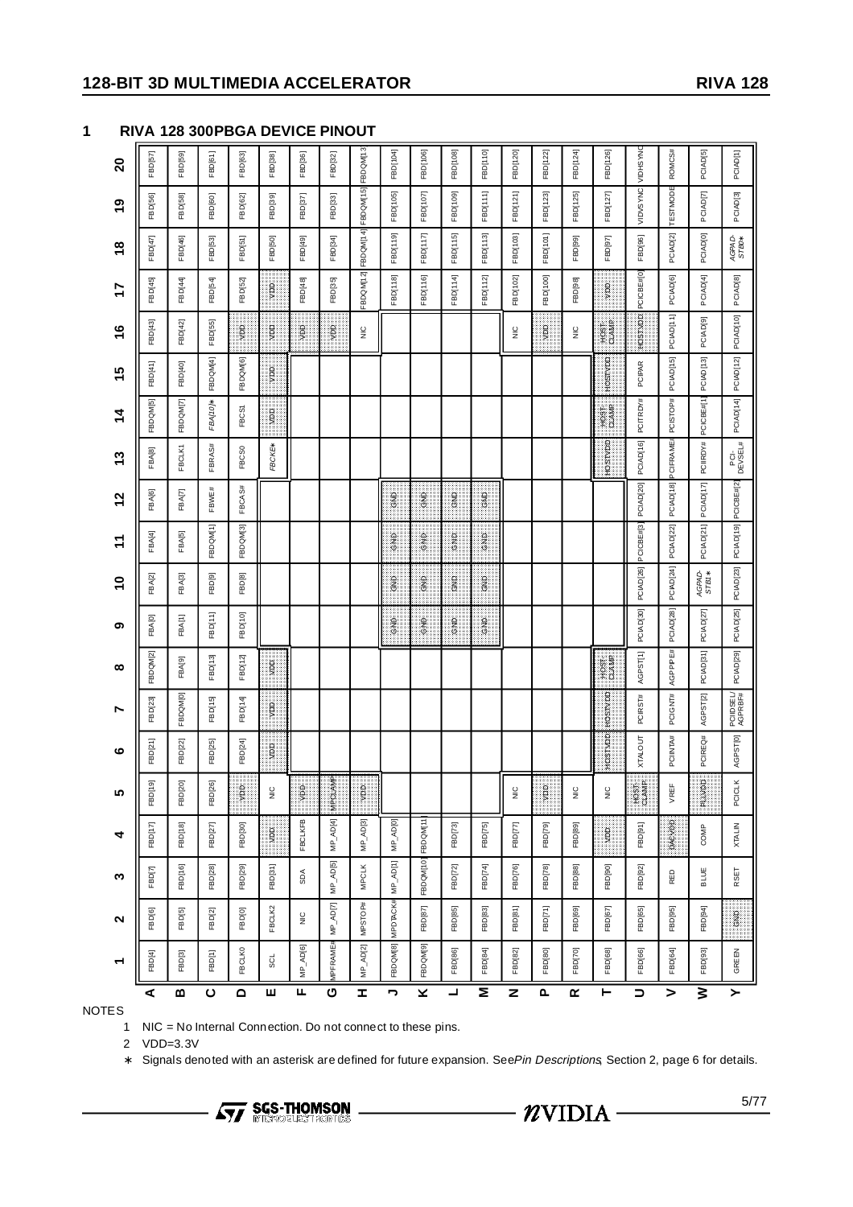## 1 RIVA 128 300PBGA DEVICE PINOUT

| | 1 | 2 | 3 | 4 | 5 | 6 | 7 | 8 | 9 | 10 | 11 | 12 | 13 | 14 | 15 | 16 | 17 | 18 | 19 | 20 |
|---|---|---|---|---|---|---|---|---|---|---|---|---|---|---|---|---|---|---|---|---|
| **A** | FBD[4] | FBD[6] | FBD[7] | FBD[17] | FBD[19] | FBD[21] | FBD[23] | FBDQM[2] | FBA[0] | FBA[2] | FBA[4] | FBA[6] | FBA[8] | FBDQM[5] | FBD[41] | FBD[43] | FBD[45] | FBD[47] | FBD[56] | FBD[57] |
| **B** | FBD[3] | FBD[5] | FBD[16] | FBD[18] | FBD[20] | FBD[22] | FBDQM[0] | FBA[9] | FBA[1] | FBA[3] | FBA[5] | FBA[7] | FBCLK1 | FBDQM[7] | FBD[40] | FBD[42] | FBD[44] | FBD[46] | FBD[58] | FBD[59] |
| **C** | FBD[1] | FBD[2] | FBD[28] | FBD[27] | FBD[26] | FBD[25] | FBD[15] | FBD[13] | FBD[11] | FBD[9] | FBDQM[1] | FBWE# | FBRAS# | *FBA[10]** | FBDQM[4] | FBD[55] | FBD[54] | FBD[53] | FBD[60] | FBD[61] |
| **D** | FBCLK0 | FBD[0] | FBD[29] | FBD[30] | VDD | FBD[24] | FBD[14] | FBD[12] | FBD[10] | FBD[8] | FBDQM[3] | FBCAS# | FBCS0 | FBCS1 | FBDQM[6] | VDD | FBD[52] | FBD[51] | FBD[62] | FBD[63] |
| **E** | SCL | FBCLK2 | FBD[31] | VDD | NIC | VDD | VDD | VDD | | | | | *FBCKE** | VDD | VDD | VDD | VDD | FBD[50] | FBD[39] | FBD[38] |
| **F** | MP_AD[6] | NIC | SDA | FBCLKFB | VDD | | | | | | | | | | | VDD | FBD[48] | FBD[49] | FBD[37] | FBD[36] |
| **G** | MPFRAME# | MP_AD[7] | MP_AD[5] | MP_AD[4] | MPCLAMP | | | | | | | | | | | VDD | FBD[35] | FBD[34] | FBD[33] | FBD[32] |
| **H** | MP_AD[2] | MPSTOP# | MPCLK | MP_AD[3] | VDD | | | | | | | | | | | NIC | FBDQM[12] | FBDQM[14] | FBDQM[15] | FBDQM[13] |
| **J** | FBDQM[8] | MPDTACK# | MP_AD[1] | MP_AD[0] | | | | | GND | GND | GND | GND | | | | | FBD[118] | FBD[119] | FBD[105] | FBD[104] |
| **K** | FBDQM[9] | FBD[87] | FBDQM[10] | FBDQM[11] | | | | | GND | GND | GND | GND | | | | | FBD[116] | FBD[117] | FBD[107] | FBD[106] |
| **L** | FBD[86] | FBD[85] | FBD[72] | FBD[73] | | | | | GND | GND | GND | GND | | | | | FBD[114] | FBD[115] | FBD[109] | FBD[108] |
| **M** | FBD[84] | FBD[83] | FBD[74] | FBD[75] | | | | | GND | GND | GND | GND | | | | | FBD[112] | FBD[113] | FBD[111] | FBD[110] |
| **N** | FBD[82] | FBD[81] | FBD[76] | FBD[77] | NIC | | | | | | | | | | | NIC | FBD[102] | FBD[103] | FBD[121] | FBD[120] |
| **P** | FBD[80] | FBD[71] | FBD[78] | FBD[79] | VDD | | | | | | | | | | | VDD | FBD[100] | FBD[101] | FBD[123] | FBD[122] |
| **R** | FBD[70] | FBD[69] | FBD[88] | FBD[89] | NIC | | | | | | | | | | | NIC | FBD[98] | FBD[99] | FBD[125] | FBD[124] |
| **T** | FBD[68] | FBD[67] | FBD[90] | VDD | NIC | HOSTVDD | HOSTVDD | HOST-CLAMP | | | | | HOSTVDD | HOST-CLAMP | HOSTVDD | HOST-CLAMP | VDD | FBD[97] | FBD[127] | FBD[126] |
| **U** | FBD[66] | FBD[65] | FBD[92] | FBD[91] | HOST-CLAMP | XTALOUT | PCIRST# | AGPST[1] | PCIAD[30] | PCIAD[26] | PCICBE#[3] | PCIAD[20] | PCIAD[16] | PCITRDY# | PCIPAR | HOSTVDD | PCICBE#[0] | FBD[96] | VIDVSYNC | VIDHSYNC |
| **V** | FBD[64] | FBD[95] | RED | DACVDD | VREF | PCIINTA# | PCIGNT# | AGPPIPE# | PCIAD[28] | PCIAD[24] | PCIAD[22] | PCIAD[18] | PCIFRAME# | PCISTOP# | PCIAD[15] | PCIAD[11] | PCIAD[6] | PCIAD[2] | TESTMODE | ROMCS# |
| **W** | FBD[93] | FBD[94] | BLUE | COMP | PLLVDD | PCIREQ# | AGPST[2] | PCIAD[31] | PCIAD[27] | *AGPAD-STB1** | PCIAD[21] | PCIAD[17] | PCIIRDY# | PCICBE#[1] | PCIAD[13] | PCIAD[9] | PCIAD[4] | PCIAD[0] | PCIAD[7] | PCIAD[5] |
| **Y** | GREEN | GND | RSET | XTALIN | PCICLK | AGPST[0] | PCIIDSEL/ AGPRBF# | PCIAD[29] | PCIAD[25] | PCIAD[23] | PCIAD[19] | PCICBE#[2] | PCI-DEVSEL# | PCIAD[14] | PCIAD[12] | PCIAD[10] | PCIAD[8] | *AGPAD-STB0** | PCIAD[3] | PCIAD[1] |

NOTES

1 NIC = No Internal Connection. Do not connect to these pins.

2 VDD=3.3V

* Signals denoted with an asterisk are defined for future expansion. See *Pin Descriptions*, Section 2, page 6 for details.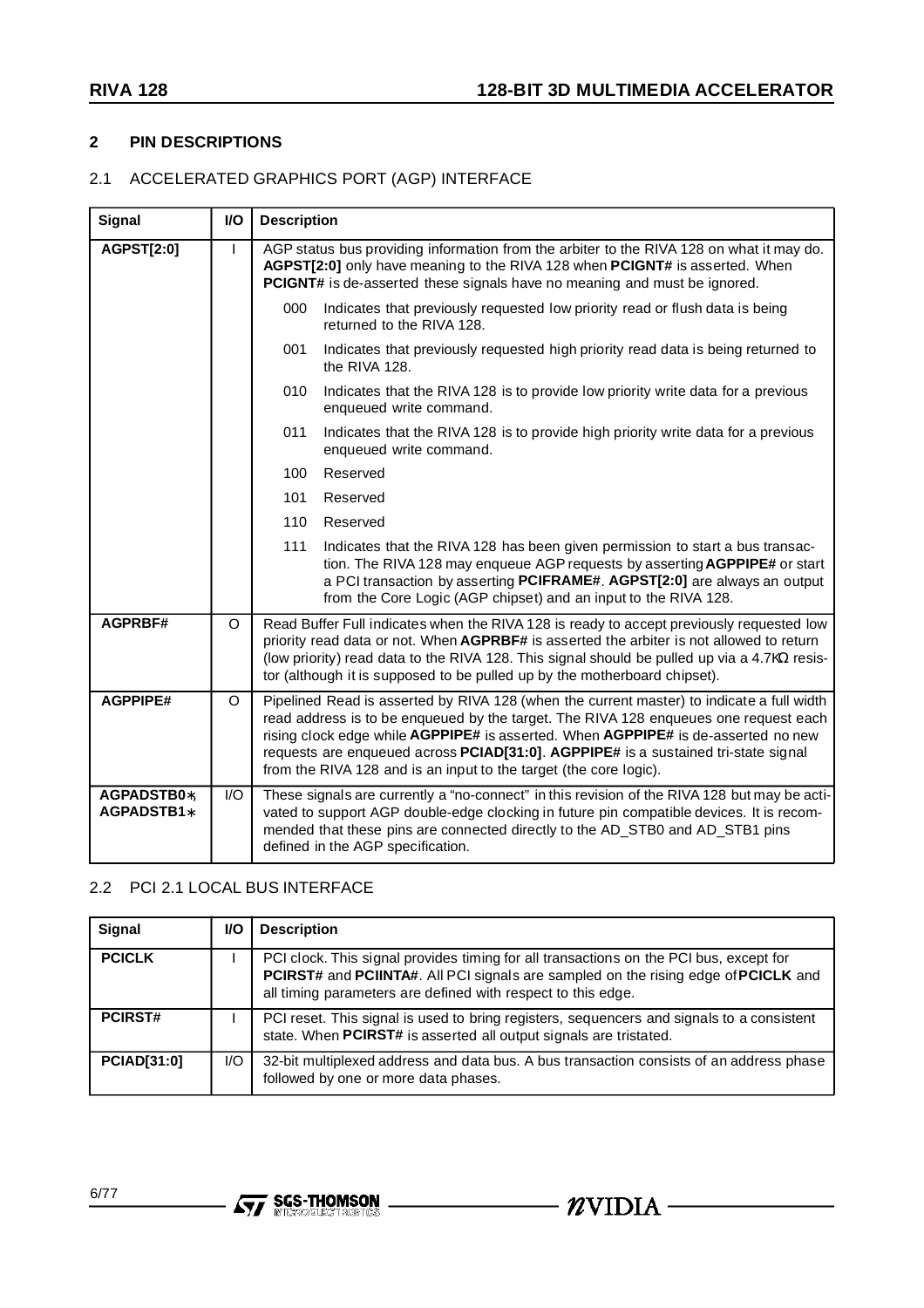## 2 PIN DESCRIPTIONS

### 2.1 ACCELERATED GRAPHICS PORT (AGP) INTERFACE

| Signal | I/O | Description |
|---|---|---|
| **AGPST[2:0]** | I | AGP status bus providing information from the arbiter to the RIVA 128 on what it may do. **AGPST[2:0]** only have meaning to the RIVA 128 when **PCIGNT#** is asserted. When **PCIGNT#** is de-asserted these signals have no meaning and must be ignored.<br>000 Indicates that previously requested low priority read or flush data is being returned to the RIVA 128.<br>001 Indicates that previously requested high priority read data is being returned to the RIVA 128.<br>010 Indicates that the RIVA 128 is to provide low priority write data for a previous enqueued write command.<br>011 Indicates that the RIVA 128 is to provide high priority write data for a previous enqueued write command.<br>100 Reserved<br>101 Reserved<br>110 Reserved<br>111 Indicates that the RIVA 128 has been given permission to start a bus transaction. The RIVA 128 may enqueue AGP requests by asserting **AGPPIPE#** or start a PCI transaction by asserting **PCIFRAME#**. **AGPST[2:0]** are always an output from the Core Logic (AGP chipset) and an input to the RIVA 128. |
| **AGPRBF#** | O | Read Buffer Full indicates when the RIVA 128 is ready to accept previously requested low priority read data or not. When **AGPRBF#** is asserted the arbiter is not allowed to return (low priority) read data to the RIVA 128. This signal should be pulled up via a 4.7KΩ resistor (although it is supposed to be pulled up by the motherboard chipset). |
| **AGPPIPE#** | O | Pipelined Read is asserted by RIVA 128 (when the current master) to indicate a full width read address is to be enqueued by the target. The RIVA 128 enqueues one request each rising clock edge while **AGPPIPE#** is asserted. When **AGPPIPE#** is de-asserted no new requests are enqueued across **PCIAD[31:0]**. **AGPPIPE#** is a sustained tri-state signal from the RIVA 128 and is an input to the target (the core logic). |
| **AGPADSTB0∗, AGPADSTB1∗** | I/O | These signals are currently a "no-connect" in this revision of the RIVA 128 but may be activated to support AGP double-edge clocking in future pin compatible devices. It is recommended that these pins are connected directly to the AD_STB0 and AD_STB1 pins defined in the AGP specification. |

### 2.2 PCI 2.1 LOCAL BUS INTERFACE

| Signal | I/O | Description |
|---|---|---|
| **PCICLK** | I | PCI clock. This signal provides timing for all transactions on the PCI bus, except for **PCIRST#** and **PCIINTA#**. All PCI signals are sampled on the rising edge of **PCICLK** and all timing parameters are defined with respect to this edge. |
| **PCIRST#** | I | PCI reset. This signal is used to bring registers, sequencers and signals to a consistent state. When **PCIRST#** is asserted all output signals are tristated. |
| **PCIAD[31:0]** | I/O | 32-bit multiplexed address and data bus. A bus transaction consists of an address phase followed by one or more data phases. |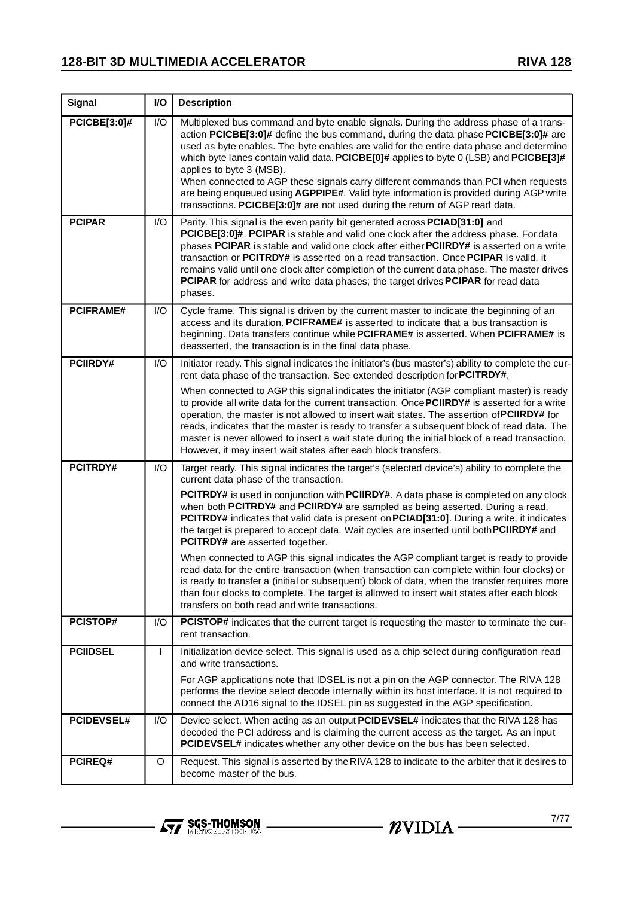| Signal | I/O | Description |
|---|---|---|
| **PCICBE[3:0]#** | I/O | Multiplexed bus command and byte enable signals. During the address phase of a transaction **PCICBE[3:0]#** define the bus command, during the data phase **PCICBE[3:0]#** are used as byte enables. The byte enables are valid for the entire data phase and determine which byte lanes contain valid data. **PCICBE[0]#** applies to byte 0 (LSB) and **PCICBE[3]#** applies to byte 3 (MSB).<br>When connected to AGP these signals carry different commands than PCI when requests are being enqueued using **AGPPIPE#**. Valid byte information is provided during AGP write transactions. **PCICBE[3:0]#** are not used during the return of AGP read data. |
| **PCIPAR** | I/O | Parity. This signal is the even parity bit generated across **PCIAD[31:0]** and **PCICBE[3:0]#**. **PCIPAR** is stable and valid one clock after the address phase. For data phases **PCIPAR** is stable and valid one clock after either **PCIIRDY#** is asserted on a write transaction or **PCITRDY#** is asserted on a read transaction. Once **PCIPAR** is valid, it remains valid until one clock after completion of the current data phase. The master drives **PCIPAR** for address and write data phases; the target drives **PCIPAR** for read data phases. |
| **PCIFRAME#** | I/O | Cycle frame. This signal is driven by the current master to indicate the beginning of an access and its duration. **PCIFRAME#** is asserted to indicate that a bus transaction is beginning. Data transfers continue while **PCIFRAME#** is asserted. When **PCIFRAME#** is deasserted, the transaction is in the final data phase. |
| **PCIIRDY#** | I/O | Initiator ready. This signal indicates the initiator's (bus master's) ability to complete the current data phase of the transaction. See extended description for **PCITRDY#**.<br>When connected to AGP this signal indicates the initiator (AGP compliant master) is ready to provide all write data for the current transaction. Once **PCIIRDY#** is asserted for a write operation, the master is not allowed to insert wait states. The assertion of **PCIIRDY#** for reads, indicates that the master is ready to transfer a subsequent block of read data. The master is never allowed to insert a wait state during the initial block of a read transaction. However, it may insert wait states after each block transfers. |
| **PCITRDY#** | I/O | Target ready. This signal indicates the target's (selected device's) ability to complete the current data phase of the transaction.<br>**PCITRDY#** is used in conjunction with **PCIIRDY#**. A data phase is completed on any clock when both **PCITRDY#** and **PCIIRDY#** are sampled as being asserted. During a read, **PCITRDY#** indicates that valid data is present on **PCIAD[31:0]**. During a write, it indicates the target is prepared to accept data. Wait cycles are inserted until both **PCIIRDY#** and **PCITRDY#** are asserted together.<br>When connected to AGP this signal indicates the AGP compliant target is ready to provide read data for the entire transaction (when transaction can complete within four clocks) or is ready to transfer a (initial or subsequent) block of data, when the transfer requires more than four clocks to complete. The target is allowed to insert wait states after each block transfers on both read and write transactions. |
| **PCISTOP#** | I/O | **PCISTOP#** indicates that the current target is requesting the master to terminate the current transaction. |
| **PCIIDSEL** | I | Initialization device select. This signal is used as a chip select during configuration read and write transactions.<br>For AGP applications note that IDSEL is not a pin on the AGP connector. The RIVA 128 performs the device select decode internally within its host interface. It is not required to connect the AD16 signal to the IDSEL pin as suggested in the AGP specification. |
| **PCIDEVSEL#** | I/O | Device select. When acting as an output **PCIDEVSEL#** indicates that the RIVA 128 has decoded the PCI address and is claiming the current access as the target. As an input **PCIDEVSEL#** indicates whether any other device on the bus has been selected. |
| **PCIREQ#** | O | Request. This signal is asserted by the RIVA 128 to indicate to the arbiter that it desires to become master of the bus. |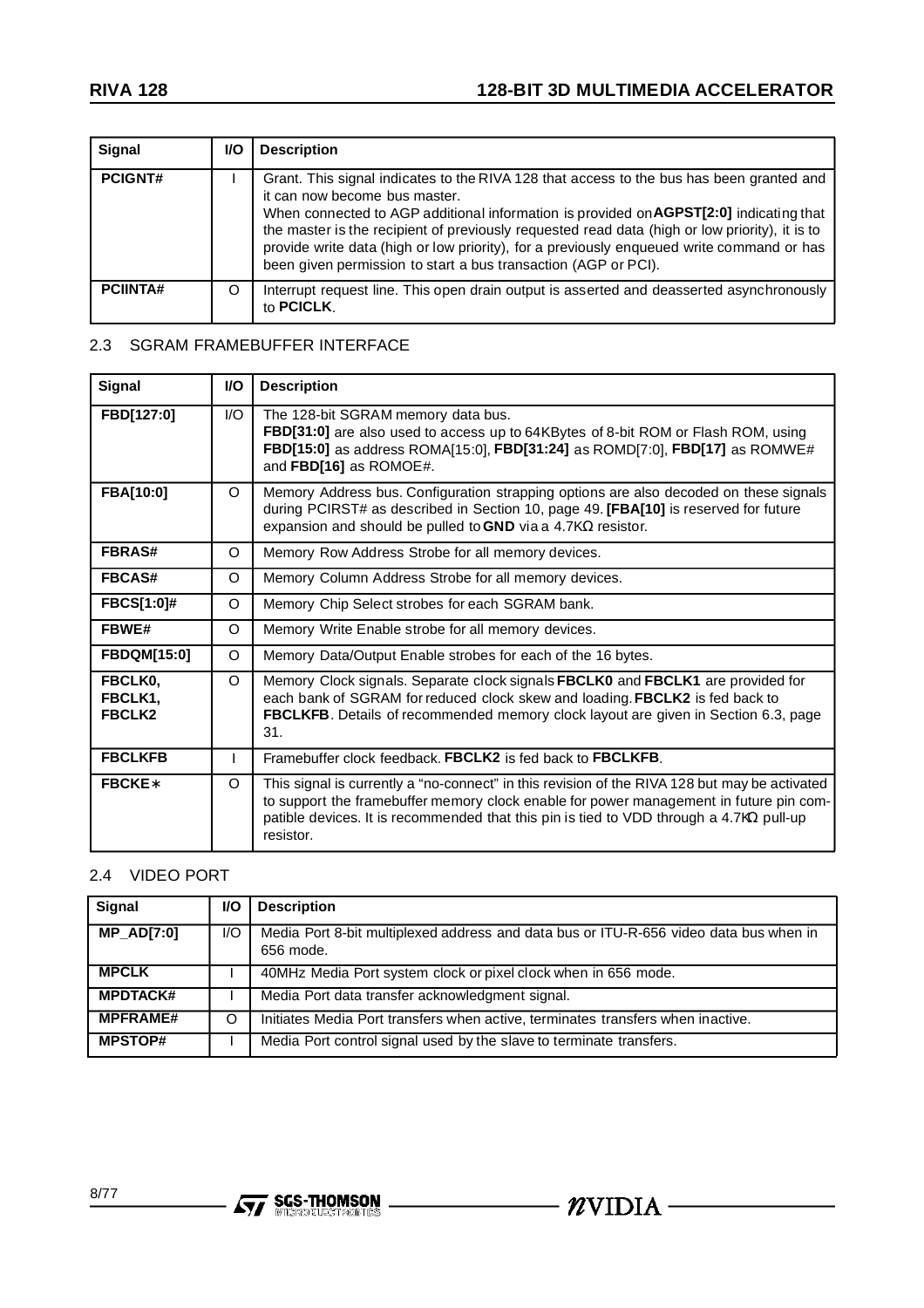| Signal | I/O | Description |
|---|---|---|
| **PCIGNT#** | I | Grant. This signal indicates to the RIVA 128 that access to the bus has been granted and it can now become bus master. When connected to AGP additional information is provided on **AGPST[2:0]** indicating that the master is the recipient of previously requested read data (high or low priority), it is to provide write data (high or low priority), for a previously enqueued write command or has been given permission to start a bus transaction (AGP or PCI). |
| **PCIINTA#** | O | Interrupt request line. This open drain output is asserted and deasserted asynchronously to **PCICLK**. |

## 2.3 SGRAM FRAMEBUFFER INTERFACE

| Signal | I/O | Description |
|---|---|---|
| **FBD[127:0]** | I/O | The 128-bit SGRAM memory data bus. **FBD[31:0]** are also used to access up to 64KBytes of 8-bit ROM or Flash ROM, using **FBD[15:0]** as address ROMA[15:0], **FBD[31:24]** as ROMD[7:0], **FBD[17]** as ROMWE# and **FBD[16]** as ROMOE#. |
| **FBA[10:0]** | O | Memory Address bus. Configuration strapping options are also decoded on these signals during PCIRST# as described in Section 10, page 49. **[FBA[10]** is reserved for future expansion and should be pulled to **GND** via a 4.7KΩ resistor. |
| **FBRAS#** | O | Memory Row Address Strobe for all memory devices. |
| **FBCAS#** | O | Memory Column Address Strobe for all memory devices. |
| **FBCS[1:0]#** | O | Memory Chip Select strobes for each SGRAM bank. |
| **FBWE#** | O | Memory Write Enable strobe for all memory devices. |
| **FBDQM[15:0]** | O | Memory Data/Output Enable strobes for each of the 16 bytes. |
| **FBCLK0, FBCLK1, FBCLK2** | O | Memory Clock signals. Separate clock signals **FBCLK0** and **FBCLK1** are provided for each bank of SGRAM for reduced clock skew and loading. **FBCLK2** is fed back to **FBCLKFB**. Details of recommended memory clock layout are given in Section 6.3, page 31. |
| **FBCLKFB** | I | Framebuffer clock feedback. **FBCLK2** is fed back to **FBCLKFB**. |
| **FBCKE∗** | O | This signal is currently a "no-connect" in this revision of the RIVA 128 but may be activated to support the framebuffer memory clock enable for power management in future pin compatible devices. It is recommended that this pin is tied to VDD through a 4.7KΩ pull-up resistor. |

## 2.4 VIDEO PORT

| Signal | I/O | Description |
|---|---|---|
| **MP_AD[7:0]** | I/O | Media Port 8-bit multiplexed address and data bus or ITU-R-656 video data bus when in 656 mode. |
| **MPCLK** | I | 40MHz Media Port system clock or pixel clock when in 656 mode. |
| **MPDTACK#** | I | Media Port data transfer acknowledgment signal. |
| **MPFRAME#** | O | Initiates Media Port transfers when active, terminates transfers when inactive. |
| **MPSTOP#** | I | Media Port control signal used by the slave to terminate transfers. |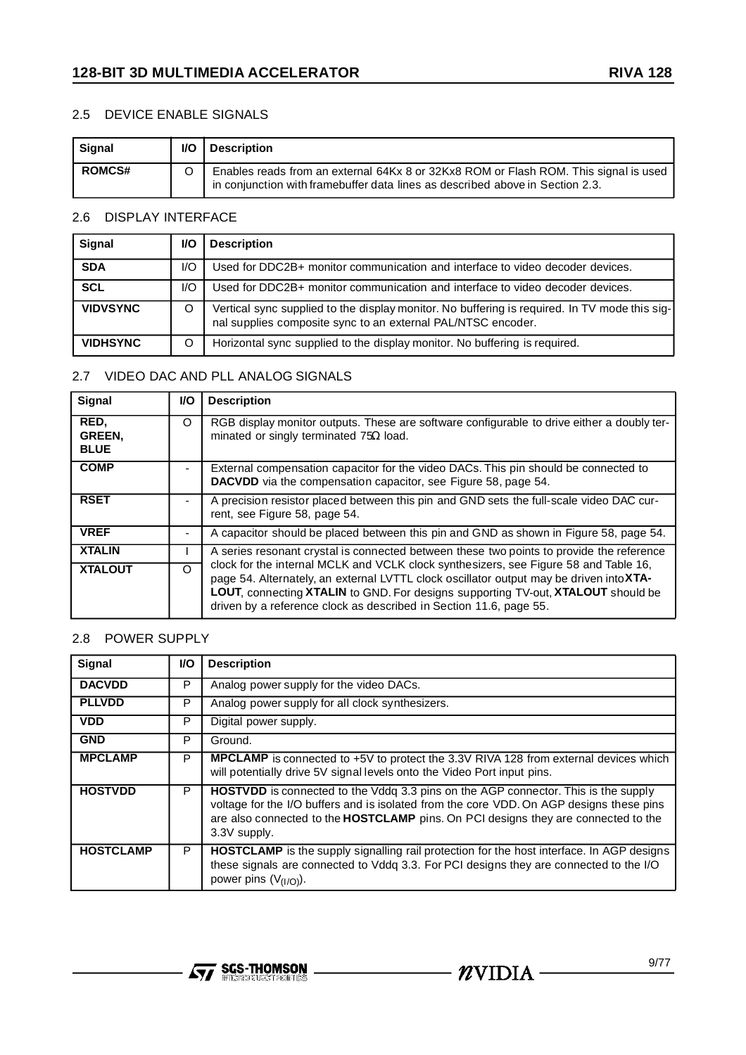## 2.5 DEVICE ENABLE SIGNALS

| Signal | I/O | Description |
|---|---|---|
| **ROMCS#** | O | Enables reads from an external 64Kx 8 or 32Kx8 ROM or Flash ROM. This signal is used in conjunction with framebuffer data lines as described above in Section 2.3. |

## 2.6 DISPLAY INTERFACE

| Signal | I/O | Description |
|---|---|---|
| **SDA** | I/O | Used for DDC2B+ monitor communication and interface to video decoder devices. |
| **SCL** | I/O | Used for DDC2B+ monitor communication and interface to video decoder devices. |
| **VIDVSYNC** | O | Vertical sync supplied to the display monitor. No buffering is required. In TV mode this signal supplies composite sync to an external PAL/NTSC encoder. |
| **VIDHSYNC** | O | Horizontal sync supplied to the display monitor. No buffering is required. |

## 2.7 VIDEO DAC AND PLL ANALOG SIGNALS

| Signal | I/O | Description |
|---|---|---|
| **RED, GREEN, BLUE** | O | RGB display monitor outputs. These are software configurable to drive either a doubly terminated or singly terminated 75Ω load. |
| **COMP** | - | External compensation capacitor for the video DACs. This pin should be connected to **DACVDD** via the compensation capacitor, see Figure 58, page 54. |
| **RSET** | - | A precision resistor placed between this pin and GND sets the full-scale video DAC current, see Figure 58, page 54. |
| **VREF** | - | A capacitor should be placed between this pin and GND as shown in Figure 58, page 54. |
| **XTALIN** | I | A series resonant crystal is connected between these two points to provide the reference clock for the internal MCLK and VCLK clock synthesizers, see Figure 58 and Table 16, page 54. Alternately, an external LVTTL clock oscillator output may be driven into **XTALOUT**, connecting **XTALIN** to GND. For designs supporting TV-out, **XTALOUT** should be driven by a reference clock as described in Section 11.6, page 55. |
| **XTALOUT** | O | |

## 2.8 POWER SUPPLY

| Signal | I/O | Description |
|---|---|---|
| **DACVDD** | P | Analog power supply for the video DACs. |
| **PLLVDD** | P | Analog power supply for all clock synthesizers. |
| **VDD** | P | Digital power supply. |
| **GND** | P | Ground. |
| **MPCLAMP** | P | **MPCLAMP** is connected to +5V to protect the 3.3V RIVA 128 from external devices which will potentially drive 5V signal levels onto the Video Port input pins. |
| **HOSTVDD** | P | **HOSTVDD** is connected to the Vddq 3.3 pins on the AGP connector. This is the supply voltage for the I/O buffers and is isolated from the core VDD. On AGP designs these pins are also connected to the **HOSTCLAMP** pins. On PCI designs they are connected to the 3.3V supply. |
| **HOSTCLAMP** | P | **HOSTCLAMP** is the supply signalling rail protection for the host interface. In AGP designs these signals are connected to Vddq 3.3. For PCI designs they are connected to the I/O power pins ($V_{(I/O)}$). |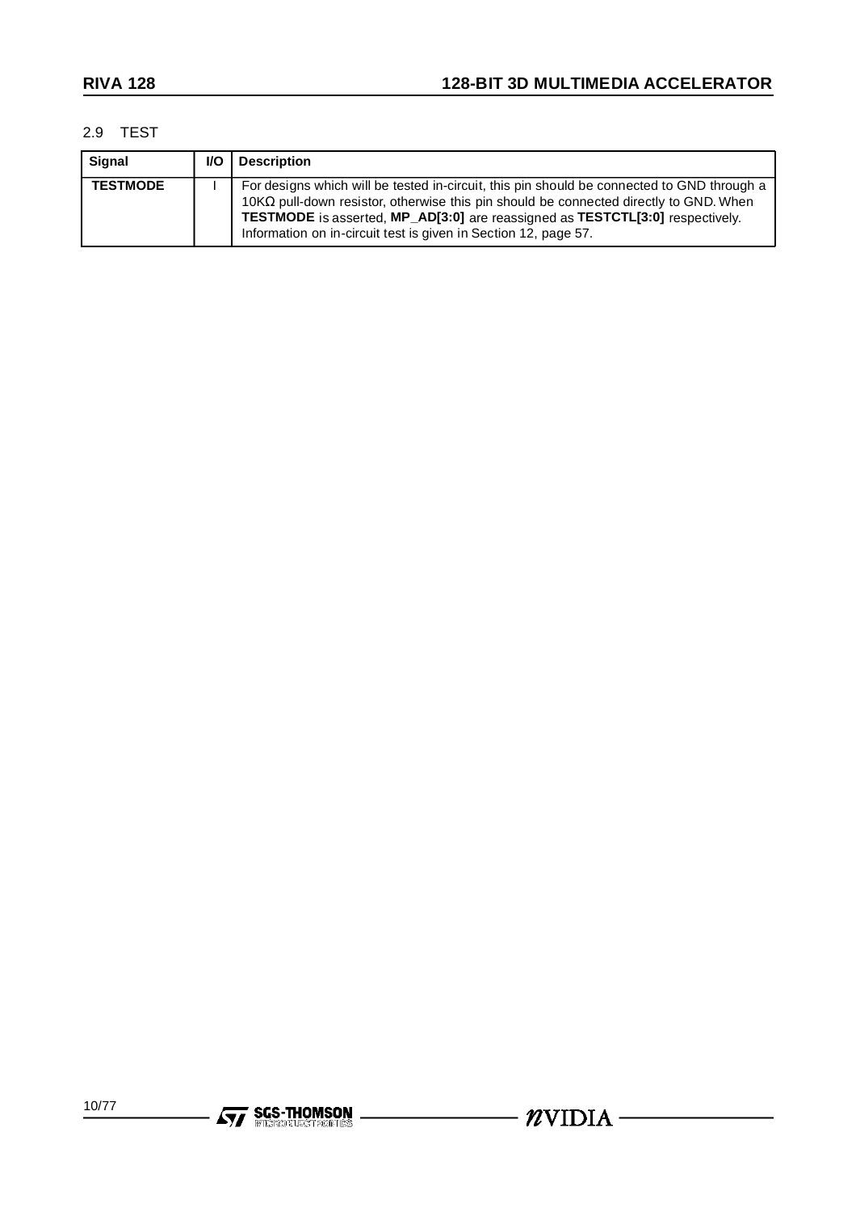### 2.9 TEST

| Signal | I/O | Description |
|---|---|---|
| **TESTMODE** | I | For designs which will be tested in-circuit, this pin should be connected to GND through a 10KΩ pull-down resistor, otherwise this pin should be connected directly to GND. When **TESTMODE** is asserted, **MP_AD[3:0]** are reassigned as **TESTCTL[3:0]** respectively. Information on in-circuit test is given in Section 12, page 57. |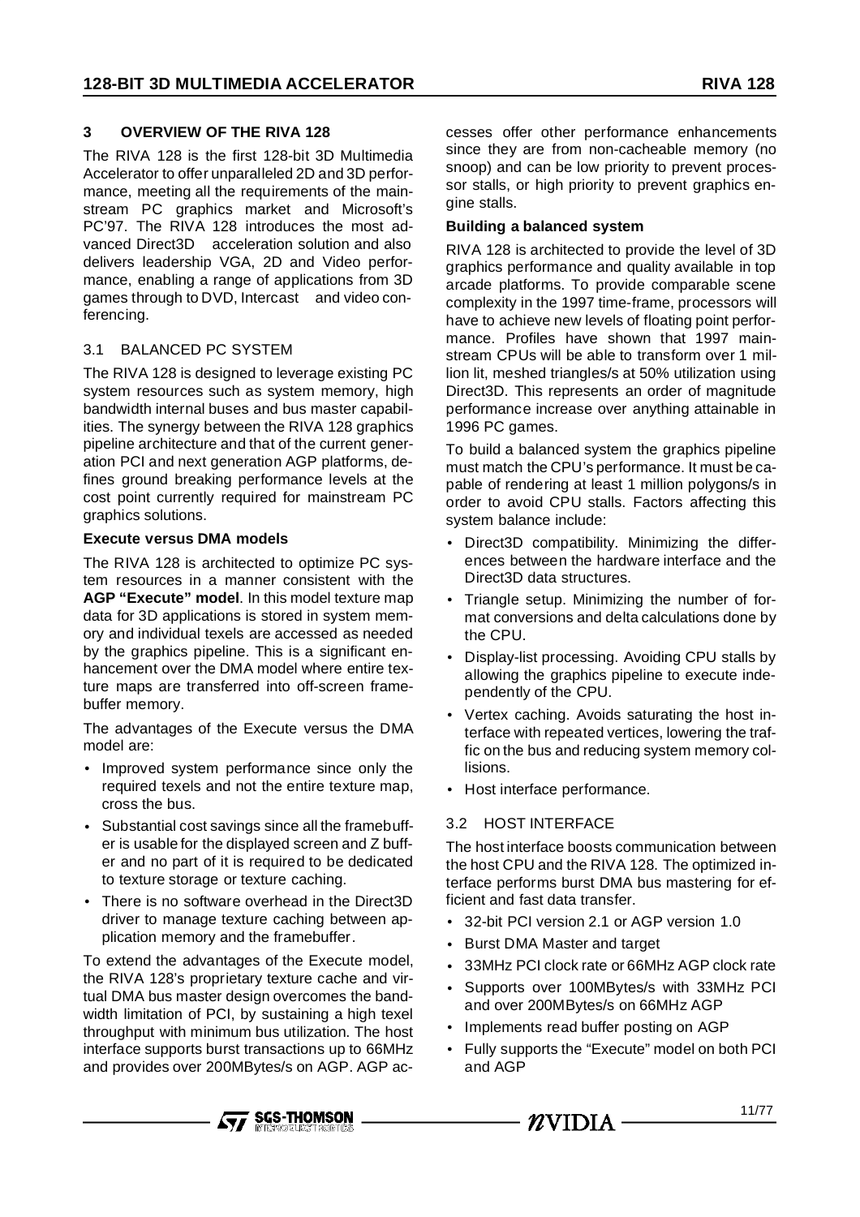## 3 OVERVIEW OF THE RIVA 128

The RIVA 128 is the first 128-bit 3D Multimedia Accelerator to offer unparalleled 2D and 3D performance, meeting all the requirements of the mainstream PC graphics market and Microsoft's PC'97. The RIVA 128 introduces the most advanced Direct3D acceleration solution and also delivers leadership VGA, 2D and Video performance, enabling a range of applications from 3D games through to DVD, Intercast and video conferencing.

### 3.1 BALANCED PC SYSTEM

The RIVA 128 is designed to leverage existing PC system resources such as system memory, high bandwidth internal buses and bus master capabilities. The synergy between the RIVA 128 graphics pipeline architecture and that of the current generation PCI and next generation AGP platforms, defines ground breaking performance levels at the cost point currently required for mainstream PC graphics solutions.

**Execute versus DMA models**

The RIVA 128 is architected to optimize PC system resources in a manner consistent with the **AGP "Execute" model**. In this model texture map data for 3D applications is stored in system memory and individual texels are accessed as needed by the graphics pipeline. This is a significant enhancement over the DMA model where entire texture maps are transferred into off-screen framebuffer memory.

The advantages of the Execute versus the DMA model are:

- Improved system performance since only the required texels and not the entire texture map, cross the bus.
- Substantial cost savings since all the framebuffer is usable for the displayed screen and Z buffer and no part of it is required to be dedicated to texture storage or texture caching.
- There is no software overhead in the Direct3D driver to manage texture caching between application memory and the framebuffer.

To extend the advantages of the Execute model, the RIVA 128's proprietary texture cache and virtual DMA bus master design overcomes the bandwidth limitation of PCI, by sustaining a high texel throughput with minimum bus utilization. The host interface supports burst transactions up to 66MHz and provides over 200MBytes/s on AGP. AGP accesses offer other performance enhancements since they are from non-cacheable memory (no snoop) and can be low priority to prevent processor stalls, or high priority to prevent graphics engine stalls.

**Building a balanced system**

RIVA 128 is architected to provide the level of 3D graphics performance and quality available in top arcade platforms. To provide comparable scene complexity in the 1997 time-frame, processors will have to achieve new levels of floating point performance. Profiles have shown that 1997 mainstream CPUs will be able to transform over 1 million lit, meshed triangles/s at 50% utilization using Direct3D. This represents an order of magnitude performance increase over anything attainable in 1996 PC games.

To build a balanced system the graphics pipeline must match the CPU's performance. It must be capable of rendering at least 1 million polygons/s in order to avoid CPU stalls. Factors affecting this system balance include:

- Direct3D compatibility. Minimizing the differences between the hardware interface and the Direct3D data structures.
- Triangle setup. Minimizing the number of format conversions and delta calculations done by the CPU.
- Display-list processing. Avoiding CPU stalls by allowing the graphics pipeline to execute independently of the CPU.
- Vertex caching. Avoids saturating the host interface with repeated vertices, lowering the traffic on the bus and reducing system memory collisions.
- Host interface performance.

### 3.2 HOST INTERFACE

The host interface boosts communication between the host CPU and the RIVA 128. The optimized interface performs burst DMA bus mastering for efficient and fast data transfer.

- 32-bit PCI version 2.1 or AGP version 1.0
- Burst DMA Master and target
- 33MHz PCI clock rate or 66MHz AGP clock rate
- Supports over 100MBytes/s with 33MHz PCI and over 200MBytes/s on 66MHz AGP
- Implements read buffer posting on AGP
- Fully supports the "Execute" model on both PCI and AGP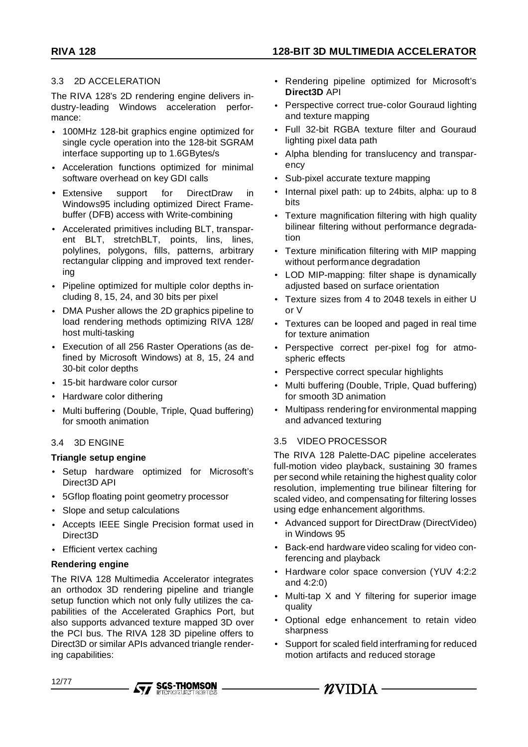## 3.3 2D ACCELERATION

The RIVA 128's 2D rendering engine delivers industry-leading Windows acceleration performance:

- 100MHz 128-bit graphics engine optimized for single cycle operation into the 128-bit SGRAM interface supporting up to 1.6GBytes/s
- Acceleration functions optimized for minimal software overhead on key GDI calls
- Extensive support for DirectDraw in Windows95 including optimized Direct Framebuffer (DFB) access with Write-combining
- Accelerated primitives including BLT, transparent BLT, stretchBLT, points, lins, lines, polylines, polygons, fills, patterns, arbitrary rectangular clipping and improved text rendering
- Pipeline optimized for multiple color depths including 8, 15, 24, and 30 bits per pixel
- DMA Pusher allows the 2D graphics pipeline to load rendering methods optimizing RIVA 128/host multi-tasking
- Execution of all 256 Raster Operations (as defined by Microsoft Windows) at 8, 15, 24 and 30-bit color depths
- 15-bit hardware color cursor
- Hardware color dithering
- Multi buffering (Double, Triple, Quad buffering) for smooth animation

## 3.4 3D ENGINE

**Triangle setup engine**

- Setup hardware optimized for Microsoft's Direct3D API
- 5Gflop floating point geometry processor
- Slope and setup calculations
- Accepts IEEE Single Precision format used in Direct3D
- Efficient vertex caching

**Rendering engine**

The RIVA 128 Multimedia Accelerator integrates an orthodox 3D rendering pipeline and triangle setup function which not only fully utilizes the capabilities of the Accelerated Graphics Port, but also supports advanced texture mapped 3D over the PCI bus. The RIVA 128 3D pipeline offers to Direct3D or similar APIs advanced triangle rendering capabilities:

- Rendering pipeline optimized for Microsoft's **Direct3D** API
- Perspective correct true-color Gouraud lighting and texture mapping
- Full 32-bit RGBA texture filter and Gouraud lighting pixel data path
- Alpha blending for translucency and transparency
- Sub-pixel accurate texture mapping
- Internal pixel path: up to 24bits, alpha: up to 8 bits
- Texture magnification filtering with high quality bilinear filtering without performance degradation
- Texture minification filtering with MIP mapping without performance degradation
- LOD MIP-mapping: filter shape is dynamically adjusted based on surface orientation
- Texture sizes from 4 to 2048 texels in either U or V
- Textures can be looped and paged in real time for texture animation
- Perspective correct per-pixel fog for atmospheric effects
- Perspective correct specular highlights
- Multi buffering (Double, Triple, Quad buffering) for smooth 3D animation
- Multipass rendering for environmental mapping and advanced texturing

## 3.5 VIDEO PROCESSOR

The RIVA 128 Palette-DAC pipeline accelerates full-motion video playback, sustaining 30 frames per second while retaining the highest quality color resolution, implementing true bilinear filtering for scaled video, and compensating for filtering losses using edge enhancement algorithms.

- Advanced support for DirectDraw (DirectVideo) in Windows 95
- Back-end hardware video scaling for video conferencing and playback
- Hardware color space conversion (YUV 4:2:2 and 4:2:0)
- Multi-tap X and Y filtering for superior image quality
- Optional edge enhancement to retain video sharpness
- Support for scaled field interframing for reduced motion artifacts and reduced storage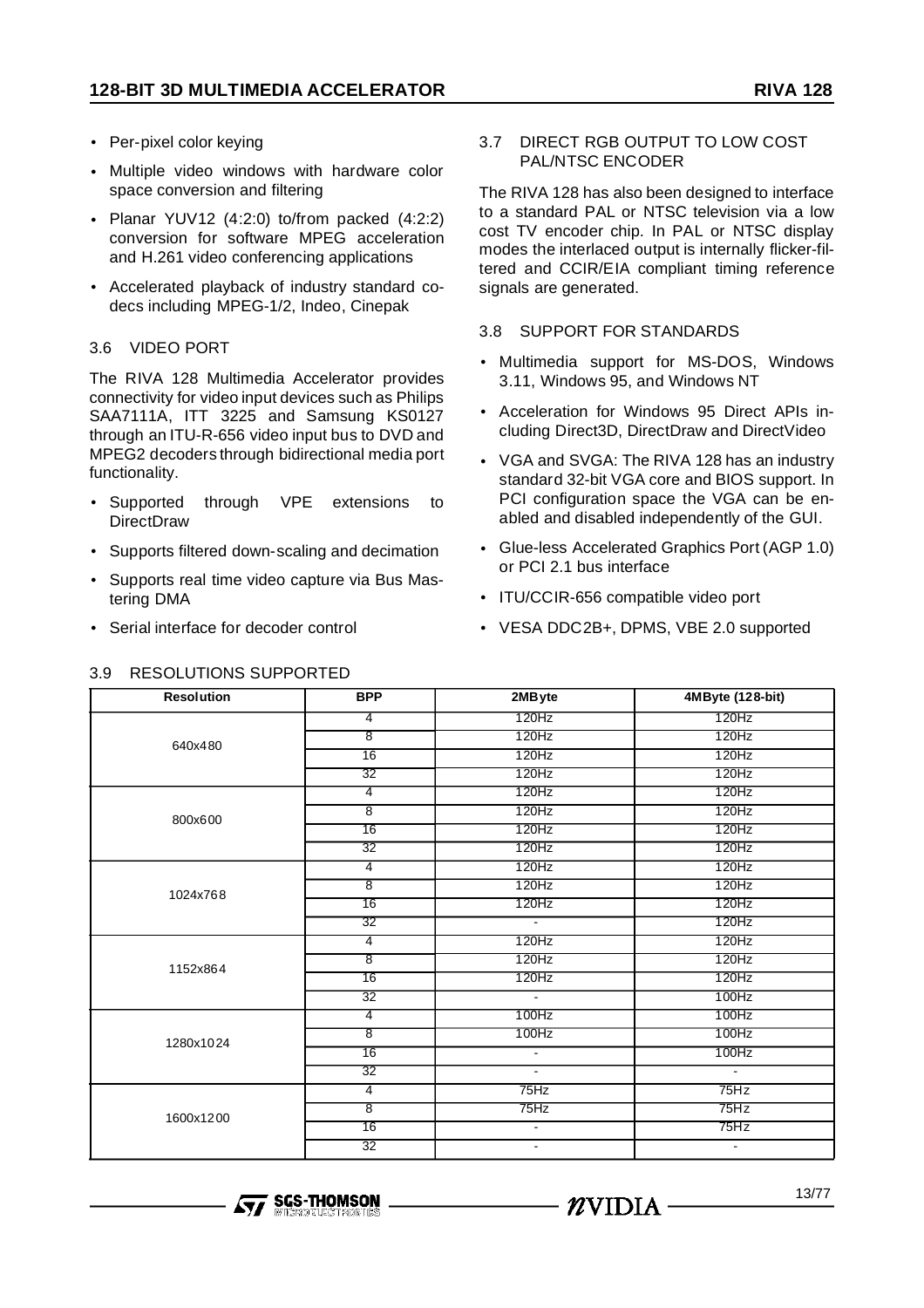- Per-pixel color keying
- Multiple video windows with hardware color space conversion and filtering
- Planar YUV12 (4:2:0) to/from packed (4:2:2) conversion for software MPEG acceleration and H.261 video conferencing applications
- Accelerated playback of industry standard codecs including MPEG-1/2, Indeo, Cinepak

### 3.6 VIDEO PORT

The RIVA 128 Multimedia Accelerator provides connectivity for video input devices such as Philips SAA7111A, ITT 3225 and Samsung KS0127 through an ITU-R-656 video input bus to DVD and MPEG2 decoders through bidirectional media port functionality.

- Supported through VPE extensions to DirectDraw
- Supports filtered down-scaling and decimation
- Supports real time video capture via Bus Mastering DMA
- Serial interface for decoder control

### 3.7 DIRECT RGB OUTPUT TO LOW COST PAL/NTSC ENCODER

The RIVA 128 has also been designed to interface to a standard PAL or NTSC television via a low cost TV encoder chip. In PAL or NTSC display modes the interlaced output is internally flicker-filtered and CCIR/EIA compliant timing reference signals are generated.

### 3.8 SUPPORT FOR STANDARDS

- Multimedia support for MS-DOS, Windows 3.11, Windows 95, and Windows NT
- Acceleration for Windows 95 Direct APIs including Direct3D, DirectDraw and DirectVideo
- VGA and SVGA: The RIVA 128 has an industry standard 32-bit VGA core and BIOS support. In PCI configuration space the VGA can be enabled and disabled independently of the GUI.
- Glue-less Accelerated Graphics Port (AGP 1.0) or PCI 2.1 bus interface
- ITU/CCIR-656 compatible video port
- VESA DDC2B+, DPMS, VBE 2.0 supported

### 3.9 RESOLUTIONS SUPPORTED

| Resolution | BPP | 2MByte | 4MByte (128-bit) |
|---|---|---|---|
| 640x480 | 4 | 120Hz | 120Hz |
| | 8 | 120Hz | 120Hz |
| | 16 | 120Hz | 120Hz |
| | 32 | 120Hz | 120Hz |
| 800x600 | 4 | 120Hz | 120Hz |
| | 8 | 120Hz | 120Hz |
| | 16 | 120Hz | 120Hz |
| | 32 | 120Hz | 120Hz |
| 1024x768 | 4 | 120Hz | 120Hz |
| | 8 | 120Hz | 120Hz |
| | 16 | 120Hz | 120Hz |
| | 32 | - | 120Hz |
| 1152x864 | 4 | 120Hz | 120Hz |
| | 8 | 120Hz | 120Hz |
| | 16 | 120Hz | 120Hz |
| | 32 | - | 100Hz |
| 1280x1024 | 4 | 100Hz | 100Hz |
| | 8 | 100Hz | 100Hz |
| | 16 | - | 100Hz |
| | 32 | - | - |
| 1600x1200 | 4 | 75Hz | 75Hz |
| | 8 | 75Hz | 75Hz |
| | 16 | - | 75Hz |
| | 32 | - | - |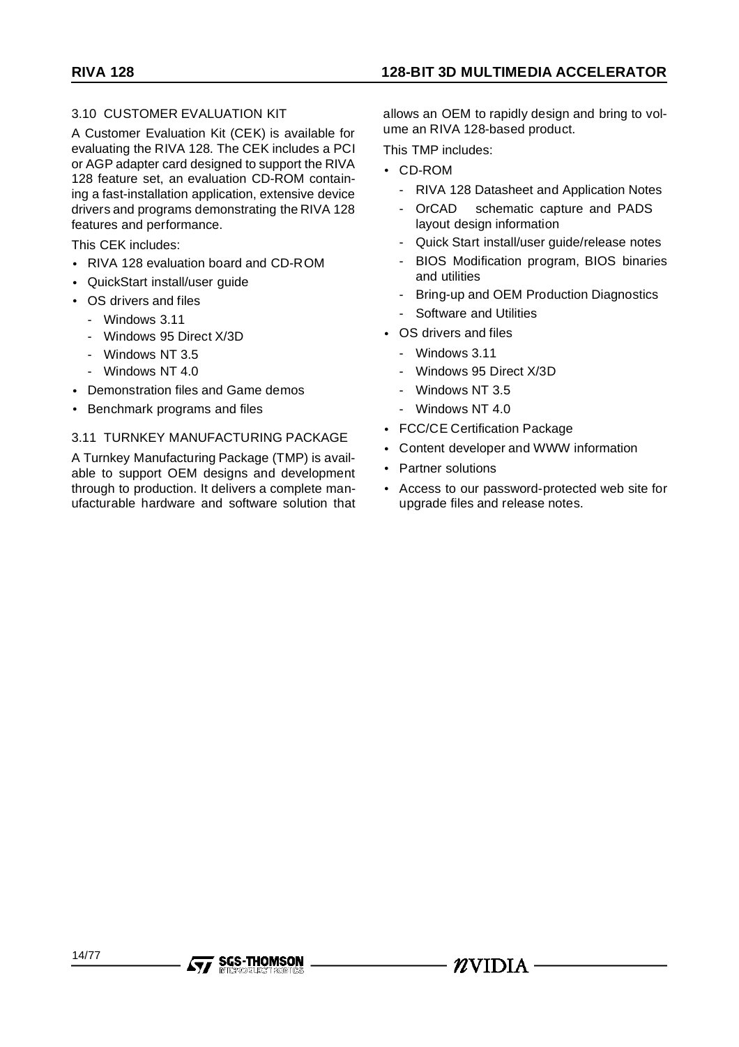### 3.10 CUSTOMER EVALUATION KIT

A Customer Evaluation Kit (CEK) is available for evaluating the RIVA 128. The CEK includes a PCI or AGP adapter card designed to support the RIVA 128 feature set, an evaluation CD-ROM containing a fast-installation application, extensive device drivers and programs demonstrating the RIVA 128 features and performance.

This CEK includes:

- RIVA 128 evaluation board and CD-ROM
- QuickStart install/user guide
- OS drivers and files
  - Windows 3.11
  - Windows 95 Direct X/3D
  - Windows NT 3.5
  - Windows NT 4.0
- Demonstration files and Game demos
- Benchmark programs and files

### 3.11 TURNKEY MANUFACTURING PACKAGE

A Turnkey Manufacturing Package (TMP) is available to support OEM designs and development through to production. It delivers a complete manufacturable hardware and software solution that allows an OEM to rapidly design and bring to volume an RIVA 128-based product.

This TMP includes:

- CD-ROM
  - RIVA 128 Datasheet and Application Notes
  - OrCAD schematic capture and PADS layout design information
  - Quick Start install/user guide/release notes
  - BIOS Modification program, BIOS binaries and utilities
  - Bring-up and OEM Production Diagnostics
  - Software and Utilities
- OS drivers and files
  - Windows 3.11
  - Windows 95 Direct X/3D
  - Windows NT 3.5
  - Windows NT 4.0
- FCC/CE Certification Package
- Content developer and WWW information
- Partner solutions
- Access to our password-protected web site for upgrade files and release notes.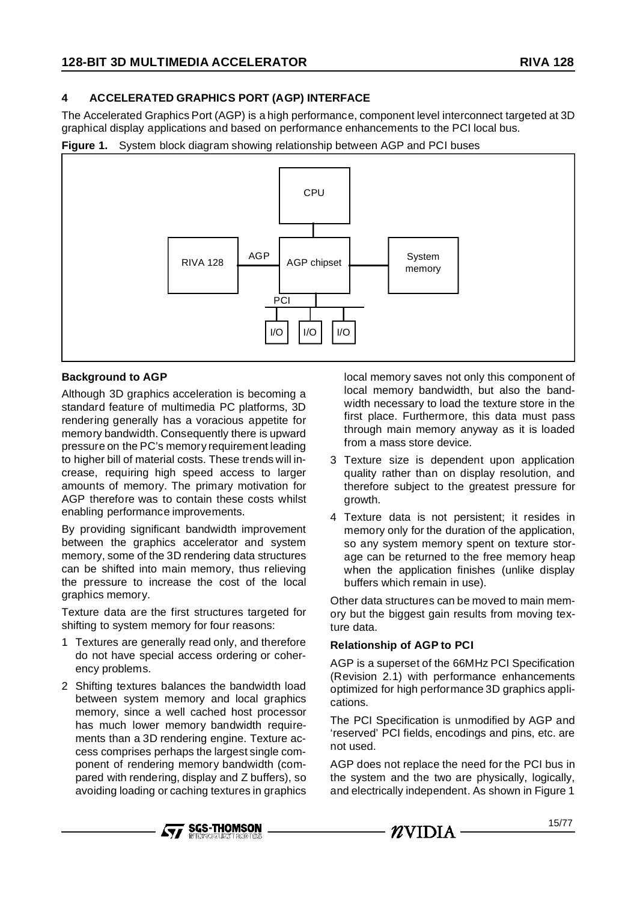## 4 ACCELERATED GRAPHICS PORT (AGP) INTERFACE

The Accelerated Graphics Port (AGP) is a high performance, component level interconnect targeted at 3D graphical display applications and based on performance enhancements to the PCI local bus.

**Figure 1.** System block diagram showing relationship between AGP and PCI buses

### Background to AGP

Although 3D graphics acceleration is becoming a standard feature of multimedia PC platforms, 3D rendering generally has a voracious appetite for memory bandwidth. Consequently there is upward pressure on the PC's memory requirement leading to higher bill of material costs. These trends will increase, requiring high speed access to larger amounts of memory. The primary motivation for AGP therefore was to contain these costs whilst enabling performance improvements.

By providing significant bandwidth improvement between the graphics accelerator and system memory, some of the 3D rendering data structures can be shifted into main memory, thus relieving the pressure to increase the cost of the local graphics memory.

Texture data are the first structures targeted for shifting to system memory for four reasons:

1. Textures are generally read only, and therefore do not have special access ordering or coherency problems.
2. Shifting textures balances the bandwidth load between system memory and local graphics memory, since a well cached host processor has much lower memory bandwidth requirements than a 3D rendering engine. Texture access comprises perhaps the largest single component of rendering memory bandwidth (compared with rendering, display and Z buffers), so avoiding loading or caching textures in graphics local memory saves not only this component of local memory bandwidth, but also the bandwidth necessary to load the texture store in the first place. Furthermore, this data must pass through main memory anyway as it is loaded from a mass store device.
3. Texture size is dependent upon application quality rather than on display resolution, and therefore subject to the greatest pressure for growth.
4. Texture data is not persistent; it resides in memory only for the duration of the application, so any system memory spent on texture storage can be returned to the free memory heap when the application finishes (unlike display buffers which remain in use).

Other data structures can be moved to main memory but the biggest gain results from moving texture data.

### Relationship of AGP to PCI

AGP is a superset of the 66MHz PCI Specification (Revision 2.1) with performance enhancements optimized for high performance 3D graphics applications.

The PCI Specification is unmodified by AGP and 'reserved' PCI fields, encodings and pins, etc. are not used.

AGP does not replace the need for the PCI bus in the system and the two are physically, logically, and electrically independent. As shown in Figure 1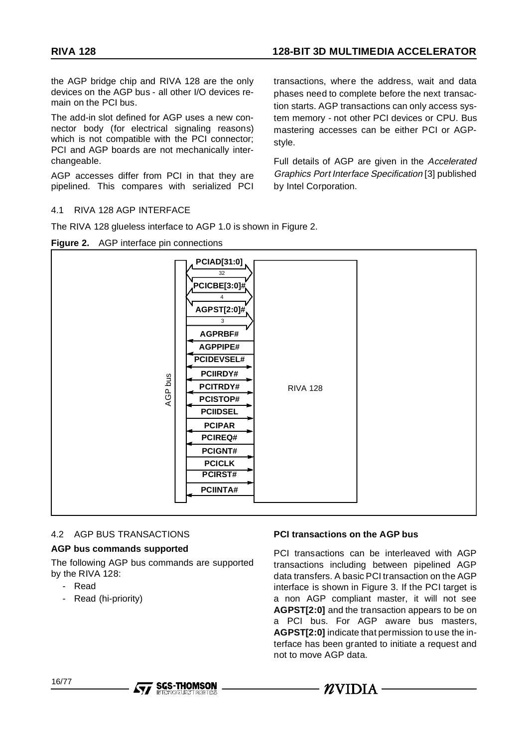the AGP bridge chip and RIVA 128 are the only devices on the AGP bus - all other I/O devices remain on the PCI bus.

The add-in slot defined for AGP uses a new connector body (for electrical signaling reasons) which is not compatible with the PCI connector; PCI and AGP boards are not mechanically interchangeable.

AGP accesses differ from PCI in that they are pipelined. This compares with serialized PCI transactions, where the address, wait and data phases need to complete before the next transaction starts. AGP transactions can only access system memory - not other PCI devices or CPU. Bus mastering accesses can be either PCI or AGP-style.

Full details of AGP are given in the *Accelerated Graphics Port Interface Specification* [3] published by Intel Corporation.

### 4.1 RIVA 128 AGP INTERFACE

The RIVA 128 glueless interface to AGP 1.0 is shown in Figure 2.

**Figure 2.** AGP interface pin connections

| Signal | Width | Direction (AGP bus ↔ RIVA 128) |
|---|---|---|
| PCIAD[31:0] | 32 | Bidirectional |
| PCICBE[3:0]# | 4 | Bidirectional |
| AGPST[2:0]# | 3 | To RIVA 128 |
| AGPRBF# | | To AGP bus |
| AGPPIPE# | | To AGP bus |
| PCIDEVSEL# | | Bidirectional |
| PCIIRDY# | | Bidirectional |
| PCITRDY# | | Bidirectional |
| PCISTOP# | | Bidirectional |
| PCIIDSEL | | To RIVA 128 |
| PCIPAR | | Bidirectional |
| PCIREQ# | | To AGP bus |
| PCIGNT# | | To RIVA 128 |
| PCICLK | | To RIVA 128 |
| PCIRST# | | To RIVA 128 |
| PCIINTA# | | To AGP bus |

### 4.2 AGP BUS TRANSACTIONS

**AGP bus commands supported**

The following AGP bus commands are supported by the RIVA 128:

- Read
- Read (hi-priority)

**PCI transactions on the AGP bus**

PCI transactions can be interleaved with AGP transactions including between pipelined AGP data transfers. A basic PCI transaction on the AGP interface is shown in Figure 3. If the PCI target is a non AGP compliant master, it will not see **AGPST[2:0]** and the transaction appears to be on a PCI bus. For AGP aware bus masters, **AGPST[2:0]** indicate that permission to use the interface has been granted to initiate a request and not to move AGP data.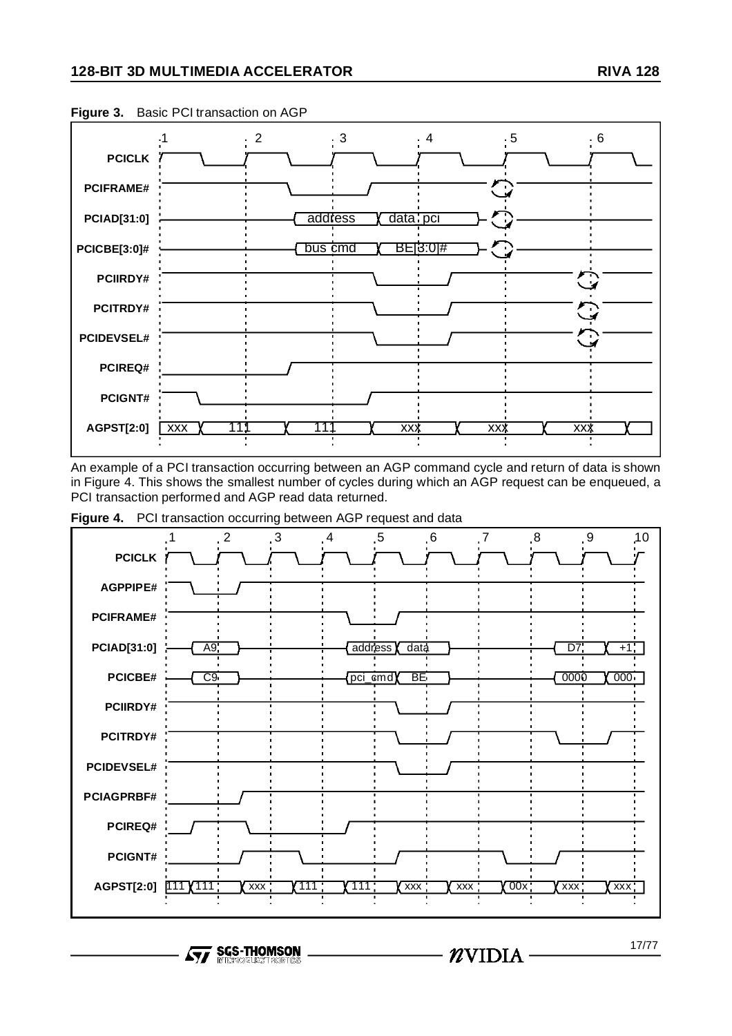**Figure 3.** Basic PCI transaction on AGP

An example of a PCI transaction occurring between an AGP command cycle and return of data is shown in Figure 4. This shows the smallest number of cycles during which an AGP request can be enqueued, a PCI transaction performed and AGP read data returned.

**Figure 4.** PCI transaction occurring between AGP request and data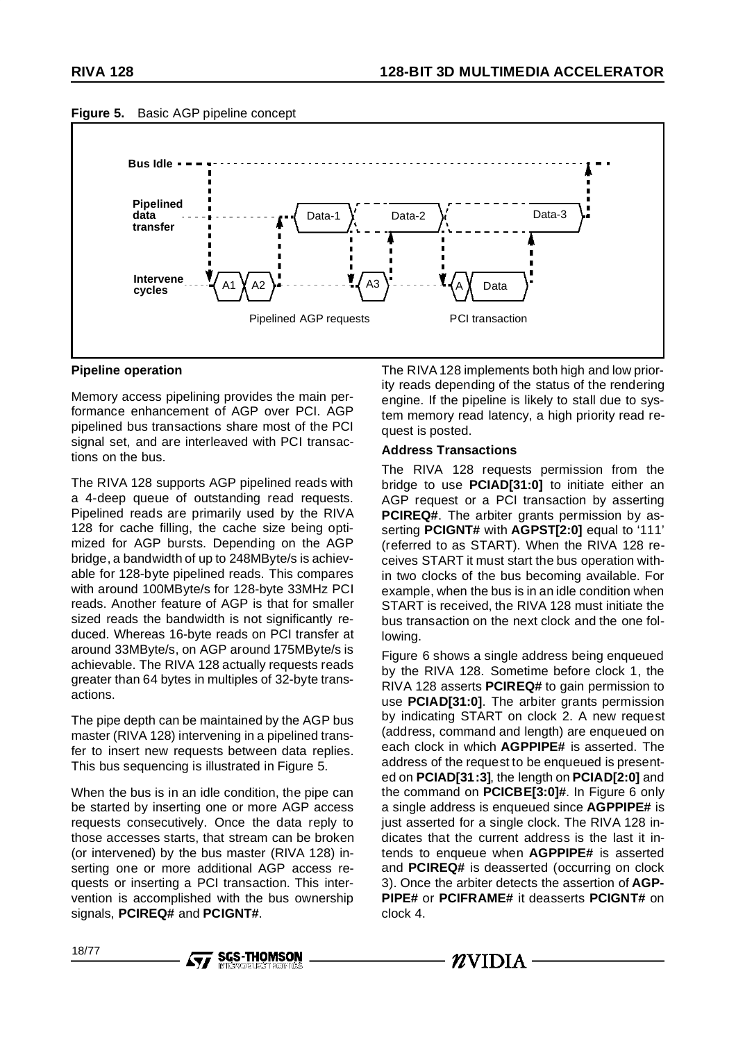**Figure 5.** Basic AGP pipeline concept

### Pipeline operation

Memory access pipelining provides the main performance enhancement of AGP over PCI. AGP pipelined bus transactions share most of the PCI signal set, and are interleaved with PCI transactions on the bus.

The RIVA 128 supports AGP pipelined reads with a 4-deep queue of outstanding read requests. Pipelined reads are primarily used by the RIVA 128 for cache filling, the cache size being optimized for AGP bursts. Depending on the AGP bridge, a bandwidth of up to 248MByte/s is achievable for 128-byte pipelined reads. This compares with around 100MByte/s for 128-byte 33MHz PCI reads. Another feature of AGP is that for smaller sized reads the bandwidth is not significantly reduced. Whereas 16-byte reads on PCI transfer at around 33MByte/s, on AGP around 175MByte/s is achievable. The RIVA 128 actually requests reads greater than 64 bytes in multiples of 32-byte transactions.

The pipe depth can be maintained by the AGP bus master (RIVA 128) intervening in a pipelined transfer to insert new requests between data replies. This bus sequencing is illustrated in Figure 5.

When the bus is in an idle condition, the pipe can be started by inserting one or more AGP access requests consecutively. Once the data reply to those accesses starts, that stream can be broken (or intervened) by the bus master (RIVA 128) inserting one or more additional AGP access requests or inserting a PCI transaction. This intervention is accomplished with the bus ownership signals, **PCIREQ#** and **PCIGNT#**.

The RIVA 128 implements both high and low priority reads depending of the status of the rendering engine. If the pipeline is likely to stall due to system memory read latency, a high priority read request is posted.

### Address Transactions

The RIVA 128 requests permission from the bridge to use **PCIAD[31:0]** to initiate either an AGP request or a PCI transaction by asserting **PCIREQ#**. The arbiter grants permission by asserting **PCIGNT#** with **AGPST[2:0]** equal to '111' (referred to as START). When the RIVA 128 receives START it must start the bus operation within two clocks of the bus becoming available. For example, when the bus is in an idle condition when START is received, the RIVA 128 must initiate the bus transaction on the next clock and the one following.

Figure 6 shows a single address being enqueued by the RIVA 128. Sometime before clock 1, the RIVA 128 asserts **PCIREQ#** to gain permission to use **PCIAD[31:0]**. The arbiter grants permission by indicating START on clock 2. A new request (address, command and length) are enqueued on each clock in which **AGPPIPE#** is asserted. The address of the request to be enqueued is presented on **PCIAD[31:3]**, the length on **PCIAD[2:0]** and the command on **PCICBE[3:0]#**. In Figure 6 only a single address is enqueued since **AGPPIPE#** is just asserted for a single clock. The RIVA 128 indicates that the current address is the last it intends to enqueue when **AGPPIPE#** is asserted and **PCIREQ#** is deasserted (occurring on clock 3). Once the arbiter detects the assertion of **AGPPIPE#** or **PCIFRAME#** it deasserts **PCIGNT#** on clock 4.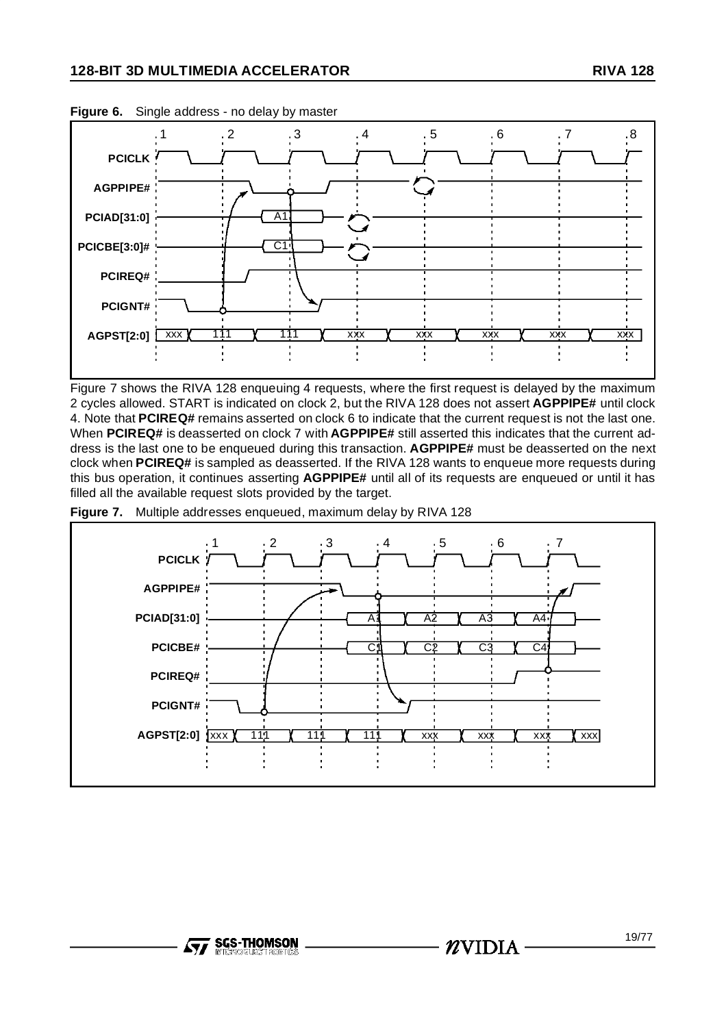**Figure 6.** Single address - no delay by master

Figure 7 shows the RIVA 128 enqueuing 4 requests, where the first request is delayed by the maximum 2 cycles allowed. START is indicated on clock 2, but the RIVA 128 does not assert **AGPPIPE#** until clock 4. Note that **PCIREQ#** remains asserted on clock 6 to indicate that the current request is not the last one. When **PCIREQ#** is deasserted on clock 7 with **AGPPIPE#** still asserted this indicates that the current address is the last one to be enqueued during this transaction. **AGPPIPE#** must be deasserted on the next clock when **PCIREQ#** is sampled as deasserted. If the RIVA 128 wants to enqueue more requests during this bus operation, it continues asserting **AGPPIPE#** until all of its requests are enqueued or until it has filled all the available request slots provided by the target.

**Figure 7.** Multiple addresses enqueued, maximum delay by RIVA 128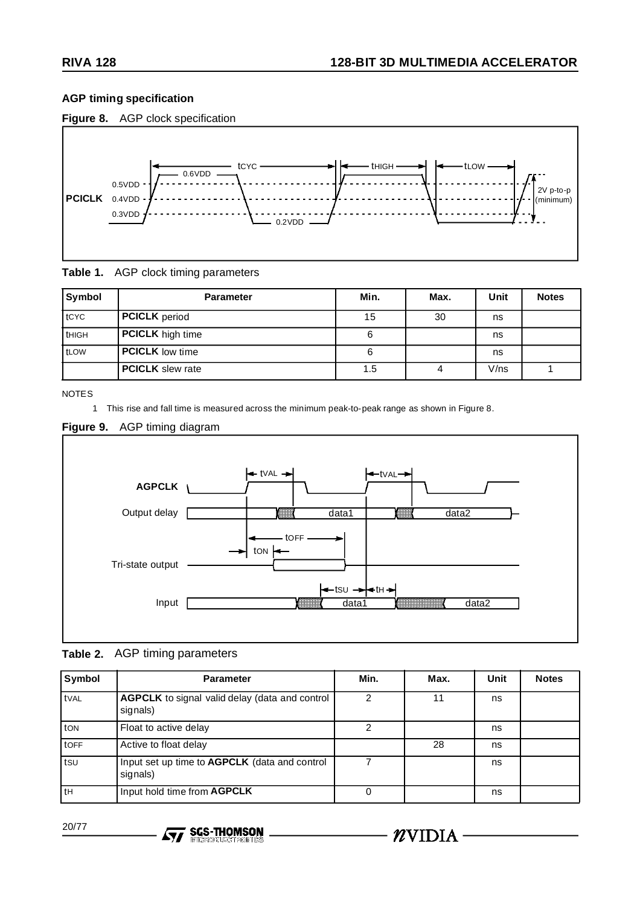## AGP timing specification

**Figure 8.** AGP clock specification

**Table 1.** AGP clock timing parameters

| Symbol | Parameter | Min. | Max. | Unit | Notes |
|---|---|---|---|---|---|
| $t_{CYC}$ | **PCICLK** period | 15 | 30 | ns | |
| $t_{HIGH}$ | **PCICLK** high time | 6 | | ns | |
| $t_{LOW}$ | **PCICLK** low time | 6 | | ns | |
| | **PCICLK** slew rate | 1.5 | 4 | V/ns | 1 |

NOTES

1 This rise and fall time is measured across the minimum peak-to-peak range as shown in Figure 8.

**Figure 9.** AGP timing diagram

**Table 2.** AGP timing parameters

| Symbol | Parameter | Min. | Max. | Unit | Notes |
|---|---|---|---|---|---|
| $t_{VAL}$ | **AGPCLK** to signal valid delay (data and control signals) | 2 | 11 | ns | |
| $t_{ON}$ | Float to active delay | 2 | | ns | |
| $t_{OFF}$ | Active to float delay | | 28 | ns | |
| $t_{SU}$ | Input set up time to **AGPCLK** (data and control signals) | 7 | | ns | |
| $t_H$ | Input hold time from **AGPCLK** | 0 | | ns | |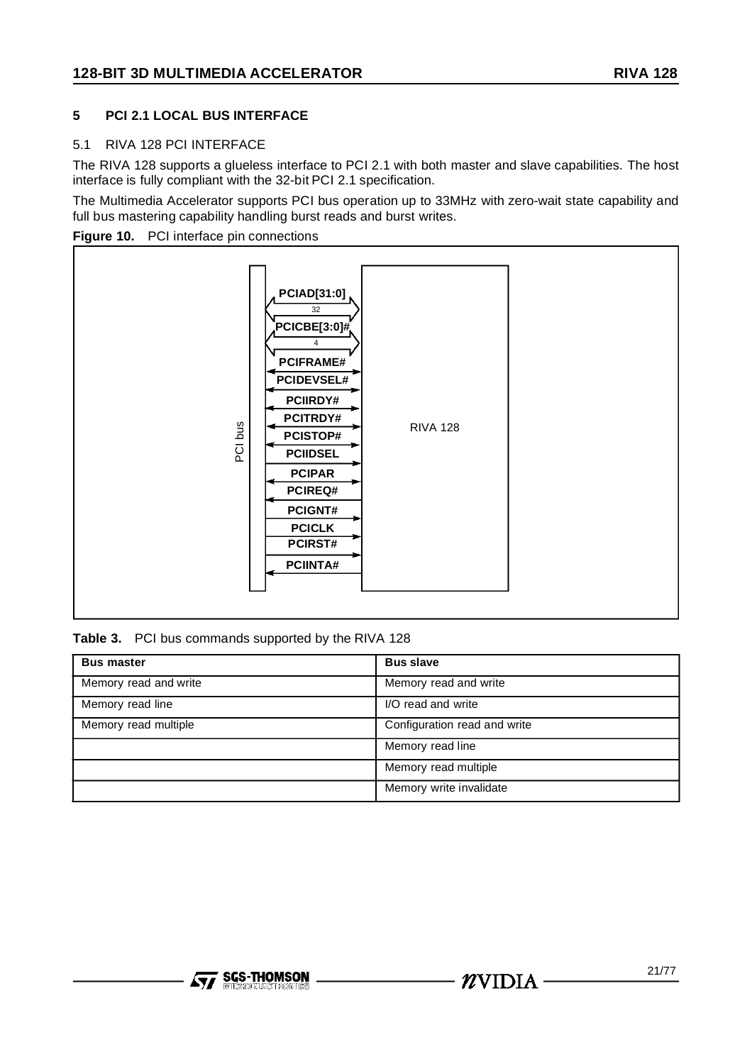## 5 PCI 2.1 LOCAL BUS INTERFACE

### 5.1 RIVA 128 PCI INTERFACE

The RIVA 128 supports a glueless interface to PCI 2.1 with both master and slave capabilities. The host interface is fully compliant with the 32-bit PCI 2.1 specification.

The Multimedia Accelerator supports PCI bus operation up to 33MHz with zero-wait state capability and full bus mastering capability handling burst reads and burst writes.

**Figure 10.** PCI interface pin connections

PCI bus

PCIAD[31:0]
32
PCICBE[3:0]#
4
PCIFRAME#
PCIDEVSEL#
PCIIRDY#
PCITRDY#
PCISTOP#
PCIIDSEL
PCIPAR
PCIREQ#
PCIGNT#
PCICLK
PCIRST#
PCIINTA#

RIVA 128

**Table 3.** PCI bus commands supported by the RIVA 128

| Bus master | Bus slave |
|---|---|
| Memory read and write | Memory read and write |
| Memory read line | I/O read and write |
| Memory read multiple | Configuration read and write |
| | Memory read line |
| | Memory read multiple |
| | Memory write invalidate |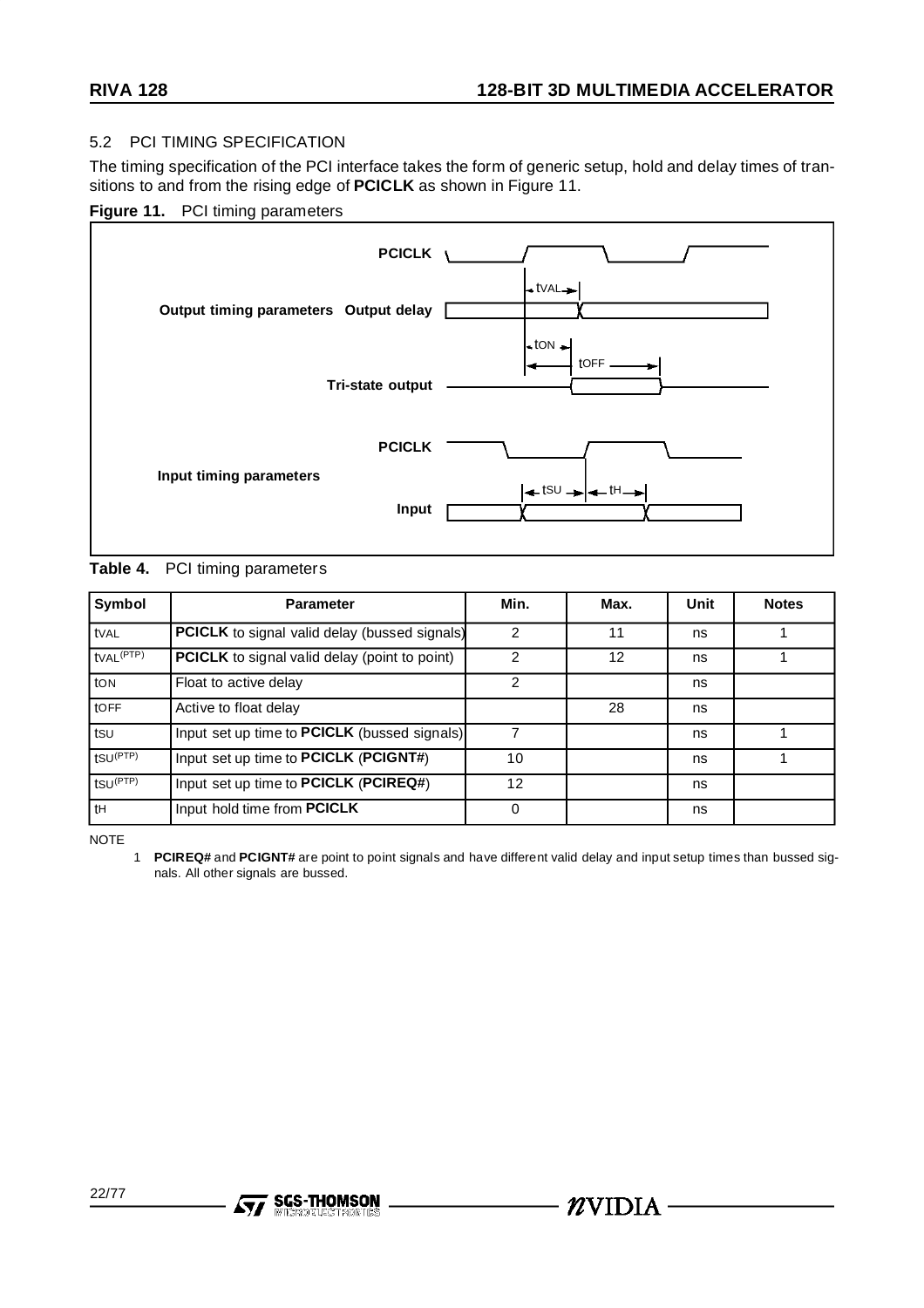### 5.2 PCI TIMING SPECIFICATION

The timing specification of the PCI interface takes the form of generic setup, hold and delay times of transitions to and from the rising edge of **PCICLK** as shown in Figure 11.

**Figure 11.** PCI timing parameters

**Table 4.** PCI timing parameters

| Symbol | Parameter | Min. | Max. | Unit | Notes |
|---|---|---|---|---|---|
| $t_{VAL}$ | **PCICLK** to signal valid delay (bussed signals) | 2 | 11 | ns | 1 |
| $t_{VAL}^{(PTP)}$ | **PCICLK** to signal valid delay (point to point) | 2 | 12 | ns | 1 |
| $t_{ON}$ | Float to active delay | 2 | | ns | |
| $t_{OFF}$ | Active to float delay | | 28 | ns | |
| $t_{SU}$ | Input set up time to **PCICLK** (bussed signals) | 7 | | ns | 1 |
| $t_{SU}^{(PTP)}$ | Input set up time to **PCICLK** (**PCIGNT#**) | 10 | | ns | 1 |
| $t_{SU}^{(PTP)}$ | Input set up time to **PCICLK** (**PCIREQ#**) | 12 | | ns | |
| $t_H$ | Input hold time from **PCICLK** | 0 | | ns | |

NOTE

1. **PCIREQ#** and **PCIGNT#** are point to point signals and have different valid delay and input setup times than bussed signals. All other signals are bussed.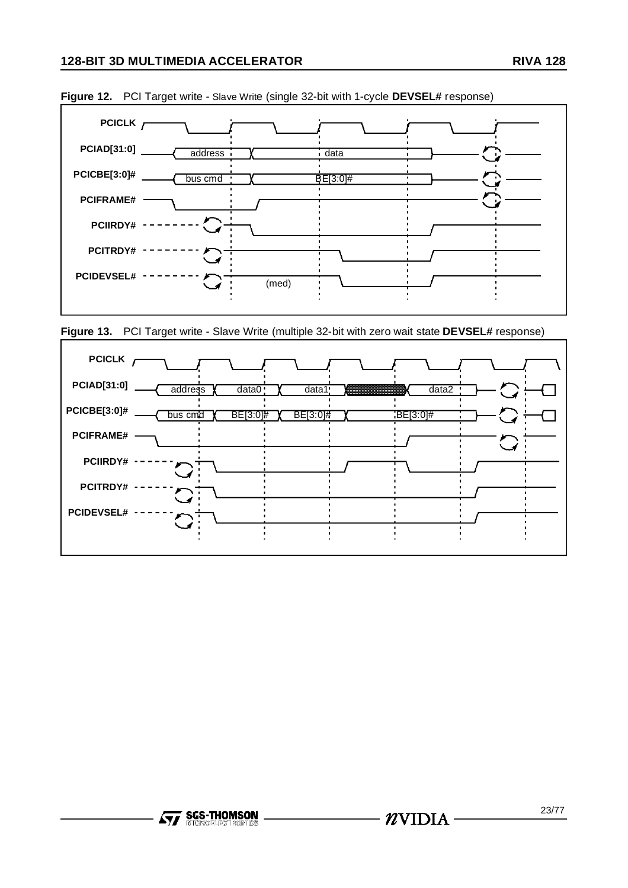**Figure 12.** PCI Target write - Slave Write (single 32-bit with 1-cycle **DEVSEL#** response)

PCICLK

PCIAD[31:0] — address — data

PCICBE[3:0]# — bus cmd — BE[3:0]#

PCIFRAME#

PCIIRDY#

PCITRDY#

PCIDEVSEL# — (med)

**Figure 13.** PCI Target write - Slave Write (multiple 32-bit with zero wait state **DEVSEL#** response)

PCICLK

PCIAD[31:0] — address — data0 — data1 — data2

PCICBE[3:0]# — bus cmd — BE[3:0]# — BE[3:0]# — BE[3:0]#

PCIFRAME#

PCIIRDY#

PCITRDY#

PCIDEVSEL#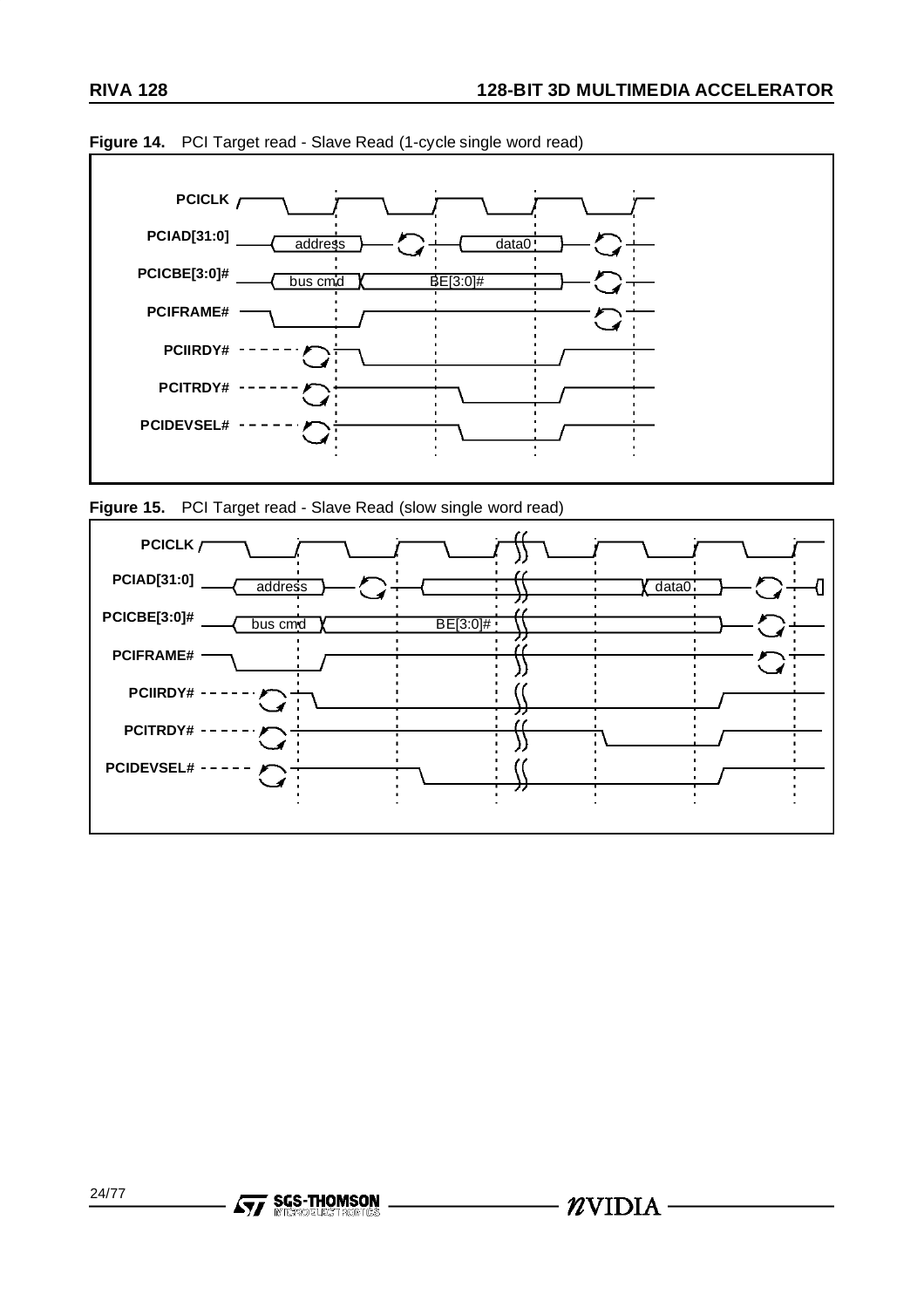**Figure 14.** PCI Target read - Slave Read (1-cycle single word read)

PCICLK

PCIAD[31:0] address data0

PCICBE[3:0]# bus cmd BE[3:0]#

PCIFRAME#

PCIIRDY#

PCITRDY#

PCIDEVSEL#

**Figure 15.** PCI Target read - Slave Read (slow single word read)

PCICLK

PCIAD[31:0] address data0

PCICBE[3:0]# bus cmd BE[3:0]#

PCIFRAME#

PCIIRDY#

PCITRDY#

PCIDEVSEL#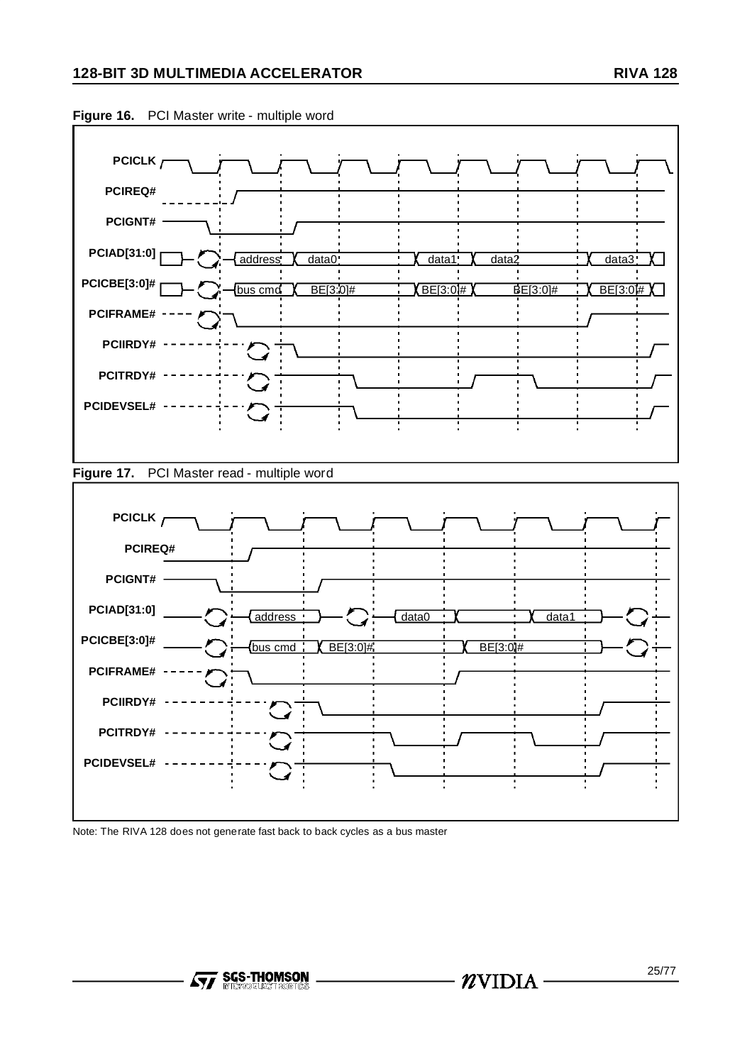**Figure 16.** PCI Master write - multiple word

PCICLK
PCIREQ#
PCIGNT#
PCIAD[31:0] address data0 data1 data2 data3
PCICBE[3:0]# bus cmd BE[3:0]# BE[3:0]# BE[3:0]# BE[3:0]#
PCIFRAME#
PCIIRDY#
PCITRDY#
PCIDEVSEL#

**Figure 17.** PCI Master read - multiple word

PCICLK
PCIREQ#
PCIGNT#
PCIAD[31:0] address data0 data1
PCICBE[3:0]# bus cmd BE[3:0]# BE[3:0]#
PCIFRAME#
PCIIRDY#
PCITRDY#
PCIDEVSEL#

Note: The RIVA 128 does not generate fast back to back cycles as a bus master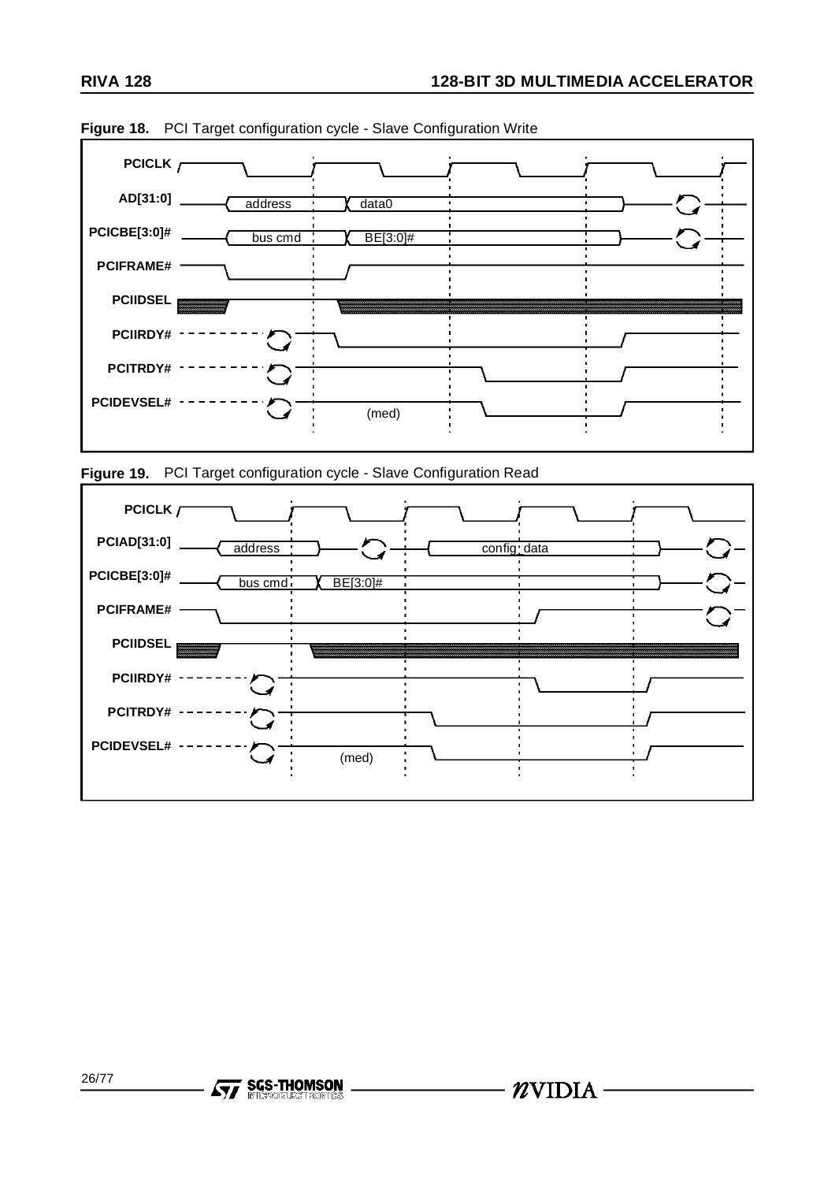**Figure 18.** PCI Target configuration cycle - Slave Configuration Write

PCICLK

AD[31:0] — address, data0

PCICBE[3:0]# — bus cmd, BE[3:0]#

PCIFRAME#

PCIIDSEL

PCIIRDY#

PCITRDY#

PCIDEVSEL# — (med)

**Figure 19.** PCI Target configuration cycle - Slave Configuration Read

PCICLK

PCIAD[31:0] — address, config_data

PCICBE[3:0]# — bus cmd, BE[3:0]#

PCIFRAME#

PCIIDSEL

PCIIRDY#

PCITRDY#

PCIDEVSEL# — (med)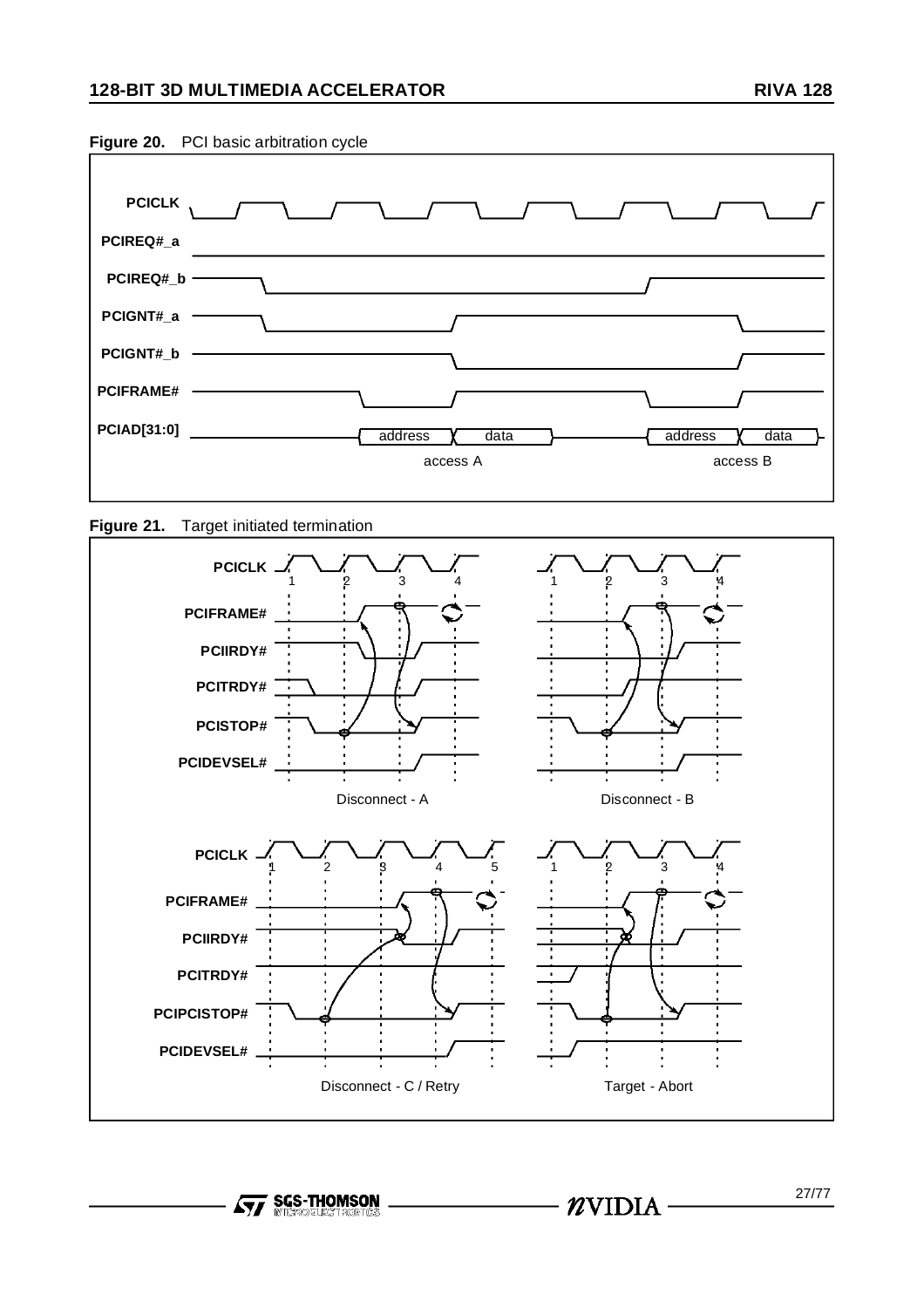**Figure 20.** PCI basic arbitration cycle

PCICLK

PCIREQ#_a

PCIREQ#_b

PCIGNT#_a

PCIGNT#_b

PCIFRAME#

PCIAD[31:0]

address data

access A

address data

access B

**Figure 21.** Target initiated termination

PCICLK 1 2 3 4

PCIFRAME#

PCIIRDY#

PCITRDY#

PCISTOP#

PCIDEVSEL#

Disconnect - A

Disconnect - B

PCICLK 1 2 3 4 5

PCIFRAME#

PCIIRDY#

PCITRDY#

PCIPCISTOP#

PCIDEVSEL#

Disconnect - C / Retry

Target - Abort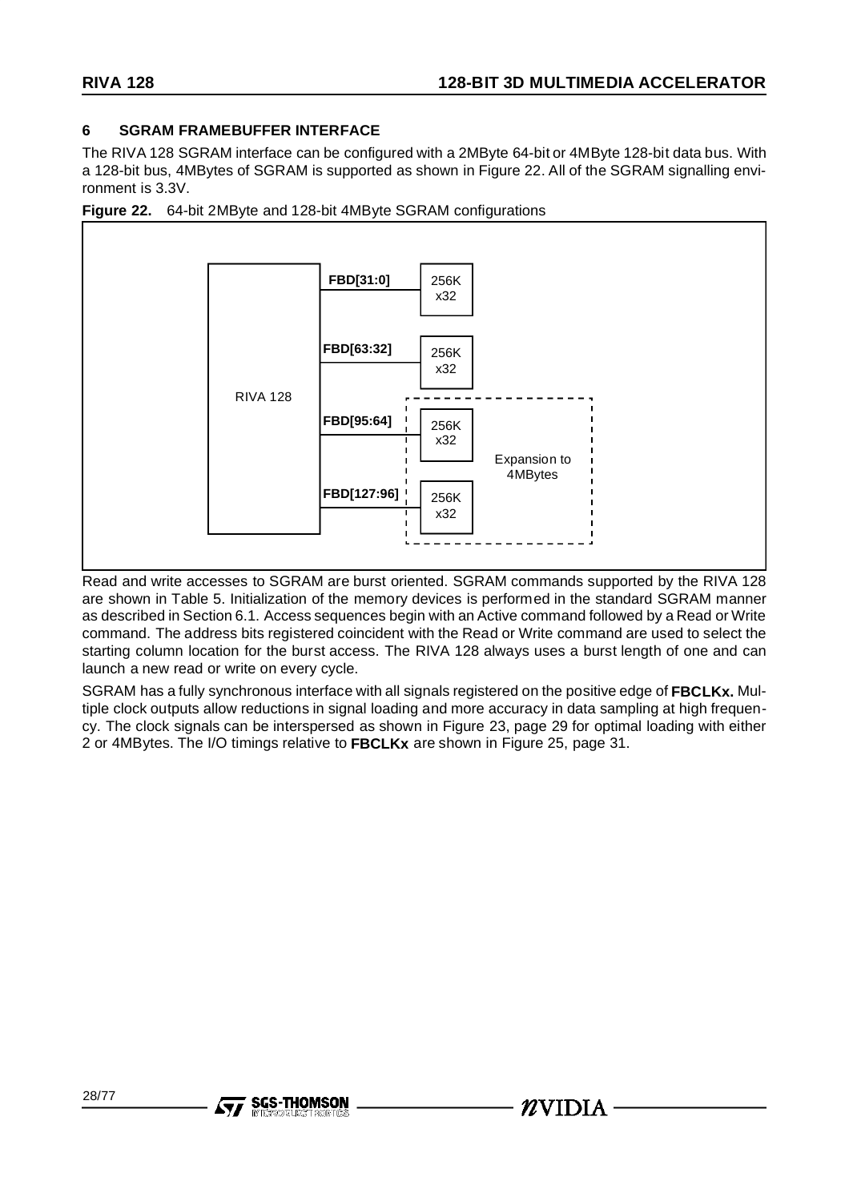## 6 SGRAM FRAMEBUFFER INTERFACE

The RIVA 128 SGRAM interface can be configured with a 2MByte 64-bit or 4MByte 128-bit data bus. With a 128-bit bus, 4MBytes of SGRAM is supported as shown in Figure 22. All of the SGRAM signalling environment is 3.3V.

**Figure 22.** 64-bit 2MByte and 128-bit 4MByte SGRAM configurations

RIVA 128

**FBD[31:0]** 256K x32

**FBD[63:32]** 256K x32

**FBD[95:64]** 256K x32

**FBD[127:96]** 256K x32

Expansion to 4MBytes

Read and write accesses to SGRAM are burst oriented. SGRAM commands supported by the RIVA 128 are shown in Table 5. Initialization of the memory devices is performed in the standard SGRAM manner as described in Section 6.1. Access sequences begin with an Active command followed by a Read or Write command. The address bits registered coincident with the Read or Write command are used to select the starting column location for the burst access. The RIVA 128 always uses a burst length of one and can launch a new read or write on every cycle.

SGRAM has a fully synchronous interface with all signals registered on the positive edge of **FBCLKx.** Multiple clock outputs allow reductions in signal loading and more accuracy in data sampling at high frequency. The clock signals can be interspersed as shown in Figure 23, page 29 for optimal loading with either 2 or 4MBytes. The I/O timings relative to **FBCLKx** are shown in Figure 25, page 31.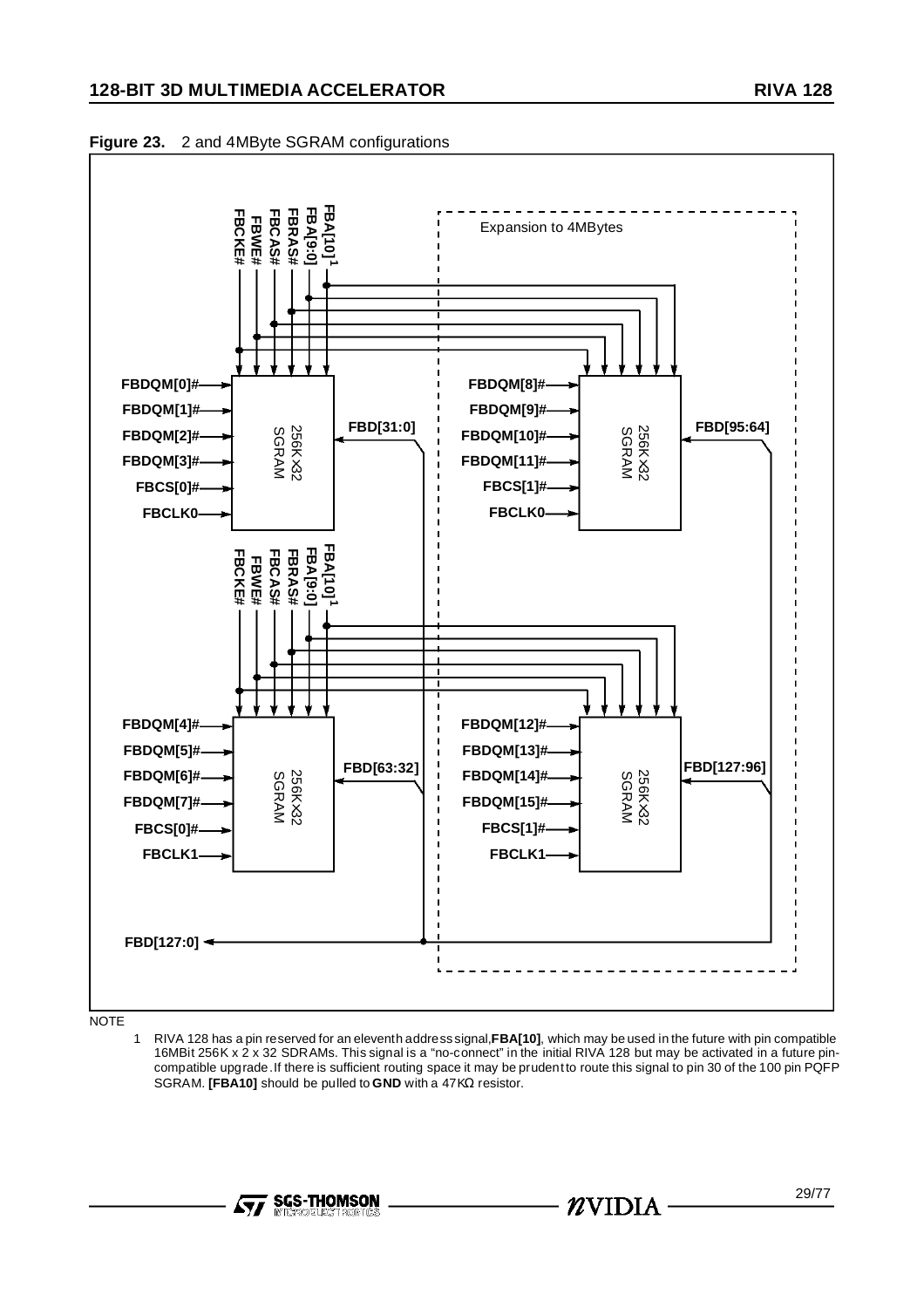**Figure 23.** 2 and 4MByte SGRAM configurations

NOTE

1 RIVA 128 has a pin reserved for an eleventh address signal,**FBA[10]**, which may be used in the future with pin compatible 16MBit 256K x 2 x 32 SDRAMs. This signal is a "no-connect" in the initial RIVA 128 but may be activated in a future pin-compatible upgrade. If there is sufficient routing space it may be prudent to route this signal to pin 30 of the 100 pin PQFP SGRAM. **[FBA10]** should be pulled to **GND** with a 47KΩ resistor.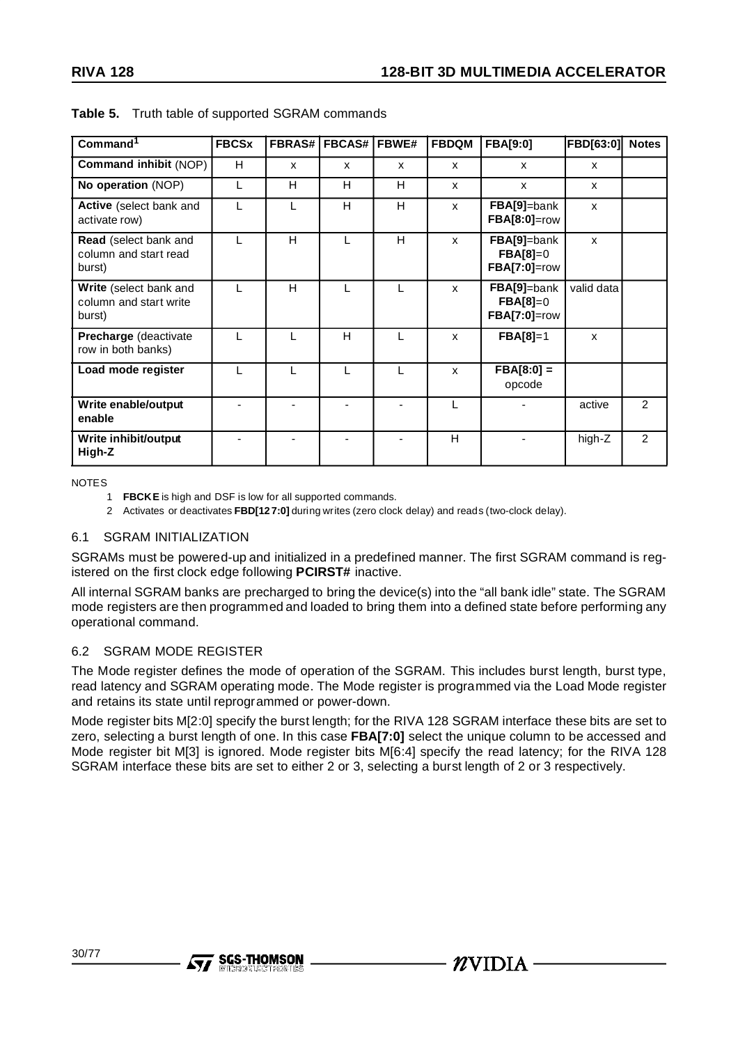**Table 5.** Truth table of supported SGRAM commands

| Command[1] | FBCSx | FBRAS# | FBCAS# | FBWE# | FBDQM | FBA[9:0] | FBD[63:0] | Notes |
|---|---|---|---|---|---|---|---|---|
| **Command inhibit** (NOP) | H | x | x | x | x | x | x | |
| **No operation** (NOP) | L | H | H | H | x | x | x | |
| **Active** (select bank and activate row) | L | L | H | H | x | **FBA[9]**=bank **FBA[8:0]**=row | x | |
| **Read** (select bank and column and start read burst) | L | H | L | H | x | **FBA[9]**=bank **FBA[8]**=0 **FBA[7:0]**=row | x | |
| **Write** (select bank and column and start write burst) | L | H | L | L | x | **FBA[9]**=bank **FBA[8]**=0 **FBA[7:0]**=row | valid data | |
| **Precharge** (deactivate row in both banks) | L | L | H | L | x | **FBA[8]**=1 | x | |
| **Load mode register** | L | L | L | L | x | **FBA[8:0] =** opcode | | |
| **Write enable/output enable** | - | - | - | - | L | - | active | 2 |
| **Write inhibit/output High-Z** | - | - | - | - | H | - | high-Z | 2 |

NOTES

1 **FBCKE** is high and DSF is low for all supported commands.

2 Activates or deactivates **FBD[127:0]** during writes (zero clock delay) and reads (two-clock delay).

### 6.1 SGRAM INITIALIZATION

SGRAMs must be powered-up and initialized in a predefined manner. The first SGRAM command is registered on the first clock edge following **PCIRST#** inactive.

All internal SGRAM banks are precharged to bring the device(s) into the "all bank idle" state. The SGRAM mode registers are then programmed and loaded to bring them into a defined state before performing any operational command.

### 6.2 SGRAM MODE REGISTER

The Mode register defines the mode of operation of the SGRAM. This includes burst length, burst type, read latency and SGRAM operating mode. The Mode register is programmed via the Load Mode register and retains its state until reprogrammed or power-down.

Mode register bits M[2:0] specify the burst length; for the RIVA 128 SGRAM interface these bits are set to zero, selecting a burst length of one. In this case **FBA[7:0]** select the unique column to be accessed and Mode register bit M[3] is ignored. Mode register bits M[6:4] specify the read latency; for the RIVA 128 SGRAM interface these bits are set to either 2 or 3, selecting a burst length of 2 or 3 respectively.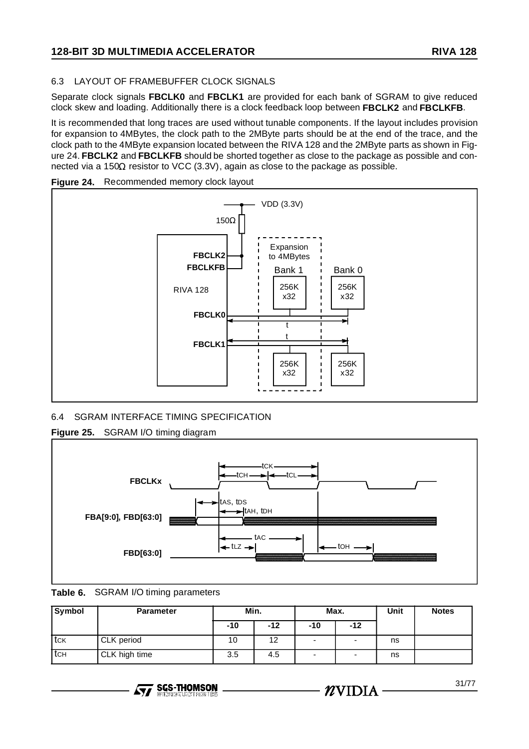### 6.3 LAYOUT OF FRAMEBUFFER CLOCK SIGNALS

Separate clock signals **FBCLK0** and **FBCLK1** are provided for each bank of SGRAM to give reduced clock skew and loading. Additionally there is a clock feedback loop between **FBCLK2** and **FBCLKFB**.

It is recommended that long traces are used without tunable components. If the layout includes provision for expansion to 4MBytes, the clock path to the 2MByte parts should be at the end of the trace, and the clock path to the 4MByte expansion located between the RIVA 128 and the 2MByte parts as shown in Figure 24. **FBCLK2** and **FBCLKFB** should be shorted together as close to the package as possible and connected via a 150Ω resistor to VCC (3.3V), again as close to the package as possible.

**Figure 24.** Recommended memory clock layout

### 6.4 SGRAM INTERFACE TIMING SPECIFICATION

**Figure 25.** SGRAM I/O timing diagram

**Table 6.** SGRAM I/O timing parameters

| Symbol | Parameter | Min. | | Max. | | Unit | Notes |
|---|---|---|---|---|---|---|---|
| | | -10 | -12 | -10 | -12 | | |
| $t_{CK}$ | CLK period | 10 | 12 | - | - | ns | |
| $t_{CH}$ | CLK high time | 3.5 | 4.5 | - | - | ns | |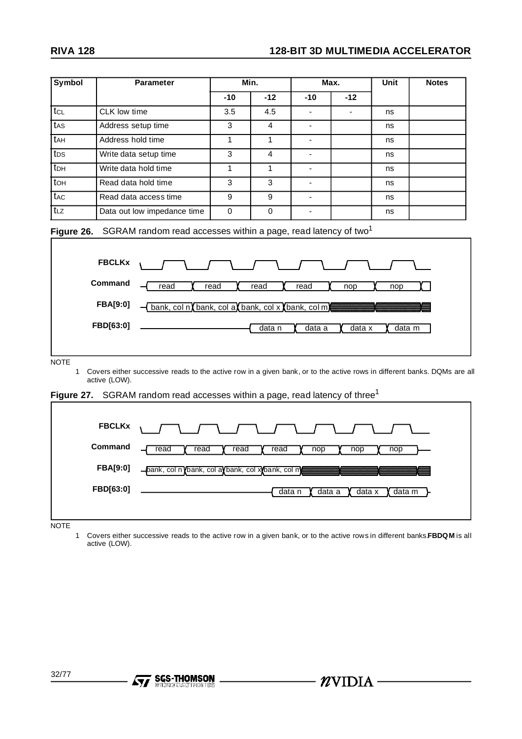| Symbol | Parameter | Min. | | Max. | | Unit | Notes |
|---|---|---|---|---|---|---|---|
| | | -10 | -12 | -10 | -12 | | |
| $t_{CL}$ | CLK low time | 3.5 | 4.5 | - | - | ns | |
| $t_{AS}$ | Address setup time | 3 | 4 | - | | ns | |
| $t_{AH}$ | Address hold time | 1 | 1 | - | | ns | |
| $t_{DS}$ | Write data setup time | 3 | 4 | - | | ns | |
| $t_{DH}$ | Write data hold time | 1 | 1 | - | | ns | |
| $t_{OH}$ | Read data hold time | 3 | 3 | - | | ns | |
| $t_{AC}$ | Read data access time | 9 | 9 | - | | ns | |
| $t_{LZ}$ | Data out low impedance time | 0 | 0 | - | | ns | |

**Figure 26.** SGRAM random read accesses within a page, read latency of two[1]

| Signal | | | | | | |
|---|---|---|---|---|---|---|
| FBCLKx | | | | | | |
| Command | read | read | read | read | nop | nop |
| FBA[9:0] | bank, col n | bank, col a | bank, col x | bank, col m | | |
| FBD[63:0] | | | data n | data a | data x | data m |

NOTE

1 Covers either successive reads to the active row in a given bank, or to the active rows in different banks. DQMs are all active (LOW).

**Figure 27.** SGRAM random read accesses within a page, read latency of three[1]

| Signal | | | | | | | |
|---|---|---|---|---|---|---|---|
| FBCLKx | | | | | | | |
| Command | read | read | read | read | nop | nop | nop |
| FBA[9:0] | bank, col n | bank, col a | bank, col x | bank, col m | | | |
| FBD[63:0] | | | | data n | data a | data x | data m |

NOTE

1 Covers either successive reads to the active row in a given bank, or to the active rows in different banks.**FBDQM** is all active (LOW).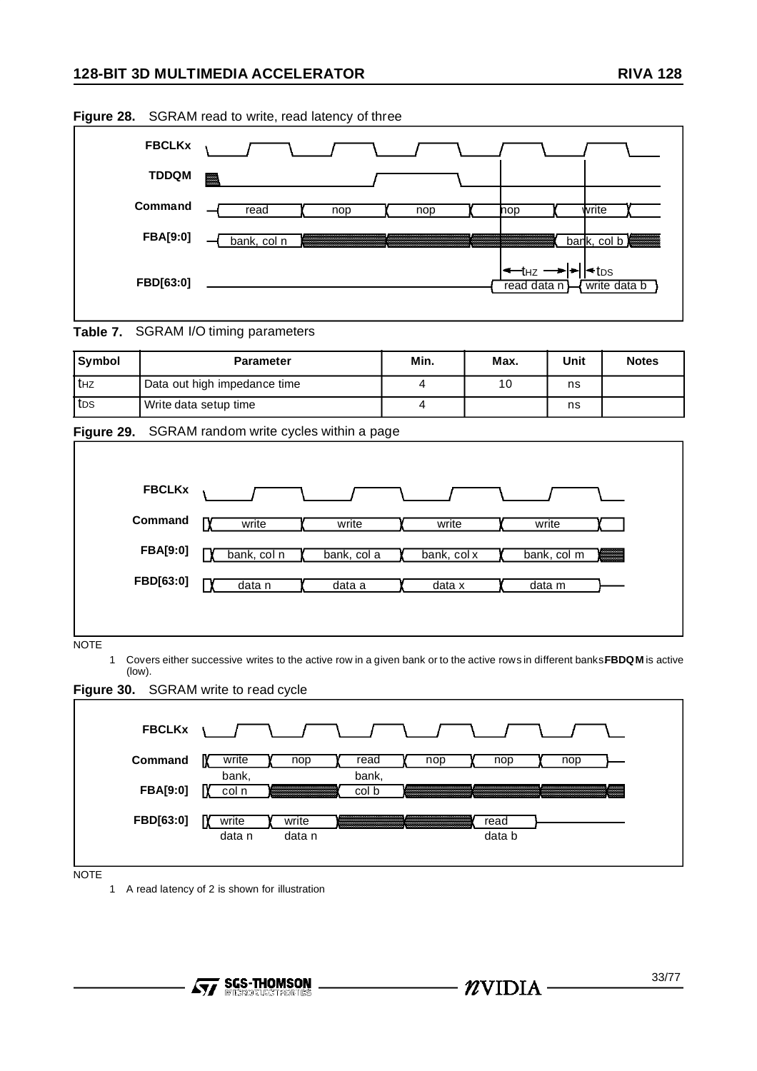**Figure 28.** SGRAM read to write, read latency of three

**Table 7.** SGRAM I/O timing parameters

| Symbol | Parameter | Min. | Max. | Unit | Notes |
|---|---|---|---|---|---|
| $t_{HZ}$ | Data out high impedance time | 4 | 10 | ns | |
| $t_{DS}$ | Write data setup time | 4 | | ns | |

**Figure 29.** SGRAM random write cycles within a page

NOTE

1 Covers either successive writes to the active row in a given bank or to the active rows in different banks **FBDQM** is active (low).

**Figure 30.** SGRAM write to read cycle

NOTE

1 A read latency of 2 is shown for illustration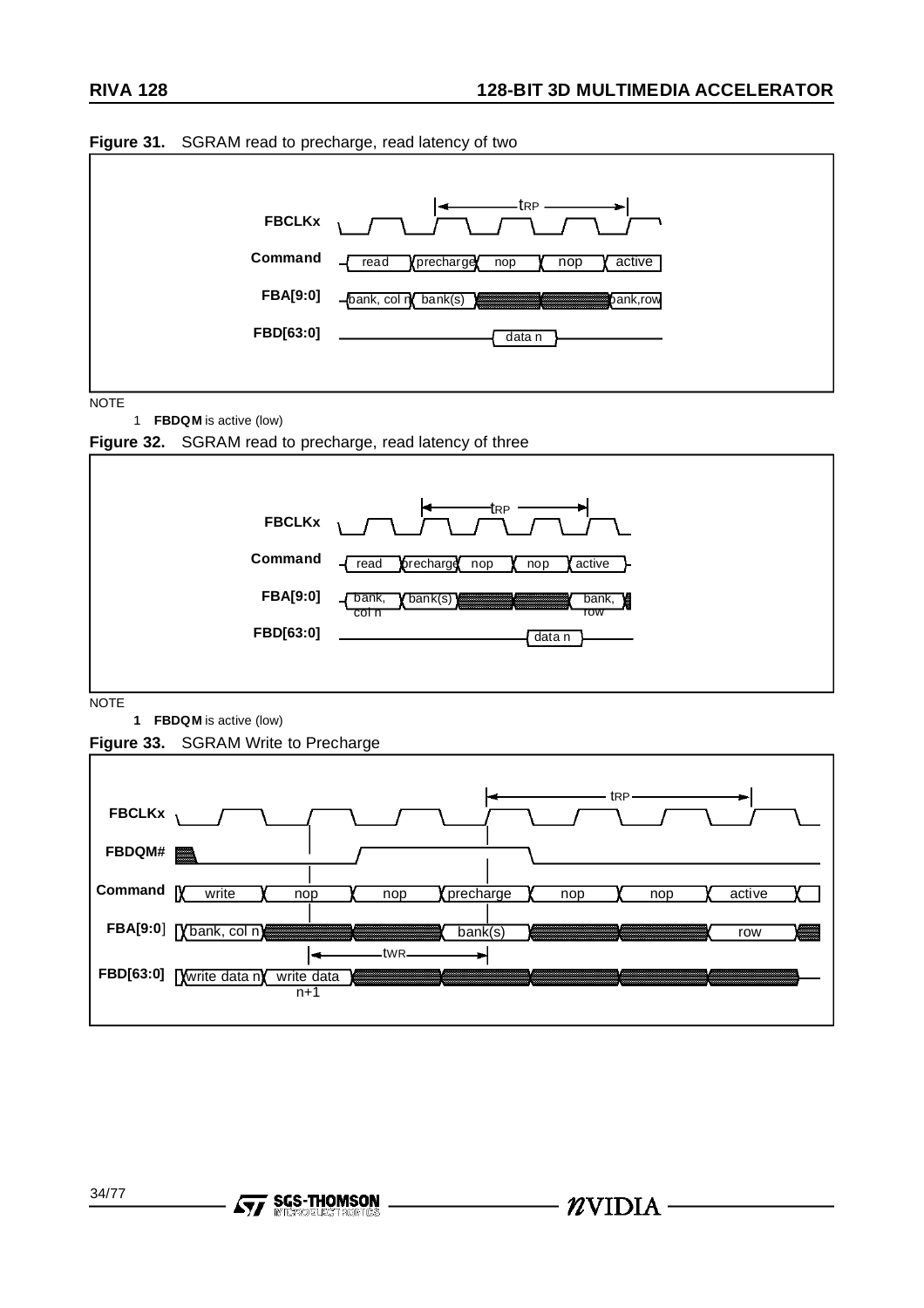**Figure 31.** SGRAM read to precharge, read latency of two

NOTE

1 **FBDQM** is active (low)

**Figure 32.** SGRAM read to precharge, read latency of three

NOTE

**1 FBDQM** is active (low)

**Figure 33.** SGRAM Write to Precharge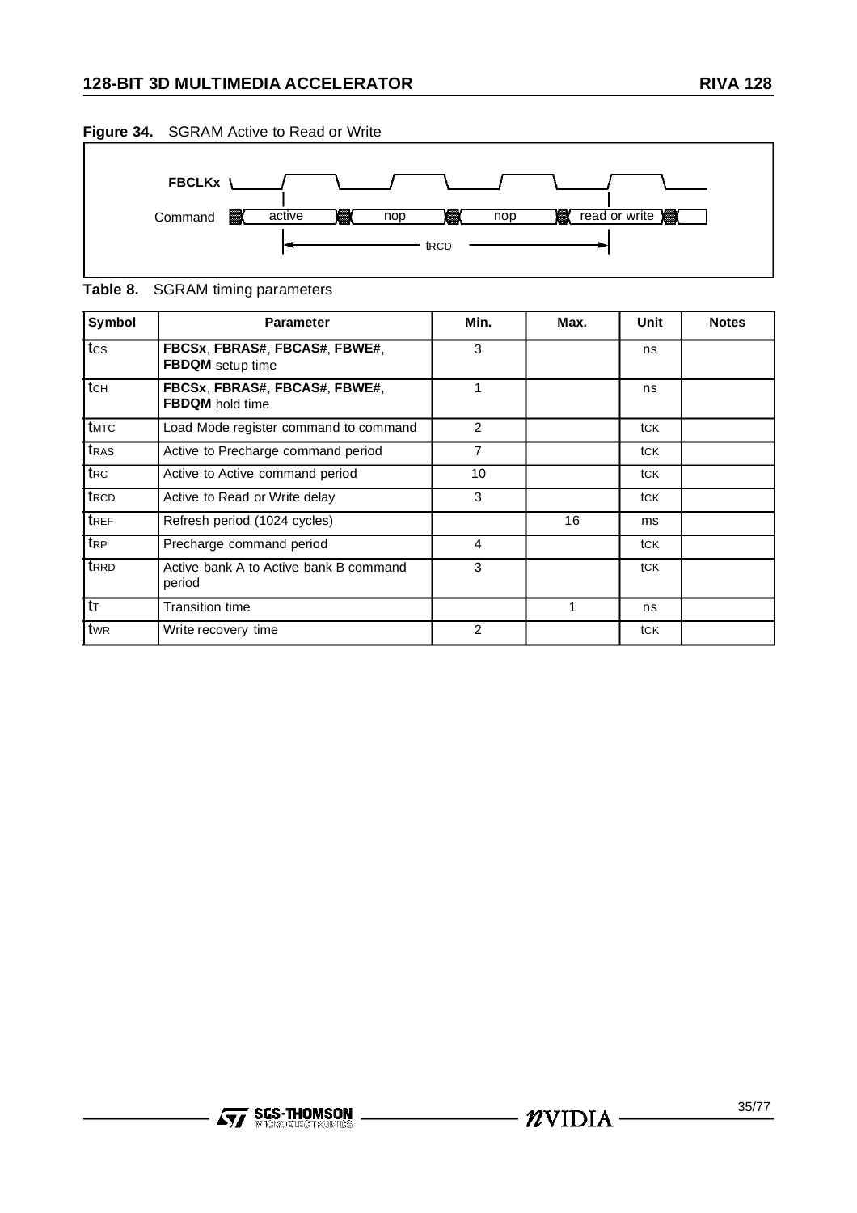**Figure 34.** SGRAM Active to Read or Write

FBCLKx

Command: active | nop | nop | read or write

$t_{RCD}$

**Table 8.** SGRAM timing parameters

| Symbol | Parameter | Min. | Max. | Unit | Notes |
|---|---|---|---|---|---|
| $t_{CS}$ | **FBCSx**, **FBRAS#**, **FBCAS#**, **FBWE#**, **FBDQM** setup time | 3 | | ns | |
| $t_{CH}$ | **FBCSx**, **FBRAS#**, **FBCAS#**, **FBWE#**, **FBDQM** hold time | 1 | | ns | |
| $t_{MTC}$ | Load Mode register command to command | 2 | | $t_{CK}$ | |
| $t_{RAS}$ | Active to Precharge command period | 7 | | $t_{CK}$ | |
| $t_{RC}$ | Active to Active command period | 10 | | $t_{CK}$ | |
| $t_{RCD}$ | Active to Read or Write delay | 3 | | $t_{CK}$ | |
| $t_{REF}$ | Refresh period (1024 cycles) | | 16 | ms | |
| $t_{RP}$ | Precharge command period | 4 | | $t_{CK}$ | |
| $t_{RRD}$ | Active bank A to Active bank B command period | 3 | | $t_{CK}$ | |
| $t_{T}$ | Transition time | | 1 | ns | |
| $t_{WR}$ | Write recovery time | 2 | | $t_{CK}$ | |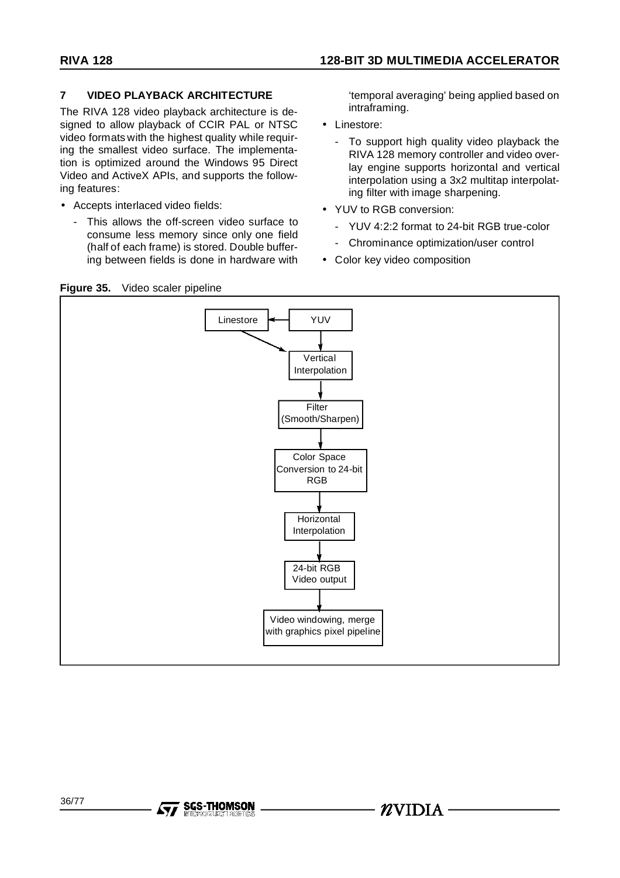## 7 VIDEO PLAYBACK ARCHITECTURE

The RIVA 128 video playback architecture is designed to allow playback of CCIR PAL or NTSC video formats with the highest quality while requiring the smallest video surface. The implementation is optimized around the Windows 95 Direct Video and ActiveX APIs, and supports the following features:

- Accepts interlaced video fields:
  - This allows the off-screen video surface to consume less memory since only one field (half of each frame) is stored. Double buffering between fields is done in hardware with 'temporal averaging' being applied based on intraframing.
- Linestore:
  - To support high quality video playback the RIVA 128 memory controller and video overlay engine supports horizontal and vertical interpolation using a 3x2 multitap interpolating filter with image sharpening.
- YUV to RGB conversion:
  - YUV 4:2:2 format to 24-bit RGB true-color
  - Chrominance optimization/user control
- Color key video composition

**Figure 35.** Video scaler pipeline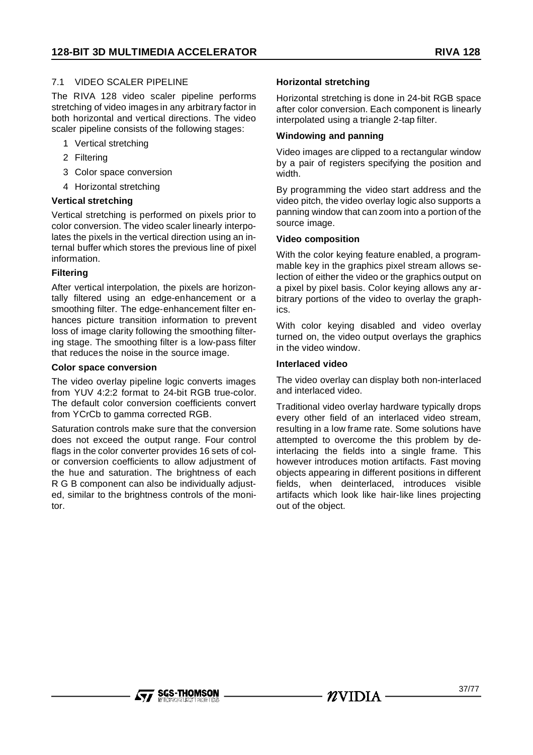## 7.1 VIDEO SCALER PIPELINE

The RIVA 128 video scaler pipeline performs stretching of video images in any arbitrary factor in both horizontal and vertical directions. The video scaler pipeline consists of the following stages:

1. Vertical stretching
2. Filtering
3. Color space conversion
4. Horizontal stretching

**Vertical stretching**

Vertical stretching is performed on pixels prior to color conversion. The video scaler linearly interpolates the pixels in the vertical direction using an internal buffer which stores the previous line of pixel information.

**Filtering**

After vertical interpolation, the pixels are horizontally filtered using an edge-enhancement or a smoothing filter. The edge-enhancement filter enhances picture transition information to prevent loss of image clarity following the smoothing filtering stage. The smoothing filter is a low-pass filter that reduces the noise in the source image.

**Color space conversion**

The video overlay pipeline logic converts images from YUV 4:2:2 format to 24-bit RGB true-color. The default color conversion coefficients convert from YCrCb to gamma corrected RGB.

Saturation controls make sure that the conversion does not exceed the output range. Four control flags in the color converter provides 16 sets of color conversion coefficients to allow adjustment of the hue and saturation. The brightness of each R G B component can also be individually adjusted, similar to the brightness controls of the monitor.

**Horizontal stretching**

Horizontal stretching is done in 24-bit RGB space after color conversion. Each component is linearly interpolated using a triangle 2-tap filter.

**Windowing and panning**

Video images are clipped to a rectangular window by a pair of registers specifying the position and width.

By programming the video start address and the video pitch, the video overlay logic also supports a panning window that can zoom into a portion of the source image.

**Video composition**

With the color keying feature enabled, a programmable key in the graphics pixel stream allows selection of either the video or the graphics output on a pixel by pixel basis. Color keying allows any arbitrary portions of the video to overlay the graphics.

With color keying disabled and video overlay turned on, the video output overlays the graphics in the video window.

**Interlaced video**

The video overlay can display both non-interlaced and interlaced video.

Traditional video overlay hardware typically drops every other field of an interlaced video stream, resulting in a low frame rate. Some solutions have attempted to overcome the this problem by deinterlacing the fields into a single frame. This however introduces motion artifacts. Fast moving objects appearing in different positions in different fields, when deinterlaced, introduces visible artifacts which look like hair-like lines projecting out of the object.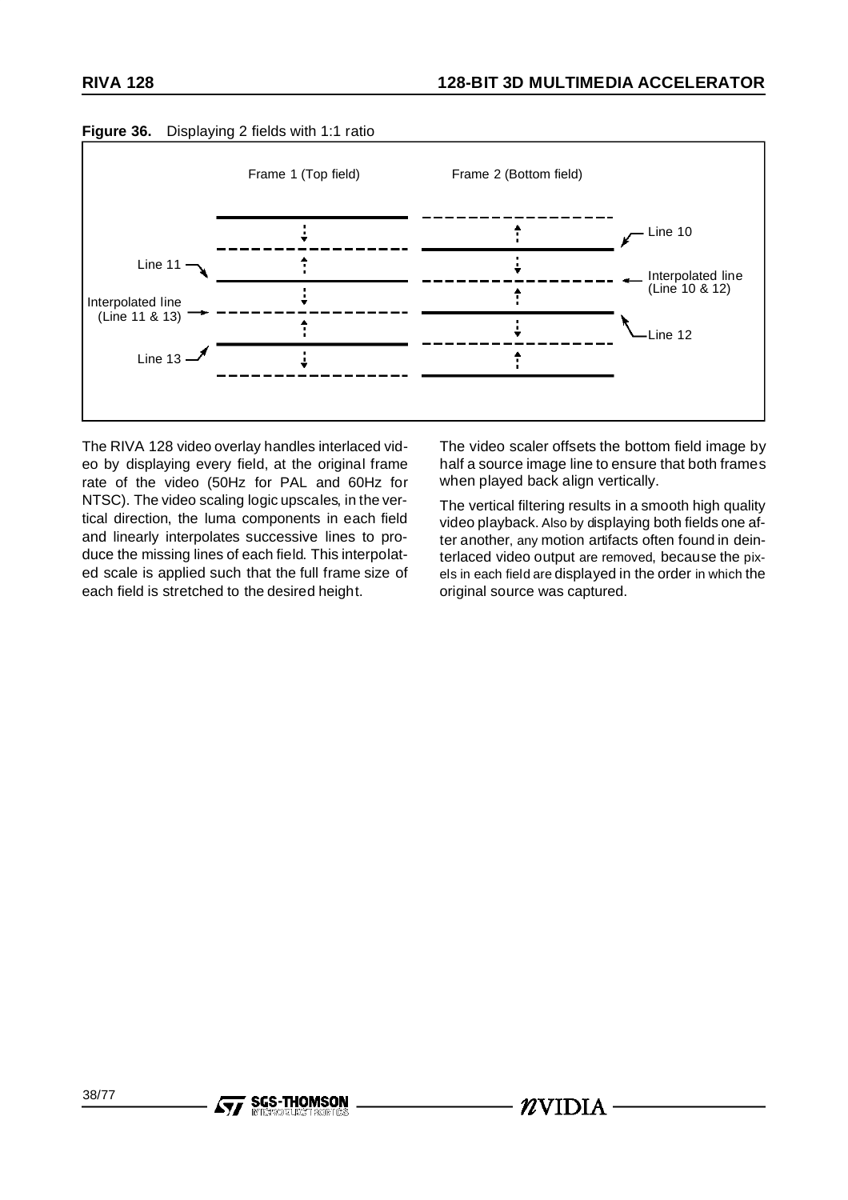**Figure 36.** Displaying 2 fields with 1:1 ratio

Frame 1 (Top field) | Frame 2 (Bottom field)

Line 11

Interpolated line (Line 11 & 13)

Line 13

Line 10

Interpolated line (Line 10 & 12)

Line 12

The RIVA 128 video overlay handles interlaced video by displaying every field, at the original frame rate of the video (50Hz for PAL and 60Hz for NTSC). The video scaling logic upscales, in the vertical direction, the luma components in each field and linearly interpolates successive lines to produce the missing lines of each field. This interpolated scale is applied such that the full frame size of each field is stretched to the desired height.

The video scaler offsets the bottom field image by half a source image line to ensure that both frames when played back align vertically.

The vertical filtering results in a smooth high quality video playback. Also by displaying both fields one after another, any motion artifacts often found in deinterlaced video output are removed, because the pixels in each field are displayed in the order in which the original source was captured.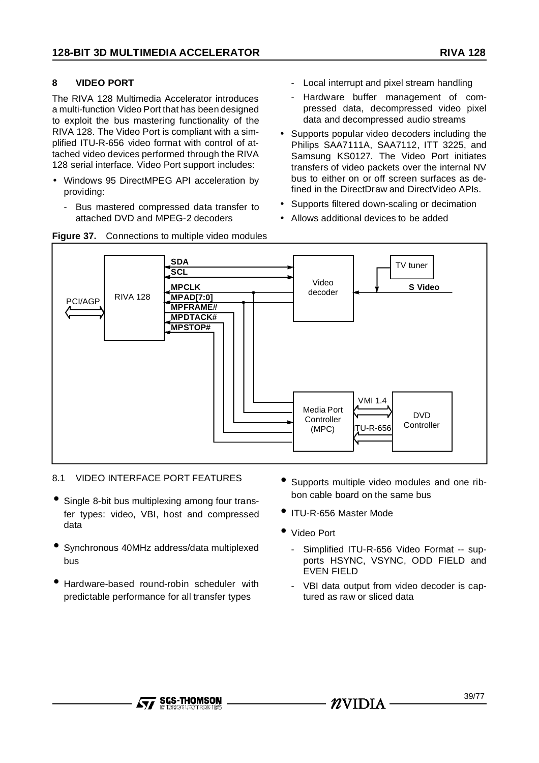## 8 VIDEO PORT

The RIVA 128 Multimedia Accelerator introduces a multi-function Video Port that has been designed to exploit the bus mastering functionality of the RIVA 128. The Video Port is compliant with a simplified ITU-R-656 video format with control of attached video devices performed through the RIVA 128 serial interface. Video Port support includes:

- Windows 95 DirectMPEG API acceleration by providing:
  - Bus mastered compressed data transfer to attached DVD and MPEG-2 decoders
  - Local interrupt and pixel stream handling
  - Hardware buffer management of compressed data, decompressed video pixel data and decompressed audio streams
- Supports popular video decoders including the Philips SAA7111A, SAA7112, ITT 3225, and Samsung KS0127. The Video Port initiates transfers of video packets over the internal NV bus to either on or off screen surfaces as defined in the DirectDraw and DirectVideo APIs.
- Supports filtered down-scaling or decimation
- Allows additional devices to be added

**Figure 37.** Connections to multiple video modules

### 8.1 VIDEO INTERFACE PORT FEATURES

- Single 8-bit bus multiplexing among four transfer types: video, VBI, host and compressed data
- Synchronous 40MHz address/data multiplexed bus
- Hardware-based round-robin scheduler with predictable performance for all transfer types
- Supports multiple video modules and one ribbon cable board on the same bus
- ITU-R-656 Master Mode
- Video Port
  - Simplified ITU-R-656 Video Format -- supports HSYNC, VSYNC, ODD FIELD and EVEN FIELD
  - VBI data output from video decoder is captured as raw or sliced data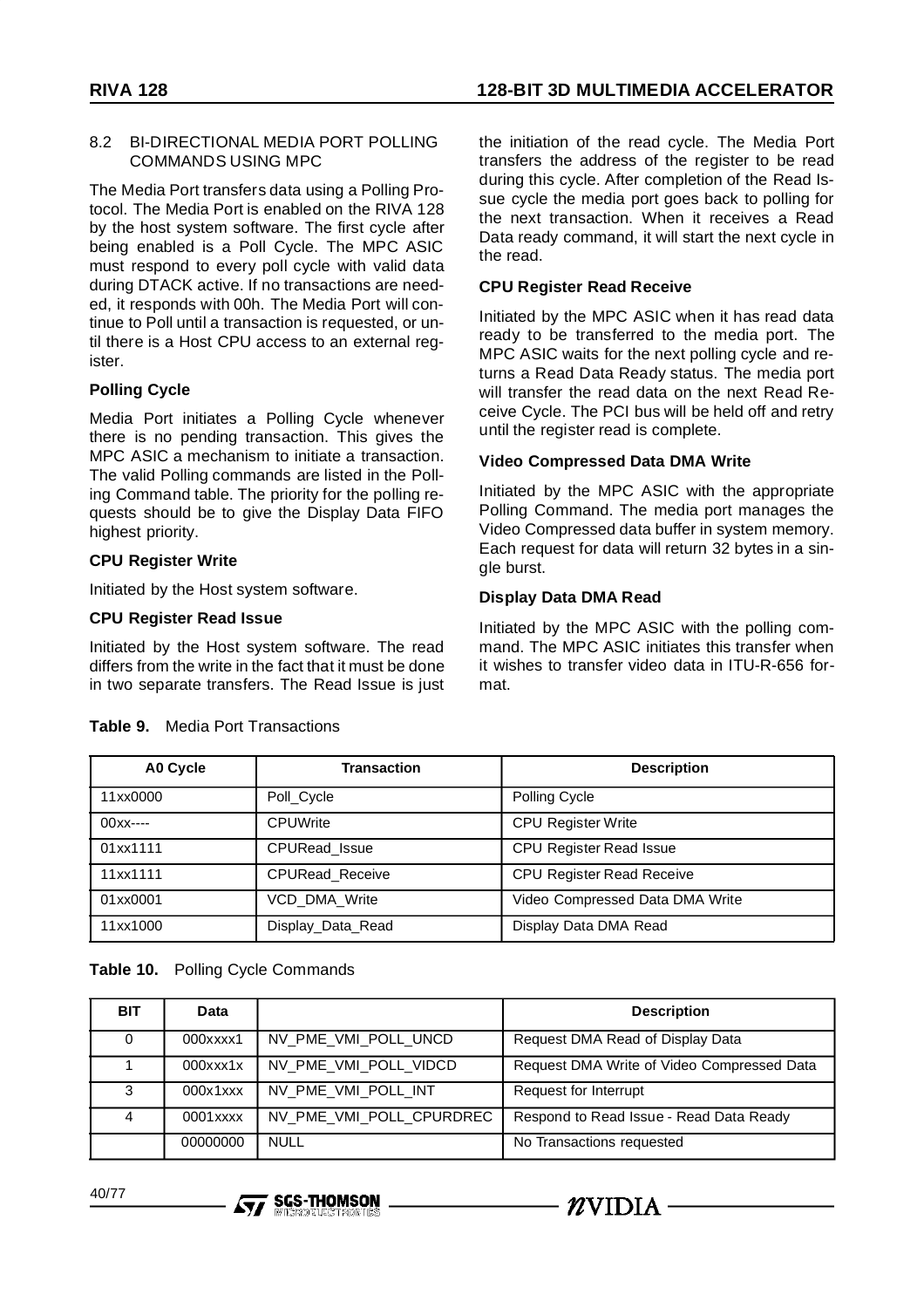### 8.2 BI-DIRECTIONAL MEDIA PORT POLLING COMMANDS USING MPC

The Media Port transfers data using a Polling Protocol. The Media Port is enabled on the RIVA 128 by the host system software. The first cycle after being enabled is a Poll Cycle. The MPC ASIC must respond to every poll cycle with valid data during DTACK active. If no transactions are needed, it responds with 00h. The Media Port will continue to Poll until a transaction is requested, or until there is a Host CPU access to an external register.

**Polling Cycle**

Media Port initiates a Polling Cycle whenever there is no pending transaction. This gives the MPC ASIC a mechanism to initiate a transaction. The valid Polling commands are listed in the Polling Command table. The priority for the polling requests should be to give the Display Data FIFO highest priority.

**CPU Register Write**

Initiated by the Host system software.

**CPU Register Read Issue**

Initiated by the Host system software. The read differs from the write in the fact that it must be done in two separate transfers. The Read Issue is just the initiation of the read cycle. The Media Port transfers the address of the register to be read during this cycle. After completion of the Read Issue cycle the media port goes back to polling for the next transaction. When it receives a Read Data ready command, it will start the next cycle in the read.

**CPU Register Read Receive**

Initiated by the MPC ASIC when it has read data ready to be transferred to the media port. The MPC ASIC waits for the next polling cycle and returns a Read Data Ready status. The media port will transfer the read data on the next Read Receive Cycle. The PCI bus will be held off and retry until the register read is complete.

**Video Compressed Data DMA Write**

Initiated by the MPC ASIC with the appropriate Polling Command. The media port manages the Video Compressed data buffer in system memory. Each request for data will return 32 bytes in a single burst.

**Display Data DMA Read**

Initiated by the MPC ASIC with the polling command. The MPC ASIC initiates this transfer when it wishes to transfer video data in ITU-R-656 format.

**Table 9.** Media Port Transactions

| A0 Cycle | Transaction | Description |
|---|---|---|
| 11xx0000 | Poll_Cycle | Polling Cycle |
| 00xx---- | CPUWrite | CPU Register Write |
| 01xx1111 | CPURead_Issue | CPU Register Read Issue |
| 11xx1111 | CPURead_Receive | CPU Register Read Receive |
| 01xx0001 | VCD_DMA_Write | Video Compressed Data DMA Write |
| 11xx1000 | Display_Data_Read | Display Data DMA Read |

**Table 10.** Polling Cycle Commands

| BIT | Data | | Description |
|---|---|---|---|
| 0 | 000xxxx1 | NV_PME_VMI_POLL_UNCD | Request DMA Read of Display Data |
| 1 | 000xxx1x | NV_PME_VMI_POLL_VIDCD | Request DMA Write of Video Compressed Data |
| 3 | 000x1xxx | NV_PME_VMI_POLL_INT | Request for Interrupt |
| 4 | 0001xxxx | NV_PME_VMI_POLL_CPURDREC | Respond to Read Issue - Read Data Ready |
| | 00000000 | NULL | No Transactions requested |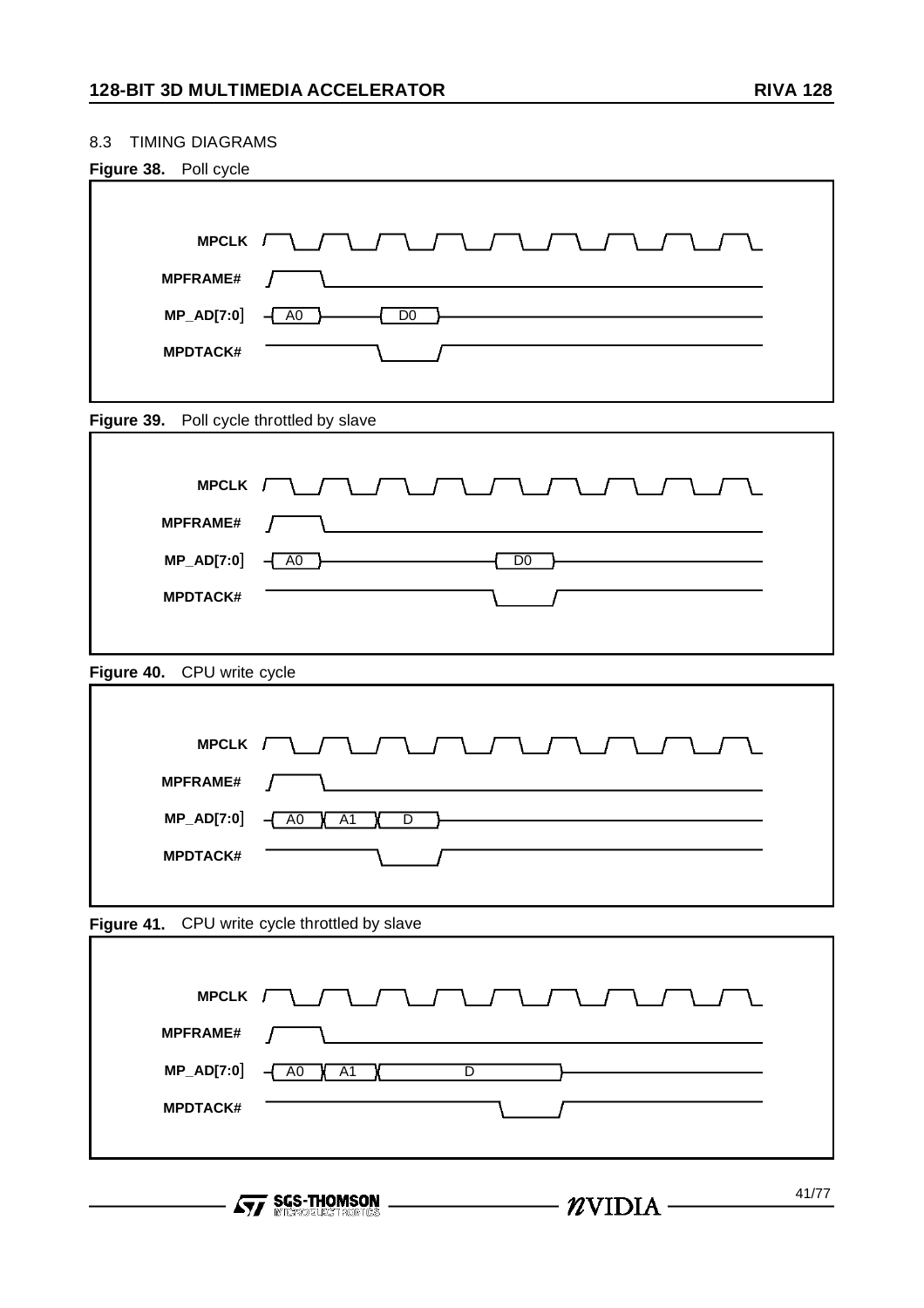## 8.3 TIMING DIAGRAMS

**Figure 38.** Poll cycle

MPCLK
MPFRAME#
MP_AD[7:0] A0 D0
MPDTACK#

**Figure 39.** Poll cycle throttled by slave

MPCLK
MPFRAME#
MP_AD[7:0] A0 D0
MPDTACK#

**Figure 40.** CPU write cycle

MPCLK
MPFRAME#
MP_AD[7:0] A0 A1 D
MPDTACK#

**Figure 41.** CPU write cycle throttled by slave

MPCLK
MPFRAME#
MP_AD[7:0] A0 A1 D
MPDTACK#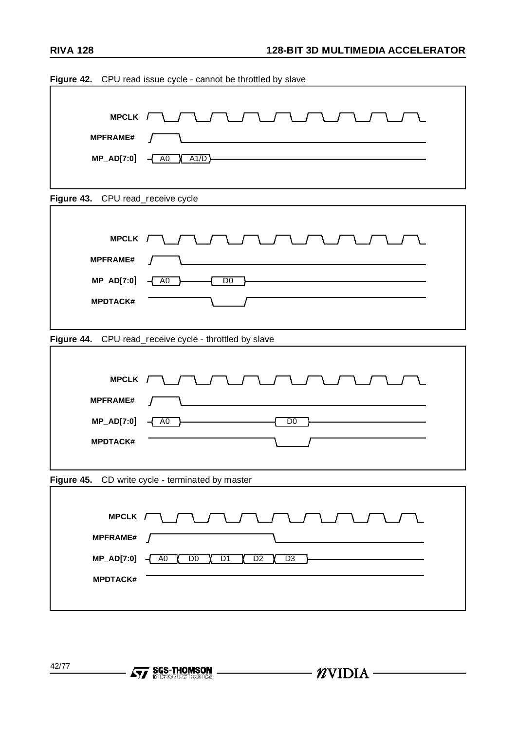**Figure 42.** CPU read issue cycle - cannot be throttled by slave

MPCLK

MPFRAME#

MP_AD[7:0] A0 A1/D

**Figure 43.** CPU read_receive cycle

MPCLK

MPFRAME#

MP_AD[7:0] A0 D0

MPDTACK#

**Figure 44.** CPU read_receive cycle - throttled by slave

MPCLK

MPFRAME#

MP_AD[7:0] A0 D0

MPDTACK#

**Figure 45.** CD write cycle - terminated by master

MPCLK

MPFRAME#

MP_AD[7:0] A0 D0 D1 D2 D3

MPDTACK#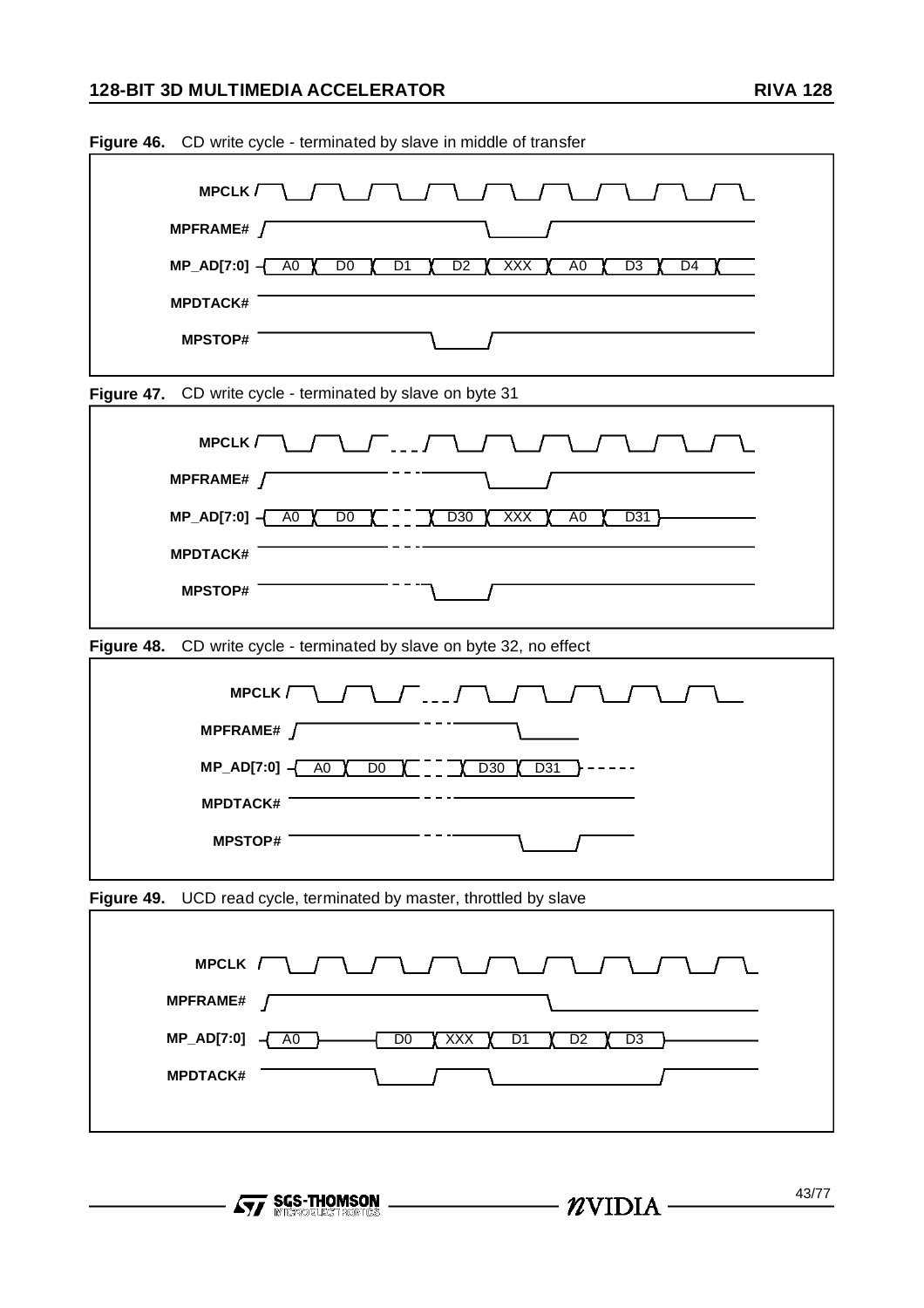**Figure 46.** CD write cycle - terminated by slave in middle of transfer

MPCLK

MPFRAME#

MP_AD[7:0] A0 D0 D1 D2 XXX A0 D3 D4

MPDTACK#

MPSTOP#

**Figure 47.** CD write cycle - terminated by slave on byte 31

MPCLK

MPFRAME#

MP_AD[7:0] A0 D0 D30 XXX A0 D31

MPDTACK#

MPSTOP#

**Figure 48.** CD write cycle - terminated by slave on byte 32, no effect

MPCLK

MPFRAME#

MP_AD[7:0] A0 D0 D30 D31

MPDTACK#

MPSTOP#

**Figure 49.** UCD read cycle, terminated by master, throttled by slave

MPCLK

MPFRAME#

MP_AD[7:0] A0 D0 XXX D1 D2 D3

MPDTACK#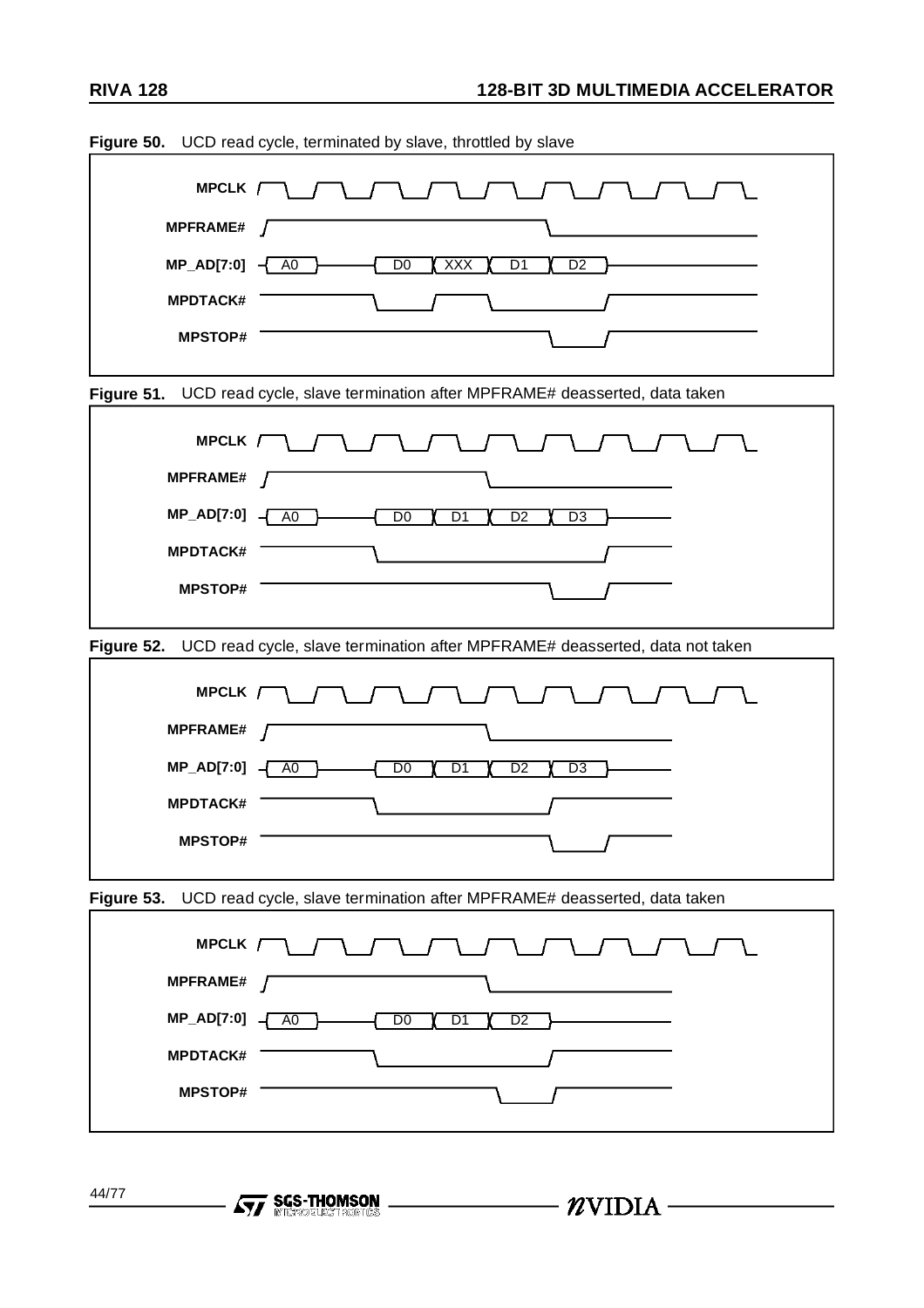**Figure 50.** UCD read cycle, terminated by slave, throttled by slave

MPCLK

MPFRAME#

MP_AD[7:0] A0 D0 XXX D1 D2

MPDTACK#

MPSTOP#

**Figure 51.** UCD read cycle, slave termination after MPFRAME# deasserted, data taken

MPCLK

MPFRAME#

MP_AD[7:0] A0 D0 D1 D2 D3

MPDTACK#

MPSTOP#

**Figure 52.** UCD read cycle, slave termination after MPFRAME# deasserted, data not taken

MPCLK

MPFRAME#

MP_AD[7:0] A0 D0 D1 D2 D3

MPDTACK#

MPSTOP#

**Figure 53.** UCD read cycle, slave termination after MPFRAME# deasserted, data taken

MPCLK

MPFRAME#

MP_AD[7:0] A0 D0 D1 D2

MPDTACK#

MPSTOP#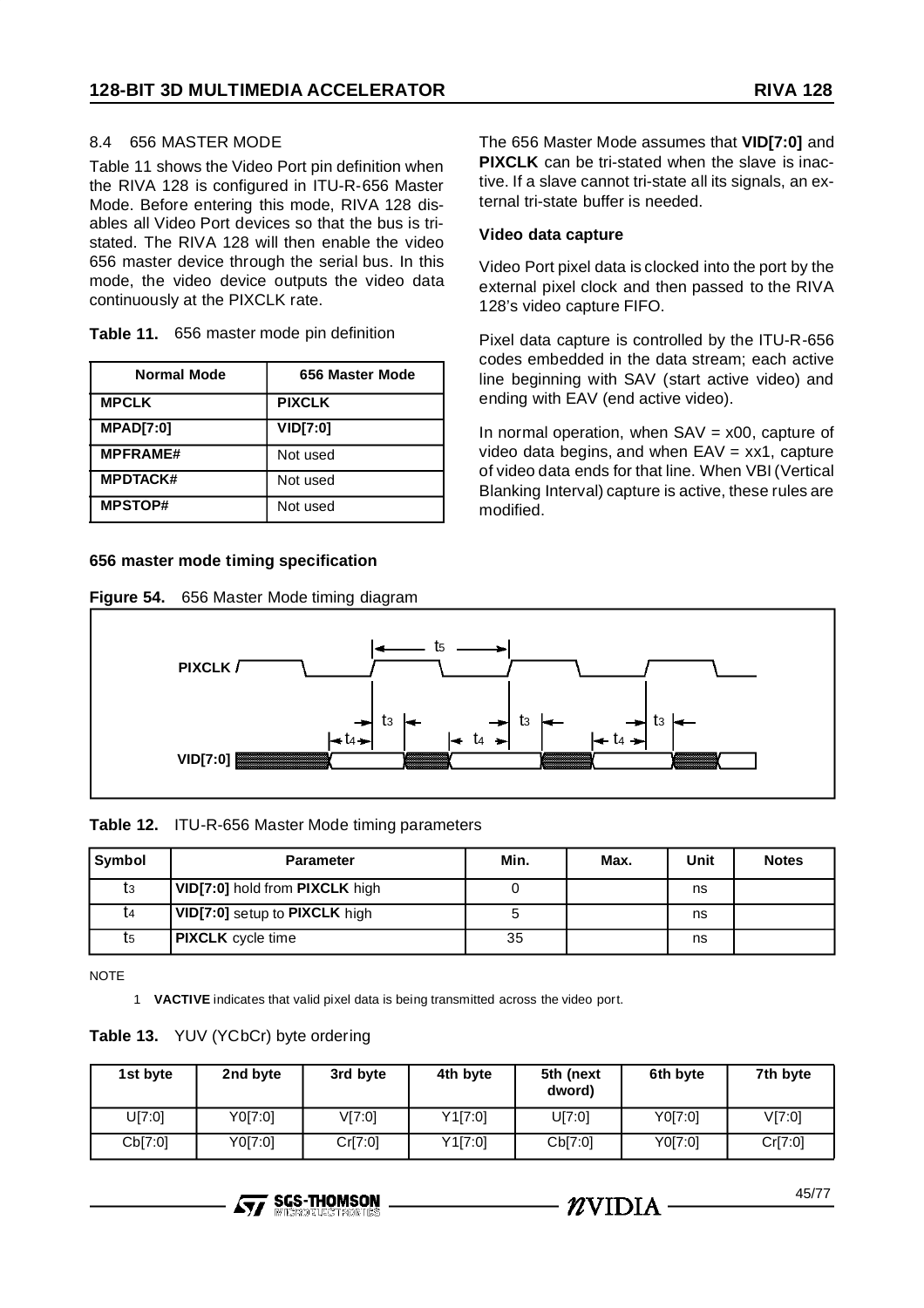### 8.4 656 MASTER MODE

Table 11 shows the Video Port pin definition when the RIVA 128 is configured in ITU-R-656 Master Mode. Before entering this mode, RIVA 128 disables all Video Port devices so that the bus is tri-stated. The RIVA 128 will then enable the video 656 master device through the serial bus. In this mode, the video device outputs the video data continuously at the PIXCLK rate.

**Table 11.** 656 master mode pin definition

| Normal Mode | 656 Master Mode |
|---|---|
| **MPCLK** | **PIXCLK** |
| **MPAD[7:0]** | **VID[7:0]** |
| **MPFRAME#** | Not used |
| **MPDTACK#** | Not used |
| **MPSTOP#** | Not used |

The 656 Master Mode assumes that **VID[7:0]** and **PIXCLK** can be tri-stated when the slave is inactive. If a slave cannot tri-state all its signals, an external tri-state buffer is needed.

**Video data capture**

Video Port pixel data is clocked into the port by the external pixel clock and then passed to the RIVA 128's video capture FIFO.

Pixel data capture is controlled by the ITU-R-656 codes embedded in the data stream; each active line beginning with SAV (start active video) and ending with EAV (end active video).

In normal operation, when SAV = x00, capture of video data begins, and when EAV = xx1, capture of video data ends for that line. When VBI (Vertical Blanking Interval) capture is active, these rules are modified.

**656 master mode timing specification**

**Figure 54.** 656 Master Mode timing diagram

**Table 12.** ITU-R-656 Master Mode timing parameters

| Symbol | Parameter | Min. | Max. | Unit | Notes |
|---|---|---|---|---|---|
| $t_3$ | **VID[7:0]** hold from **PIXCLK** high | 0 | | ns | |
| $t_4$ | **VID[7:0]** setup to **PIXCLK** high | 5 | | ns | |
| $t_5$ | **PIXCLK** cycle time | 35 | | ns | |

NOTE

1 **VACTIVE** indicates that valid pixel data is being transmitted across the video port.

**Table 13.** YUV (YCbCr) byte ordering

| 1st byte | 2nd byte | 3rd byte | 4th byte | 5th (next dword) | 6th byte | 7th byte |
|---|---|---|---|---|---|---|
| U[7:0] | Y0[7:0] | V[7:0] | Y1[7:0] | U[7:0] | Y0[7:0] | V[7:0] |
| Cb[7:0] | Y0[7:0] | Cr[7:0] | Y1[7:0] | Cb[7:0] | Y0[7:0] | Cr[7:0] |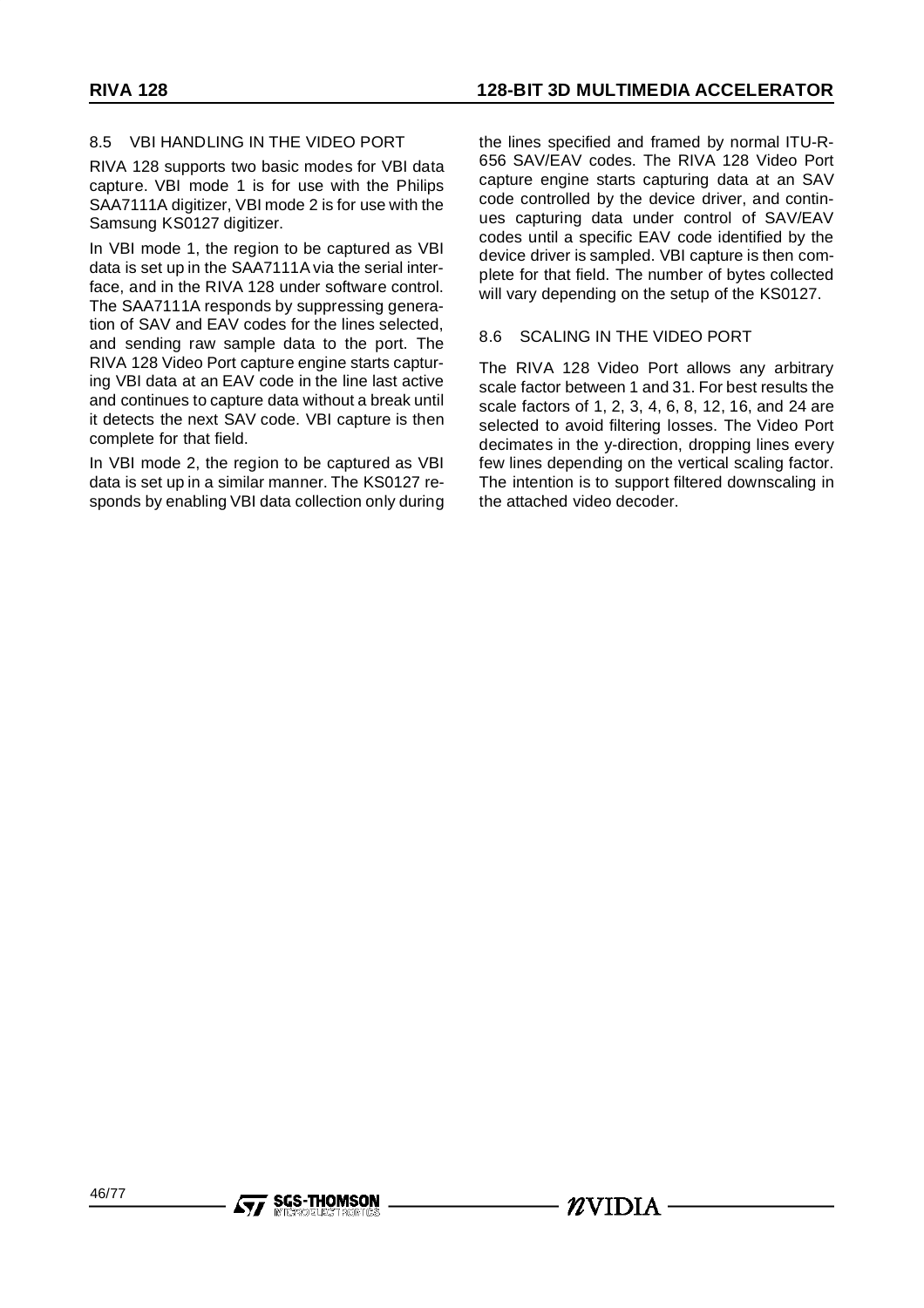## 8.5 VBI HANDLING IN THE VIDEO PORT

RIVA 128 supports two basic modes for VBI data capture. VBI mode 1 is for use with the Philips SAA7111A digitizer, VBI mode 2 is for use with the Samsung KS0127 digitizer.

In VBI mode 1, the region to be captured as VBI data is set up in the SAA7111A via the serial interface, and in the RIVA 128 under software control. The SAA7111A responds by suppressing generation of SAV and EAV codes for the lines selected, and sending raw sample data to the port. The RIVA 128 Video Port capture engine starts capturing VBI data at an EAV code in the line last active and continues to capture data without a break until it detects the next SAV code. VBI capture is then complete for that field.

In VBI mode 2, the region to be captured as VBI data is set up in a similar manner. The KS0127 responds by enabling VBI data collection only during the lines specified and framed by normal ITU-R-656 SAV/EAV codes. The RIVA 128 Video Port capture engine starts capturing data at an SAV code controlled by the device driver, and continues capturing data under control of SAV/EAV codes until a specific EAV code identified by the device driver is sampled. VBI capture is then complete for that field. The number of bytes collected will vary depending on the setup of the KS0127.

## 8.6 SCALING IN THE VIDEO PORT

The RIVA 128 Video Port allows any arbitrary scale factor between 1 and 31. For best results the scale factors of 1, 2, 3, 4, 6, 8, 12, 16, and 24 are selected to avoid filtering losses. The Video Port decimates in the y-direction, dropping lines every few lines depending on the vertical scaling factor. The intention is to support filtered downscaling in the attached video decoder.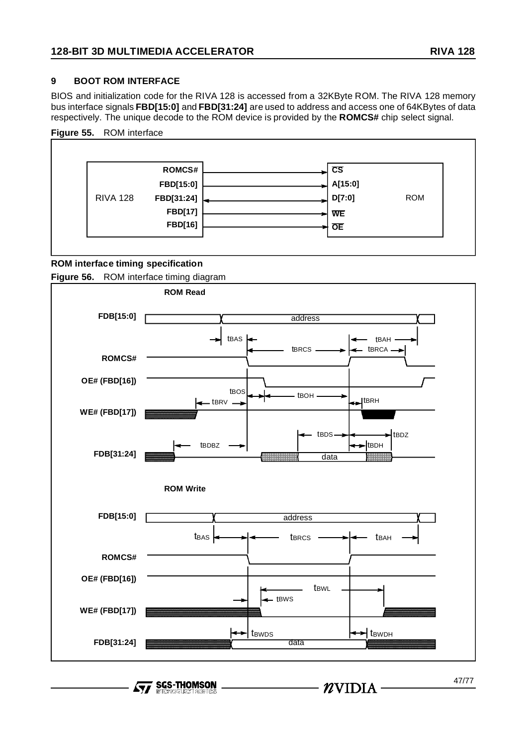## 9 BOOT ROM INTERFACE

BIOS and initialization code for the RIVA 128 is accessed from a 32KByte ROM. The RIVA 128 memory bus interface signals **FBD[15:0]** and **FBD[31:24]** are used to address and access one of 64KBytes of data respectively. The unique decode to the ROM device is provided by the **ROMCS#** chip select signal.

**Figure 55.** ROM interface

| RIVA 128 | | ROM |
|---|---|---|
| ROMCS# | → | $\overline{CS}$ |
| FBD[15:0] | → | A[15:0] |
| FBD[31:24] | ↔ | D[7:0] |
| FBD[17] | → | $\overline{WE}$ |
| FBD[16] | → | $\overline{OE}$ |

### ROM interface timing specification

**Figure 56.** ROM interface timing diagram

**ROM Read**

Signals: FDB[15:0] (address), ROMCS#, OE# (FBD[16]), WE# (FBD[17]), FDB[31:24] (data)

Timing parameters: $t_{BAS}$, $t_{BAH}$, $t_{BRCS}$, $t_{BRCA}$, $t_{BOS}$, $t_{BOH}$, $t_{BRV}$, $t_{BRH}$, $t_{BDS}$, $t_{BDZ}$, $t_{BDBZ}$, $t_{BDH}$

**ROM Write**

Signals: FDB[15:0] (address), ROMCS#, OE# (FBD[16]), WE# (FBD[17]), FDB[31:24] (data)

Timing parameters: $t_{BAS}$, $t_{BRCS}$, $t_{BAH}$, $t_{BWL}$, $t_{BWS}$, $t_{BWDS}$, $t_{BWDH}$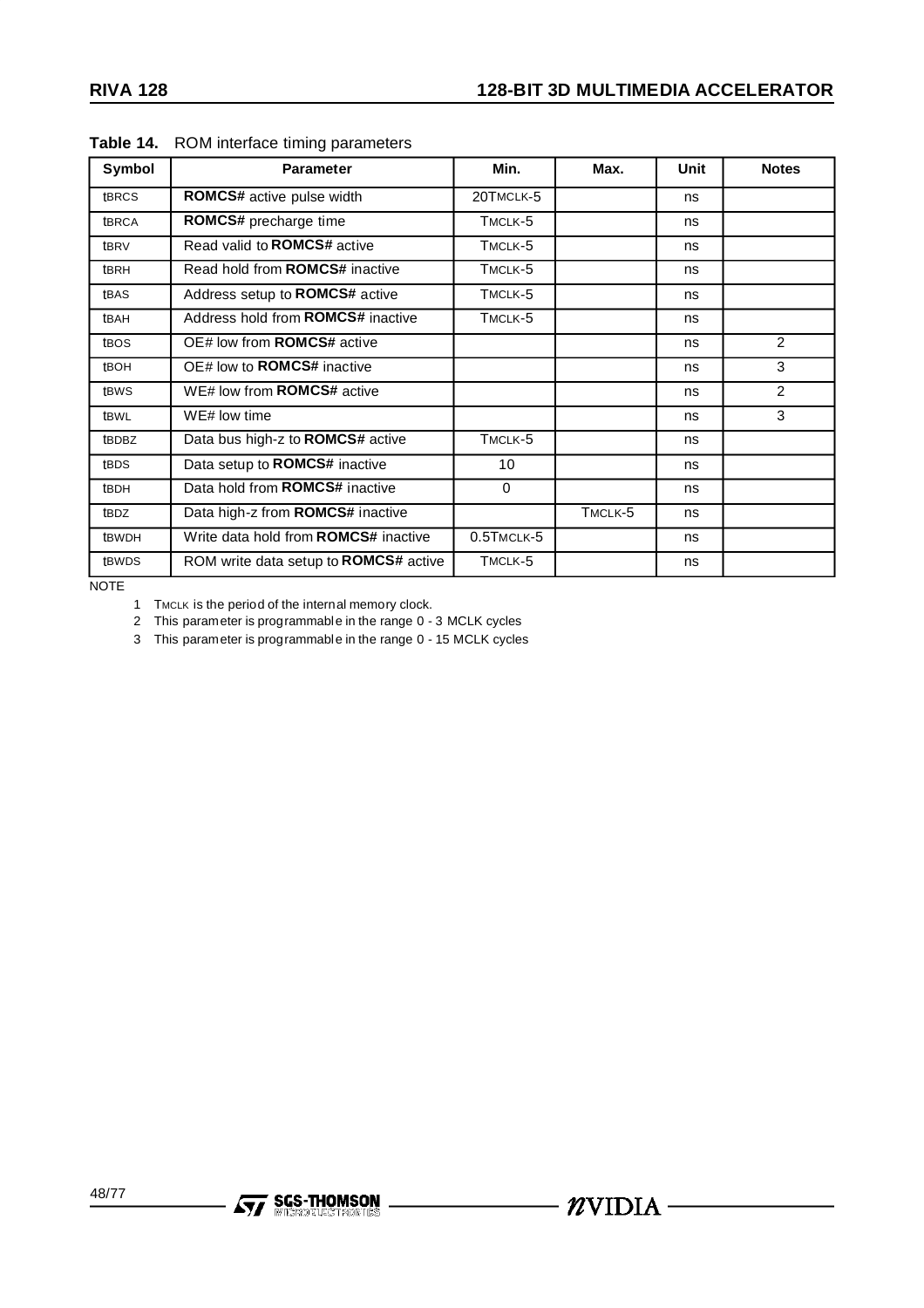**Table 14.** ROM interface timing parameters

| Symbol | Parameter | Min. | Max. | Unit | Notes |
| --- | --- | --- | --- | --- | --- |
| $t_{BRCS}$ | **ROMCS#** active pulse width | $20T_{MCLK}$-5 | | ns | |
| $t_{BRCA}$ | **ROMCS#** precharge time | $T_{MCLK}$-5 | | ns | |
| $t_{BRV}$ | Read valid to **ROMCS#** active | $T_{MCLK}$-5 | | ns | |
| $t_{BRH}$ | Read hold from **ROMCS#** inactive | $T_{MCLK}$-5 | | ns | |
| $t_{BAS}$ | Address setup to **ROMCS#** active | $T_{MCLK}$-5 | | ns | |
| $t_{BAH}$ | Address hold from **ROMCS#** inactive | $T_{MCLK}$-5 | | ns | |
| $t_{BOS}$ | OE# low from **ROMCS#** active | | | ns | 2 |
| $t_{BOH}$ | OE# low to **ROMCS#** inactive | | | ns | 3 |
| $t_{BWS}$ | WE# low from **ROMCS#** active | | | ns | 2 |
| $t_{BWL}$ | WE# low time | | | ns | 3 |
| $t_{BDBZ}$ | Data bus high-z to **ROMCS#** active | $T_{MCLK}$-5 | | ns | |
| $t_{BDS}$ | Data setup to **ROMCS#** inactive | 10 | | ns | |
| $t_{BDH}$ | Data hold from **ROMCS#** inactive | 0 | | ns | |
| $t_{BDZ}$ | Data high-z from **ROMCS#** inactive | | $T_{MCLK}$-5 | ns | |
| $t_{BWDH}$ | Write data hold from **ROMCS#** inactive | $0.5T_{MCLK}$-5 | | ns | |
| $t_{BWDS}$ | ROM write data setup to **ROMCS#** active | $T_{MCLK}$-5 | | ns | |

NOTE

1 $T_{MCLK}$ is the period of the internal memory clock.

2 This parameter is programmable in the range 0 - 3 MCLK cycles

3 This parameter is programmable in the range 0 - 15 MCLK cycles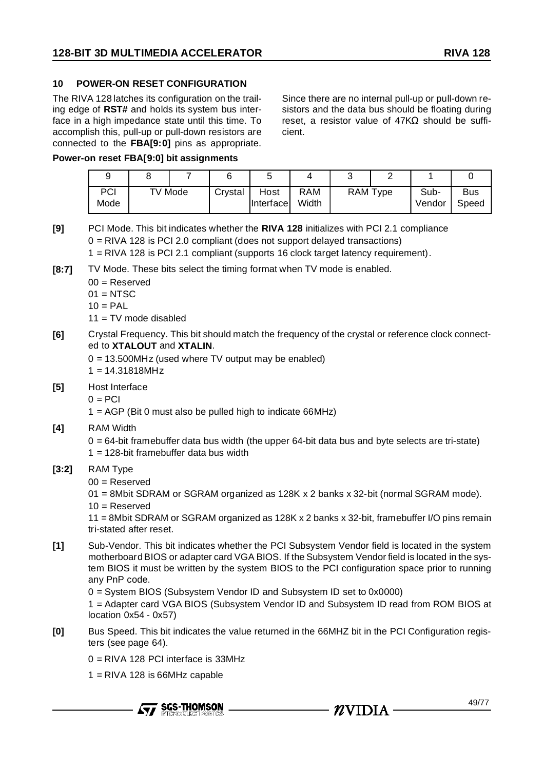## 10 POWER-ON RESET CONFIGURATION

The RIVA 128 latches its configuration on the trailing edge of **RST#** and holds its system bus interface in a high impedance state until this time. To accomplish this, pull-up or pull-down resistors are connected to the **FBA[9:0]** pins as appropriate. Since there are no internal pull-up or pull-down resistors and the data bus should be floating during reset, a resistor value of 47KΩ should be sufficient.

**Power-on reset FBA[9:0] bit assignments**

| 9 | 8 | 7 | 6 | 5 | 4 | 3 | 2 | 1 | 0 |
|---|---|---|---|---|---|---|---|---|---|
| PCI Mode | TV Mode | | Crystal | Host Interface | RAM Width | RAM Type | | Sub-Vendor | Bus Speed |

**[9]** PCI Mode. This bit indicates whether the **RIVA 128** initializes with PCI 2.1 compliance
0 = RIVA 128 is PCI 2.0 compliant (does not support delayed transactions)
1 = RIVA 128 is PCI 2.1 compliant (supports 16 clock target latency requirement).

**[8:7]** TV Mode. These bits select the timing format when TV mode is enabled.
00 = Reserved
01 = NTSC
10 = PAL
11 = TV mode disabled

**[6]** Crystal Frequency. This bit should match the frequency of the crystal or reference clock connected to **XTALOUT** and **XTALIN**.
0 = 13.500MHz (used where TV output may be enabled)
1 = 14.31818MHz

**[5]** Host Interface
0 = PCI
1 = AGP (Bit 0 must also be pulled high to indicate 66MHz)

**[4]** RAM Width
0 = 64-bit framebuffer data bus width (the upper 64-bit data bus and byte selects are tri-state)
1 = 128-bit framebuffer data bus width

**[3:2]** RAM Type
00 = Reserved
01 = 8Mbit SDRAM or SGRAM organized as 128K x 2 banks x 32-bit (normal SGRAM mode).
10 = Reserved
11 = 8Mbit SDRAM or SGRAM organized as 128K x 2 banks x 32-bit, framebuffer I/O pins remain tri-stated after reset.

**[1]** Sub-Vendor. This bit indicates whether the PCI Subsystem Vendor field is located in the system motherboard BIOS or adapter card VGA BIOS. If the Subsystem Vendor field is located in the system BIOS it must be written by the system BIOS to the PCI configuration space prior to running any PnP code.
0 = System BIOS (Subsystem Vendor ID and Subsystem ID set to 0x0000)
1 = Adapter card VGA BIOS (Subsystem Vendor ID and Subsystem ID read from ROM BIOS at location 0x54 - 0x57)

**[0]** Bus Speed. This bit indicates the value returned in the 66MHZ bit in the PCI Configuration registers (see page 64).
0 = RIVA 128 PCI interface is 33MHz
1 = RIVA 128 is 66MHz capable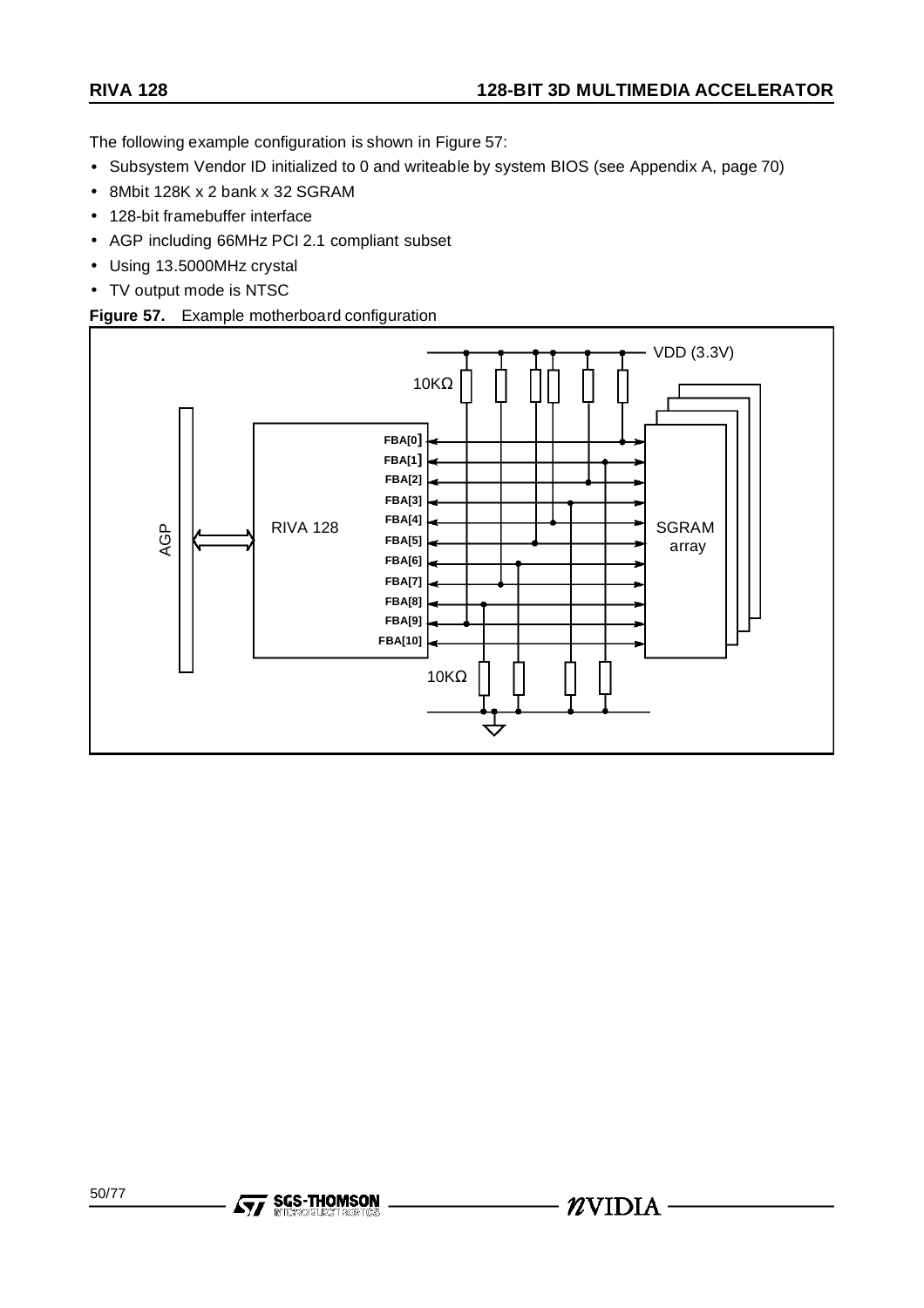The following example configuration is shown in Figure 57:

- Subsystem Vendor ID initialized to 0 and writeable by system BIOS (see Appendix A, page 70)
- 8Mbit 128K x 2 bank x 32 SGRAM
- 128-bit framebuffer interface
- AGP including 66MHz PCI 2.1 compliant subset
- Using 13.5000MHz crystal
- TV output mode is NTSC

**Figure 57.** Example motherboard configuration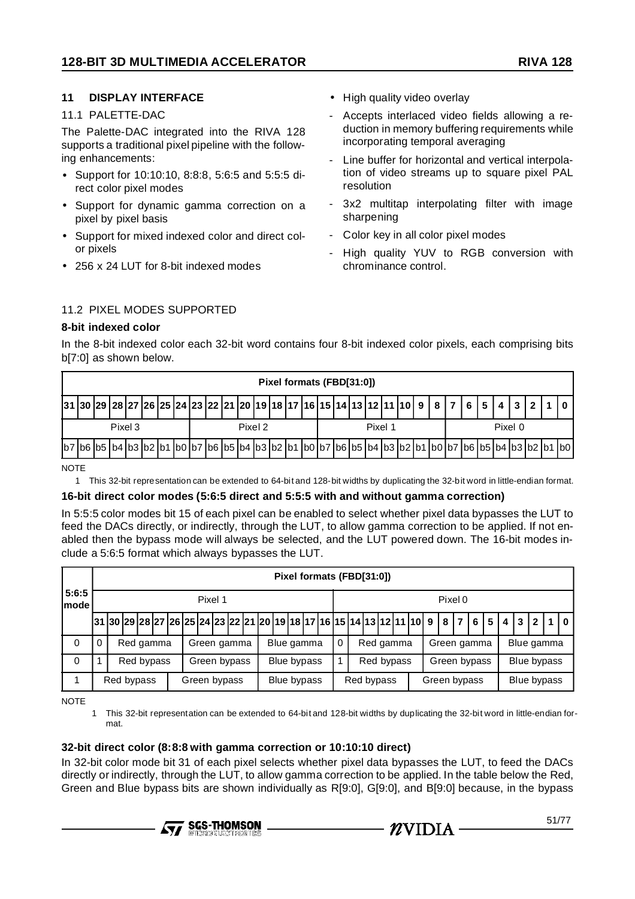## 11 DISPLAY INTERFACE

### 11.1 PALETTE-DAC

The Palette-DAC integrated into the RIVA 128 supports a traditional pixel pipeline with the following enhancements:

- Support for 10:10:10, 8:8:8, 5:6:5 and 5:5:5 direct color pixel modes
- Support for dynamic gamma correction on a pixel by pixel basis
- Support for mixed indexed color and direct color pixels
- 256 x 24 LUT for 8-bit indexed modes
- High quality video overlay
  - Accepts interlaced video fields allowing a reduction in memory buffering requirements while incorporating temporal averaging
  - Line buffer for horizontal and vertical interpolation of video streams up to square pixel PAL resolution
  - 3x2 multitap interpolating filter with image sharpening
  - Color key in all color pixel modes
  - High quality YUV to RGB conversion with chrominance control.

### 11.2 PIXEL MODES SUPPORTED

**8-bit indexed color**

In the 8-bit indexed color each 32-bit word contains four 8-bit indexed color pixels, each comprising bits b[7:0] as shown below.

| Pixel formats (FBD[31:0]) | | | | | | | | | | | | | | | | | | | | | | | | | | | | | | | |
|---|---|---|---|---|---|---|---|---|---|---|---|---|---|---|---|---|---|---|---|---|---|---|---|---|---|---|---|---|---|---|---|
| 31 | 30 | 29 | 28 | 27 | 26 | 25 | 24 | 23 | 22 | 21 | 20 | 19 | 18 | 17 | 16 | 15 | 14 | 13 | 12 | 11 | 10 | 9 | 8 | 7 | 6 | 5 | 4 | 3 | 2 | 1 | 0 |
| Pixel 3 | | | | | | | | Pixel 2 | | | | | | | | Pixel 1 | | | | | | | | Pixel 0 | | | | | | | |
| b7 | b6 | b5 | b4 | b3 | b2 | b1 | b0 | b7 | b6 | b5 | b4 | b3 | b2 | b1 | b0 | b7 | b6 | b5 | b4 | b3 | b2 | b1 | b0 | b7 | b6 | b5 | b4 | b3 | b2 | b1 | b0 |

NOTE

1 This 32-bit representation can be extended to 64-bit and 128-bit widths by duplicating the 32-bit word in little-endian format.

**16-bit direct color modes (5:6:5 direct and 5:5:5 with and without gamma correction)**

In 5:5:5 color modes bit 15 of each pixel can be enabled to select whether pixel data bypasses the LUT to feed the DACs directly, or indirectly, through the LUT, to allow gamma correction to be applied. If not enabled then the bypass mode will always be selected, and the LUT powered down. The 16-bit modes include a 5:6:5 format which always bypasses the LUT.

| 5:6:5 mode | Pixel formats (FBD[31:0]) | | | | | | | | | | | | | | | | | | | | | | | | | | | | | | | |
|---|---|---|---|---|---|---|---|---|---|---|---|---|---|---|---|---|---|---|---|---|---|---|---|---|---|---|---|---|---|---|---|---|
| | Pixel 1 | | | | | | | | | | | | | | | | Pixel 0 | | | | | | | | | | | | | | | |
| | 31 | 30 | 29 | 28 | 27 | 26 | 25 | 24 | 23 | 22 | 21 | 20 | 19 | 18 | 17 | 16 | 15 | 14 | 13 | 12 | 11 | 10 | 9 | 8 | 7 | 6 | 5 | 4 | 3 | 2 | 1 | 0 |
| 0 | 0 | Red gamma | | | | | Green gamma | | | | | Blue gamma | | | | | 0 | Red gamma | | | | | Green gamma | | | | | Blue gamma | | | | |
| 0 | 1 | Red bypass | | | | | Green bypass | | | | | Blue bypass | | | | | 1 | Red bypass | | | | | Green bypass | | | | | Blue bypass | | | | |
| 1 | Red bypass | | | | | Green bypass | | | | | | Blue bypass | | | | | Red bypass | | | | | Green bypass | | | | | | Blue bypass | | | | |

NOTE

1 This 32-bit representation can be extended to 64-bit and 128-bit widths by duplicating the 32-bit word in little-endian format.

**32-bit direct color (8:8:8 with gamma correction or 10:10:10 direct)**

In 32-bit color mode bit 31 of each pixel selects whether pixel data bypasses the LUT, to feed the DACs directly or indirectly, through the LUT, to allow gamma correction to be applied. In the table below the Red, Green and Blue bypass bits are shown individually as R[9:0], G[9:0], and B[9:0] because, in the bypass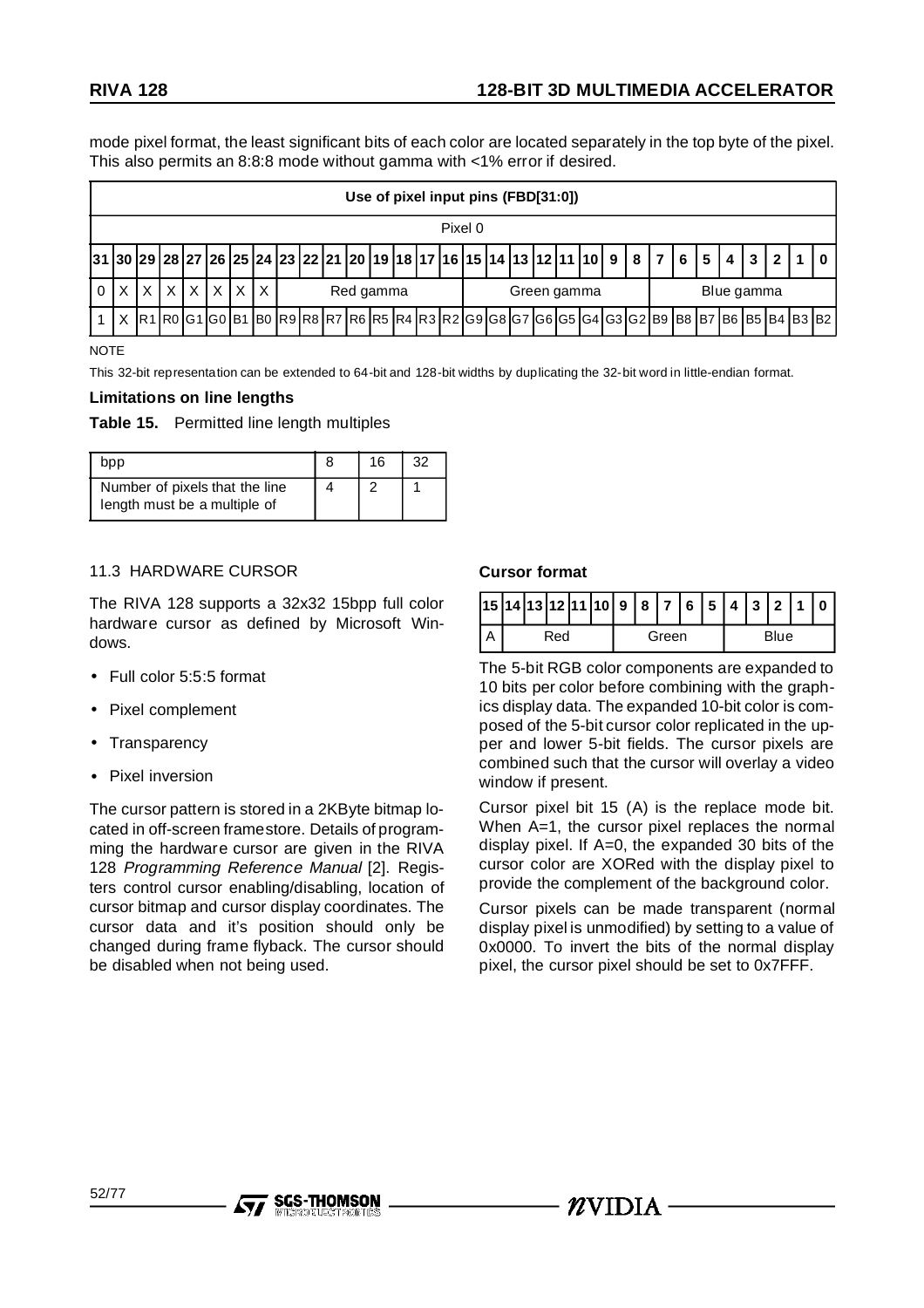mode pixel format, the least significant bits of each color are located separately in the top byte of the pixel. This also permits an 8:8:8 mode without gamma with <1% error if desired.

| Use of pixel input pins (FBD[31:0]) | | | | | | | | | | | | | | | | | | | | | | | | | | | | | | | |
|---|---|---|---|---|---|---|---|---|---|---|---|---|---|---|---|---|---|---|---|---|---|---|---|---|---|---|---|---|---|---|---|
| Pixel 0 | | | | | | | | | | | | | | | | | | | | | | | | | | | | | | | |
| 31 | 30 | 29 | 28 | 27 | 26 | 25 | 24 | 23 | 22 | 21 | 20 | 19 | 18 | 17 | 16 | 15 | 14 | 13 | 12 | 11 | 10 | 9 | 8 | 7 | 6 | 5 | 4 | 3 | 2 | 1 | 0 |
| 0 | X | X | X | X | X | X | X | Red gamma | | | | | | | | Green gamma | | | | | | | | Blue gamma | | | | | | | |
| 1 | X | R1 | R0 | G1 | G0 | B1 | B0 | R9 | R8 | R7 | R6 | R5 | R4 | R3 | R2 | G9 | G8 | G7 | G6 | G5 | G4 | G3 | G2 | B9 | B8 | B7 | B6 | B5 | B4 | B3 | B2 |

NOTE

This 32-bit representation can be extended to 64-bit and 128-bit widths by duplicating the 32-bit word in little-endian format.

**Limitations on line lengths**

**Table 15.** Permitted line length multiples

| bpp | 8 | 16 | 32 |
|---|---|---|---|
| Number of pixels that the line length must be a multiple of | 4 | 2 | 1 |

## 11.3 HARDWARE CURSOR

The RIVA 128 supports a 32x32 15bpp full color hardware cursor as defined by Microsoft Windows.

- Full color 5:5:5 format
- Pixel complement
- Transparency
- Pixel inversion

The cursor pattern is stored in a 2KByte bitmap located in off-screen framestore. Details of programming the hardware cursor are given in the RIVA 128 *Programming Reference Manual* [2]. Registers control cursor enabling/disabling, location of cursor bitmap and cursor display coordinates. The cursor data and it's position should only be changed during frame flyback. The cursor should be disabled when not being used.

**Cursor format**

| 15 | 14 | 13 | 12 | 11 | 10 | 9 | 8 | 7 | 6 | 5 | 4 | 3 | 2 | 1 | 0 |
|---|---|---|---|---|---|---|---|---|---|---|---|---|---|---|---|
| A | Red | | | | | Green | | | | | Blue | | | | |

The 5-bit RGB color components are expanded to 10 bits per color before combining with the graphics display data. The expanded 10-bit color is composed of the 5-bit cursor color replicated in the upper and lower 5-bit fields. The cursor pixels are combined such that the cursor will overlay a video window if present.

Cursor pixel bit 15 (A) is the replace mode bit. When A=1, the cursor pixel replaces the normal display pixel. If A=0, the expanded 30 bits of the cursor color are XORed with the display pixel to provide the complement of the background color.

Cursor pixels can be made transparent (normal display pixel is unmodified) by setting to a value of 0x0000. To invert the bits of the normal display pixel, the cursor pixel should be set to 0x7FFF.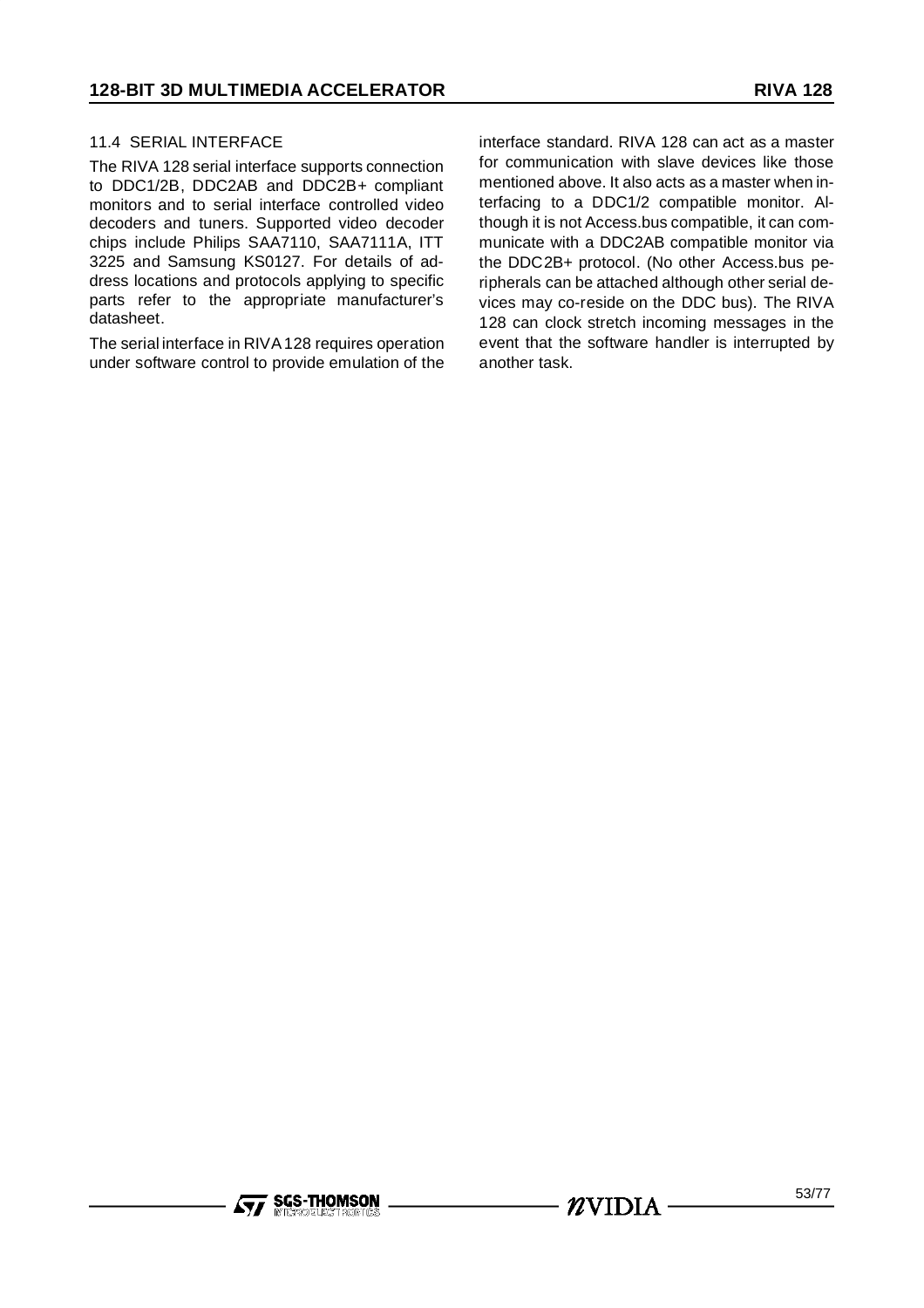### 11.4 SERIAL INTERFACE

The RIVA 128 serial interface supports connection to DDC1/2B, DDC2AB and DDC2B+ compliant monitors and to serial interface controlled video decoders and tuners. Supported video decoder chips include Philips SAA7110, SAA7111A, ITT 3225 and Samsung KS0127. For details of address locations and protocols applying to specific parts refer to the appropriate manufacturer's datasheet.

The serial interface in RIVA 128 requires operation under software control to provide emulation of the interface standard. RIVA 128 can act as a master for communication with slave devices like those mentioned above. It also acts as a master when interfacing to a DDC1/2 compatible monitor. Although it is not Access.bus compatible, it can communicate with a DDC2AB compatible monitor via the DDC2B+ protocol. (No other Access.bus peripherals can be attached although other serial devices may co-reside on the DDC bus). The RIVA 128 can clock stretch incoming messages in the event that the software handler is interrupted by another task.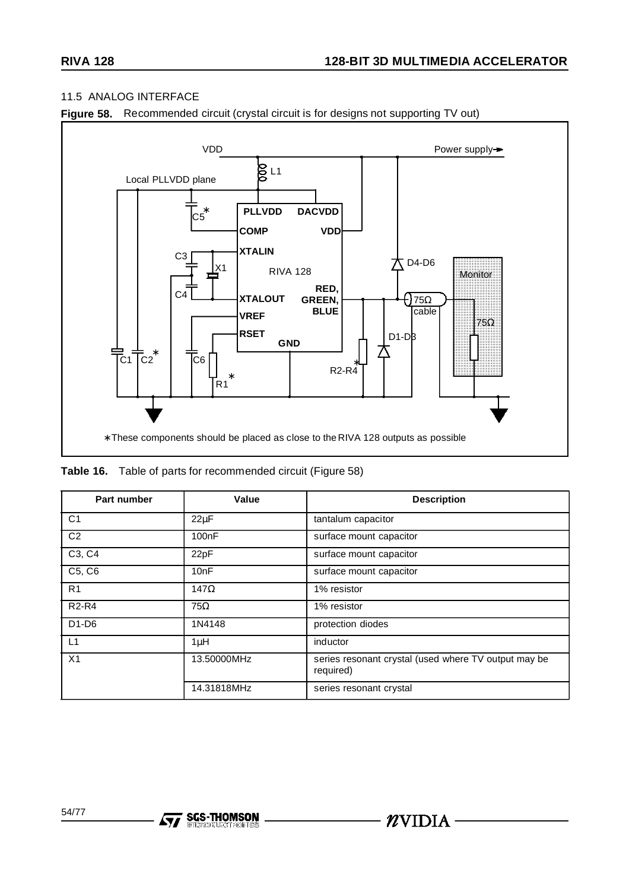## 11.5 ANALOG INTERFACE

**Figure 58.** Recommended circuit (crystal circuit is for designs not supporting TV out)

VDD

Power supply

L1

Local PLLVDD plane

C5*

PLLVDD DACVDD

COMP VDD

XTALIN

C3

X1

RIVA 128

D4-D6

Monitor

C4

XTALOUT

RED, GREEN, BLUE

75Ω cable

VREF

75Ω

RSET

GND

D1-D3

C1 C2*

C6

R1*

R2-R4*

*These components should be placed as close to the RIVA 128 outputs as possible

**Table 16.** Table of parts for recommended circuit (Figure 58)

| Part number | Value | Description |
|---|---|---|
| C1 | 22µF | tantalum capacitor |
| C2 | 100nF | surface mount capacitor |
| C3, C4 | 22pF | surface mount capacitor |
| C5, C6 | 10nF | surface mount capacitor |
| R1 | 147Ω | 1% resistor |
| R2-R4 | 75Ω | 1% resistor |
| D1-D6 | 1N4148 | protection diodes |
| L1 | 1µH | inductor |
| X1 | 13.50000MHz | series resonant crystal (used where TV output may be required) |
| | 14.31818MHz | series resonant crystal |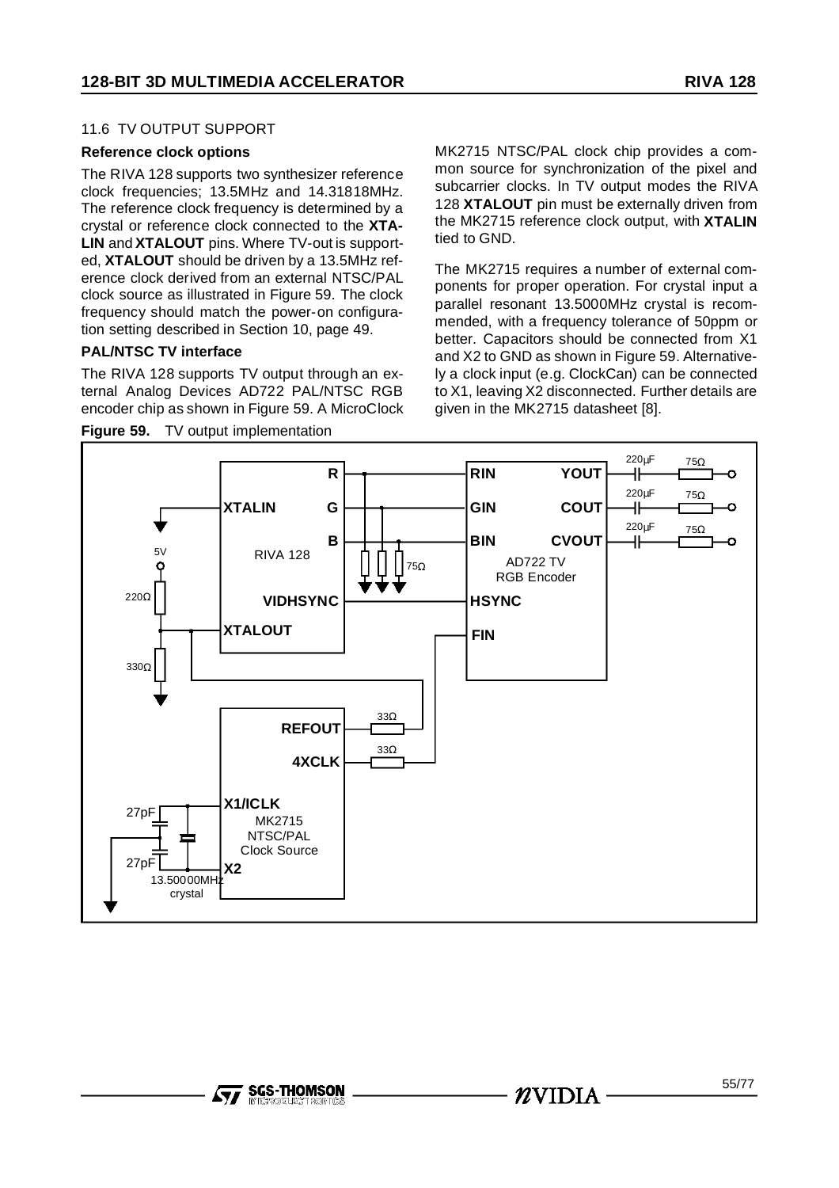### 11.6 TV OUTPUT SUPPORT

**Reference clock options**

The RIVA 128 supports two synthesizer reference clock frequencies; 13.5MHz and 14.31818MHz. The reference clock frequency is determined by a crystal or reference clock connected to the **XTALIN** and **XTALOUT** pins. Where TV-out is supported, **XTALOUT** should be driven by a 13.5MHz reference clock derived from an external NTSC/PAL clock source as illustrated in Figure 59. The clock frequency should match the power-on configuration setting described in Section 10, page 49.

**PAL/NTSC TV interface**

The RIVA 128 supports TV output through an external Analog Devices AD722 PAL/NTSC RGB encoder chip as shown in Figure 59. A MicroClock MK2715 NTSC/PAL clock chip provides a common source for synchronization of the pixel and subcarrier clocks. In TV output modes the RIVA 128 **XTALOUT** pin must be externally driven from the MK2715 reference clock output, with **XTALIN** tied to GND.

The MK2715 requires a number of external components for proper operation. For crystal input a parallel resonant 13.5000MHz crystal is recommended, with a frequency tolerance of 50ppm or better. Capacitors should be connected from X1 and X2 to GND as shown in Figure 59. Alternatively a clock input (e.g. ClockCan) can be connected to X1, leaving X2 disconnected. Further details are given in the MK2715 datasheet [8].

**Figure 59.** TV output implementation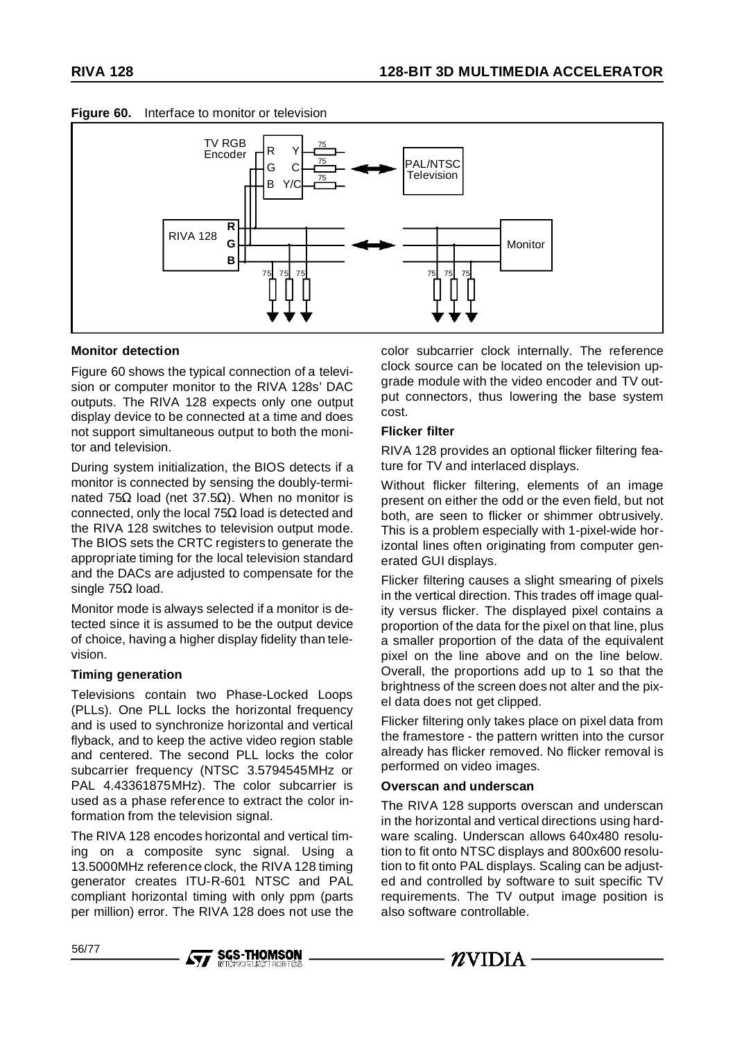**Figure 60.** Interface to monitor or television

**Monitor detection**

Figure 60 shows the typical connection of a television or computer monitor to the RIVA 128s' DAC outputs. The RIVA 128 expects only one output display device to be connected at a time and does not support simultaneous output to both the monitor and television.

During system initialization, the BIOS detects if a monitor is connected by sensing the doubly-terminated 75Ω load (net 37.5Ω). When no monitor is connected, only the local 75Ω load is detected and the RIVA 128 switches to television output mode. The BIOS sets the CRTC registers to generate the appropriate timing for the local television standard and the DACs are adjusted to compensate for the single 75Ω load.

Monitor mode is always selected if a monitor is detected since it is assumed to be the output device of choice, having a higher display fidelity than television.

**Timing generation**

Televisions contain two Phase-Locked Loops (PLLs). One PLL locks the horizontal frequency and is used to synchronize horizontal and vertical flyback, and to keep the active video region stable and centered. The second PLL locks the color subcarrier frequency (NTSC 3.5794545MHz or PAL 4.43361875MHz). The color subcarrier is used as a phase reference to extract the color information from the television signal.

The RIVA 128 encodes horizontal and vertical timing on a composite sync signal. Using a 13.5000MHz reference clock, the RIVA 128 timing generator creates ITU-R-601 NTSC and PAL compliant horizontal timing with only ppm (parts per million) error. The RIVA 128 does not use the color subcarrier clock internally. The reference clock source can be located on the television upgrade module with the video encoder and TV output connectors, thus lowering the base system cost.

**Flicker filter**

RIVA 128 provides an optional flicker filtering feature for TV and interlaced displays.

Without flicker filtering, elements of an image present on either the odd or the even field, but not both, are seen to flicker or shimmer obtrusively. This is a problem especially with 1-pixel-wide horizontal lines often originating from computer generated GUI displays.

Flicker filtering causes a slight smearing of pixels in the vertical direction. This trades off image quality versus flicker. The displayed pixel contains a proportion of the data for the pixel on that line, plus a smaller proportion of the data of the equivalent pixel on the line above and on the line below. Overall, the proportions add up to 1 so that the brightness of the screen does not alter and the pixel data does not get clipped.

Flicker filtering only takes place on pixel data from the framestore - the pattern written into the cursor already has flicker removed. No flicker removal is performed on video images.

**Overscan and underscan**

The RIVA 128 supports overscan and underscan in the horizontal and vertical directions using hardware scaling. Underscan allows 640x480 resolution to fit onto NTSC displays and 800x600 resolution to fit onto PAL displays. Scaling can be adjusted and controlled by software to suit specific TV requirements. The TV output image position is also software controllable.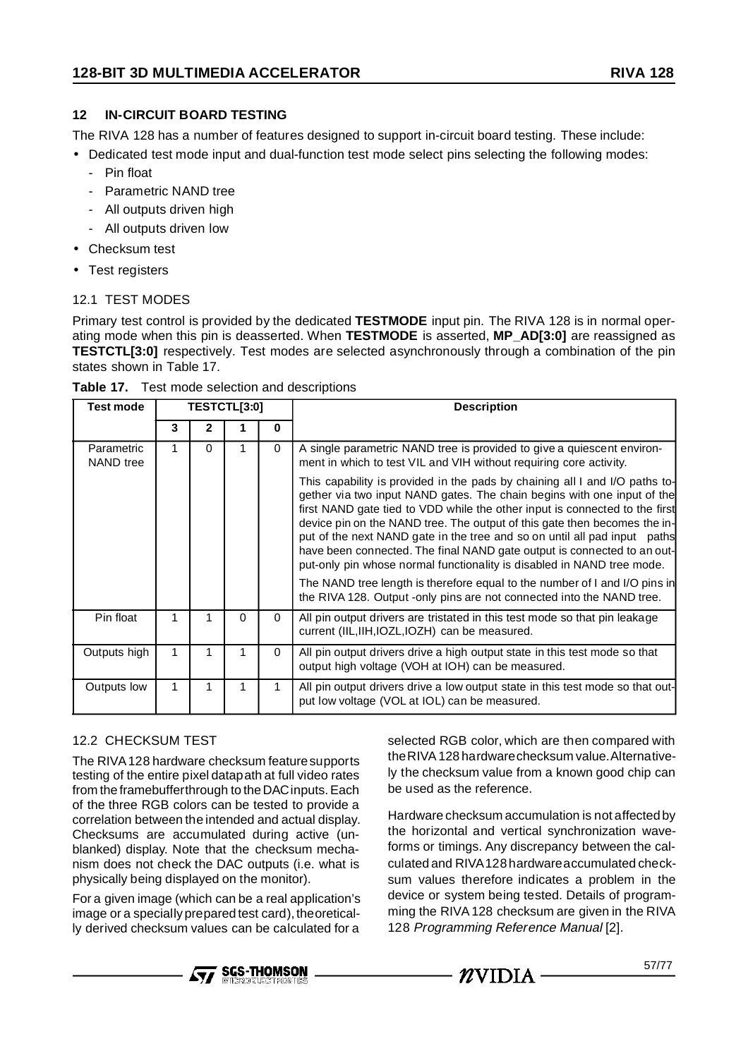## 12 IN-CIRCUIT BOARD TESTING

The RIVA 128 has a number of features designed to support in-circuit board testing. These include:

- Dedicated test mode input and dual-function test mode select pins selecting the following modes:
  - Pin float
  - Parametric NAND tree
  - All outputs driven high
  - All outputs driven low
- Checksum test
- Test registers

### 12.1 TEST MODES

Primary test control is provided by the dedicated **TESTMODE** input pin. The RIVA 128 is in normal operating mode when this pin is deasserted. When **TESTMODE** is asserted, **MP_AD[3:0]** are reassigned as **TESTCTL[3:0]** respectively. Test modes are selected asynchronously through a combination of the pin states shown in Table 17.

**Table 17.** Test mode selection and descriptions

| Test mode | TESTCTL[3:0] | | | | Description |
|---|---|---|---|---|---|
| | 3 | 2 | 1 | 0 | |
| Parametric NAND tree | 1 | 0 | 1 | 0 | A single parametric NAND tree is provided to give a quiescent environment in which to test VIL and VIH without requiring core activity.<br><br>This capability is provided in the pads by chaining all I and I/O paths together via two input NAND gates. The chain begins with one input of the first NAND gate tied to VDD while the other input is connected to the first device pin on the NAND tree. The output of this gate then becomes the input of the next NAND gate in the tree and so on until all pad input paths have been connected. The final NAND gate output is connected to an output-only pin whose normal functionality is disabled in NAND tree mode.<br><br>The NAND tree length is therefore equal to the number of I and I/O pins in the RIVA 128. Output -only pins are not connected into the NAND tree. |
| Pin float | 1 | 1 | 0 | 0 | All pin output drivers are tristated in this test mode so that pin leakage current (IIL,IIH,IOZL,IOZH) can be measured. |
| Outputs high | 1 | 1 | 1 | 0 | All pin output drivers drive a high output state in this test mode so that output high voltage (VOH at IOH) can be measured. |
| Outputs low | 1 | 1 | 1 | 1 | All pin output drivers drive a low output state in this test mode so that output low voltage (VOL at IOL) can be measured. |

### 12.2 CHECKSUM TEST

The RIVA 128 hardware checksum feature supports testing of the entire pixel datapath at full video rates from the framebuffer through to the DAC inputs. Each of the three RGB colors can be tested to provide a correlation between the intended and actual display. Checksums are accumulated during active (unblanked) display. Note that the checksum mechanism does not check the DAC outputs (i.e. what is physically being displayed on the monitor).

For a given image (which can be a real application's image or a specially prepared test card), theoretically derived checksum values can be calculated for a selected RGB color, which are then compared with the RIVA 128 hardware checksum value. Alternatively the checksum value from a known good chip can be used as the reference.

Hardware checksum accumulation is not affected by the horizontal and vertical synchronization waveforms or timings. Any discrepancy between the calculated and RIVA 128 hardware accumulated checksum values therefore indicates a problem in the device or system being tested. Details of programming the RIVA 128 checksum are given in the RIVA 128 *Programming Reference Manual* [2].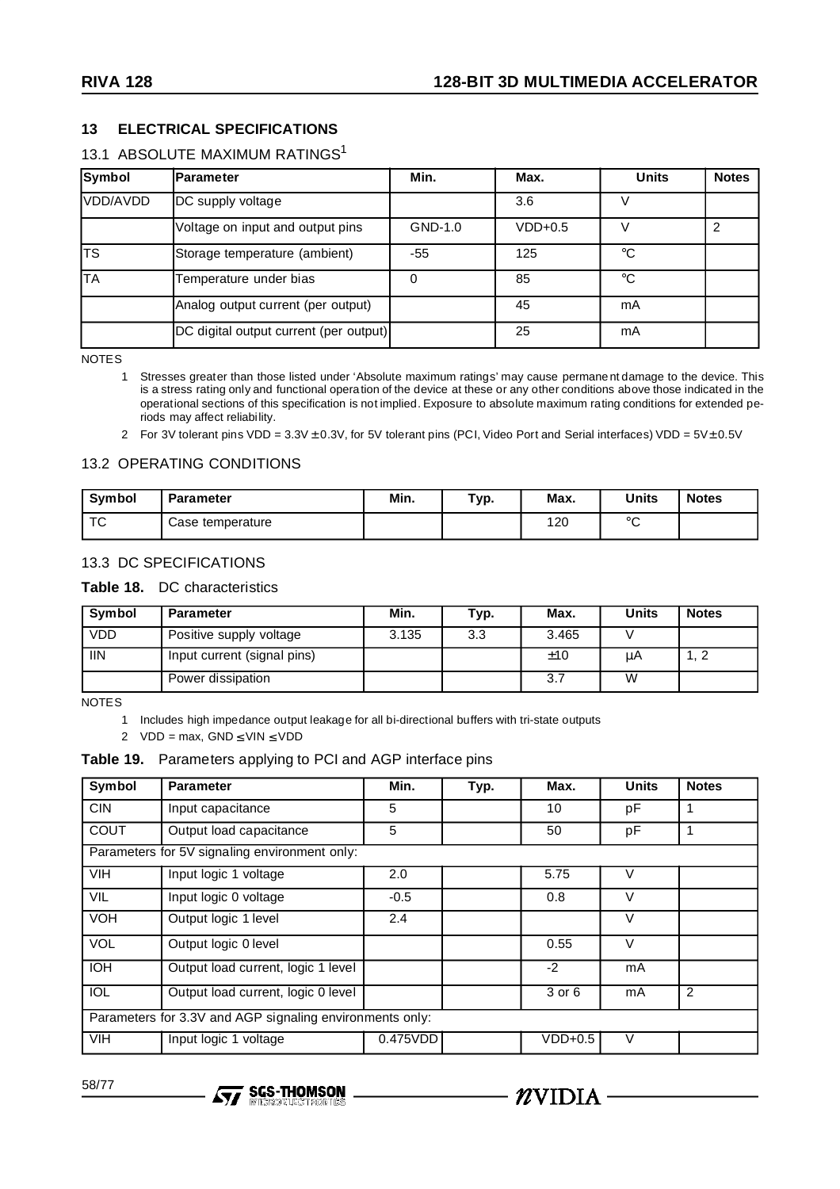## 13 ELECTRICAL SPECIFICATIONS

### 13.1 ABSOLUTE MAXIMUM RATINGS[1]

| Symbol | Parameter | Min. | Max. | Units | Notes |
|---|---|---|---|---|---|
| VDD/AVDD | DC supply voltage | | 3.6 | V | |
| | Voltage on input and output pins | GND-1.0 | VDD+0.5 | V | 2 |
| TS | Storage temperature (ambient) | -55 | 125 | °C | |
| TA | Temperature under bias | 0 | 85 | °C | |
| | Analog output current (per output) | | 45 | mA | |
| | DC digital output current (per output) | | 25 | mA | |

NOTES

1 Stresses greater than those listed under 'Absolute maximum ratings' may cause permanent damage to the device. This is a stress rating only and functional operation of the device at these or any other conditions above those indicated in the operational sections of this specification is not implied. Exposure to absolute maximum rating conditions for extended periods may affect reliability.

2 For 3V tolerant pins VDD = 3.3V ± 0.3V, for 5V tolerant pins (PCI, Video Port and Serial interfaces) VDD = 5V ± 0.5V

### 13.2 OPERATING CONDITIONS

| Symbol | Parameter | Min. | Typ. | Max. | Units | Notes |
|---|---|---|---|---|---|---|
| TC | Case temperature | | | 120 | °C | |

### 13.3 DC SPECIFICATIONS

**Table 18.** DC characteristics

| Symbol | Parameter | Min. | Typ. | Max. | Units | Notes |
|---|---|---|---|---|---|---|
| VDD | Positive supply voltage | 3.135 | 3.3 | 3.465 | V | |
| IIN | Input current (signal pins) | | | ±10 | µA | 1, 2 |
| | Power dissipation | | | 3.7 | W | |

NOTES

1 Includes high impedance output leakage for all bi-directional buffers with tri-state outputs

2 VDD = max, GND ≤ VIN ≤ VDD

**Table 19.** Parameters applying to PCI and AGP interface pins

| Symbol | Parameter | Min. | Typ. | Max. | Units | Notes |
|---|---|---|---|---|---|---|
| CIN | Input capacitance | 5 | | 10 | pF | 1 |
| COUT | Output load capacitance | 5 | | 50 | pF | 1 |
| Parameters for 5V signaling environment only: | | | | | | |
| VIH | Input logic 1 voltage | 2.0 | | 5.75 | V | |
| VIL | Input logic 0 voltage | -0.5 | | 0.8 | V | |
| VOH | Output logic 1 level | 2.4 | | | V | |
| VOL | Output logic 0 level | | | 0.55 | V | |
| IOH | Output load current, logic 1 level | | | -2 | mA | |
| IOL | Output load current, logic 0 level | | | 3 or 6 | mA | 2 |
| Parameters for 3.3V and AGP signaling environments only: | | | | | | |
| VIH | Input logic 1 voltage | 0.475VDD | | VDD+0.5 | V | |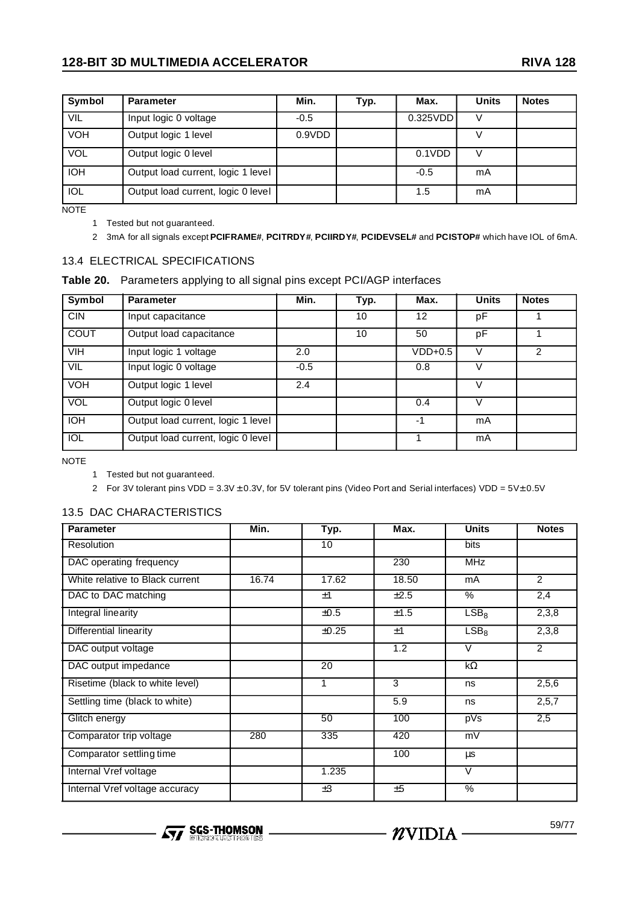| Symbol | Parameter | Min. | Typ. | Max. | Units | Notes |
|---|---|---|---|---|---|---|
| VIL | Input logic 0 voltage | -0.5 | | 0.325VDD | V | |
| VOH | Output logic 1 level | 0.9VDD | | | V | |
| VOL | Output logic 0 level | | | 0.1VDD | V | |
| IOH | Output load current, logic 1 level | | | -0.5 | mA | |
| IOL | Output load current, logic 0 level | | | 1.5 | mA | |

NOTE

1. Tested but not guaranteed.
2. 3mA for all signals except **PCIFRAME#**, **PCITRDY#**, **PCIIRDY#**, **PCIDEVSEL#** and **PCISTOP#** which have IOL of 6mA.

## 13.4 ELECTRICAL SPECIFICATIONS

**Table 20.** Parameters applying to all signal pins except PCI/AGP interfaces

| Symbol | Parameter | Min. | Typ. | Max. | Units | Notes |
|---|---|---|---|---|---|---|
| CIN | Input capacitance | | 10 | 12 | pF | 1 |
| COUT | Output load capacitance | | 10 | 50 | pF | 1 |
| VIH | Input logic 1 voltage | 2.0 | | VDD+0.5 | V | 2 |
| VIL | Input logic 0 voltage | -0.5 | | 0.8 | V | |
| VOH | Output logic 1 level | 2.4 | | | V | |
| VOL | Output logic 0 level | | | 0.4 | V | |
| IOH | Output load current, logic 1 level | | | -1 | mA | |
| IOL | Output load current, logic 0 level | | | 1 | mA | |

NOTE

1. Tested but not guaranteed.
2. For 3V tolerant pins VDD = 3.3V ± 0.3V, for 5V tolerant pins (Video Port and Serial interfaces) VDD = 5V± 0.5V

## 13.5 DAC CHARACTERISTICS

| Parameter | Min. | Typ. | Max. | Units | Notes |
|---|---|---|---|---|---|
| Resolution | | 10 | | bits | |
| DAC operating frequency | | | 230 | MHz | |
| White relative to Black current | 16.74 | 17.62 | 18.50 | mA | 2 |
| DAC to DAC matching | | ±1 | ±2.5 | % | 2,4 |
| Integral linearity | | ±0.5 | ±1.5 | $LSB_8$ | 2,3,8 |
| Differential linearity | | ±0.25 | ±1 | $LSB_8$ | 2,3,8 |
| DAC output voltage | | | 1.2 | V | 2 |
| DAC output impedance | | 20 | | kΩ | |
| Risetime (black to white level) | | 1 | 3 | ns | 2,5,6 |
| Settling time (black to white) | | | 5.9 | ns | 2,5,7 |
| Glitch energy | | 50 | 100 | pVs | 2,5 |
| Comparator trip voltage | 280 | 335 | 420 | mV | |
| Comparator settling time | | | 100 | µs | |
| Internal Vref voltage | | 1.235 | | V | |
| Internal Vref voltage accuracy | | ±3 | ±5 | % | |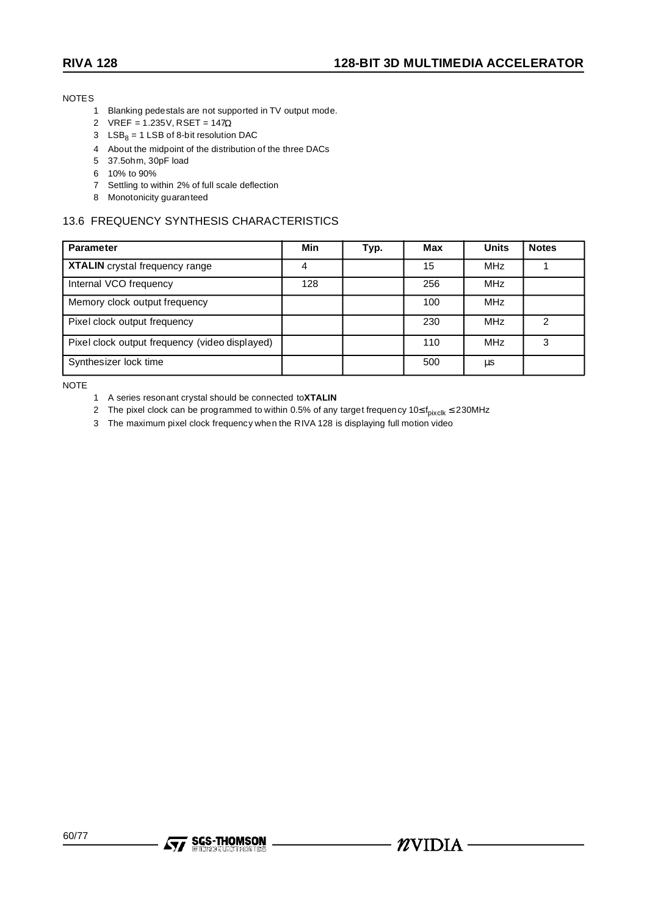NOTES

1. Blanking pedestals are not supported in TV output mode.
2. VREF = 1.235V, RSET = 147Ω
3. $LSB_8$ = 1 LSB of 8-bit resolution DAC
4. About the midpoint of the distribution of the three DACs
5. 37.5ohm, 30pF load
6. 10% to 90%
7. Settling to within 2% of full scale deflection
8. Monotonicity guaranteed

## 13.6 FREQUENCY SYNTHESIS CHARACTERISTICS

| Parameter | Min | Typ. | Max | Units | Notes |
|---|---|---|---|---|---|
| **XTALIN** crystal frequency range | 4 | | 15 | MHz | 1 |
| Internal VCO frequency | 128 | | 256 | MHz | |
| Memory clock output frequency | | | 100 | MHz | |
| Pixel clock output frequency | | | 230 | MHz | 2 |
| Pixel clock output frequency (video displayed) | | | 110 | MHz | 3 |
| Synthesizer lock time | | | 500 | µs | |

NOTE

1. A series resonant crystal should be connected to **XTALIN**
2. The pixel clock can be programmed to within 0.5% of any target frequency $10 \leq f_{pixclk} \leq 230$MHz
3. The maximum pixel clock frequency when the RIVA 128 is displaying full motion video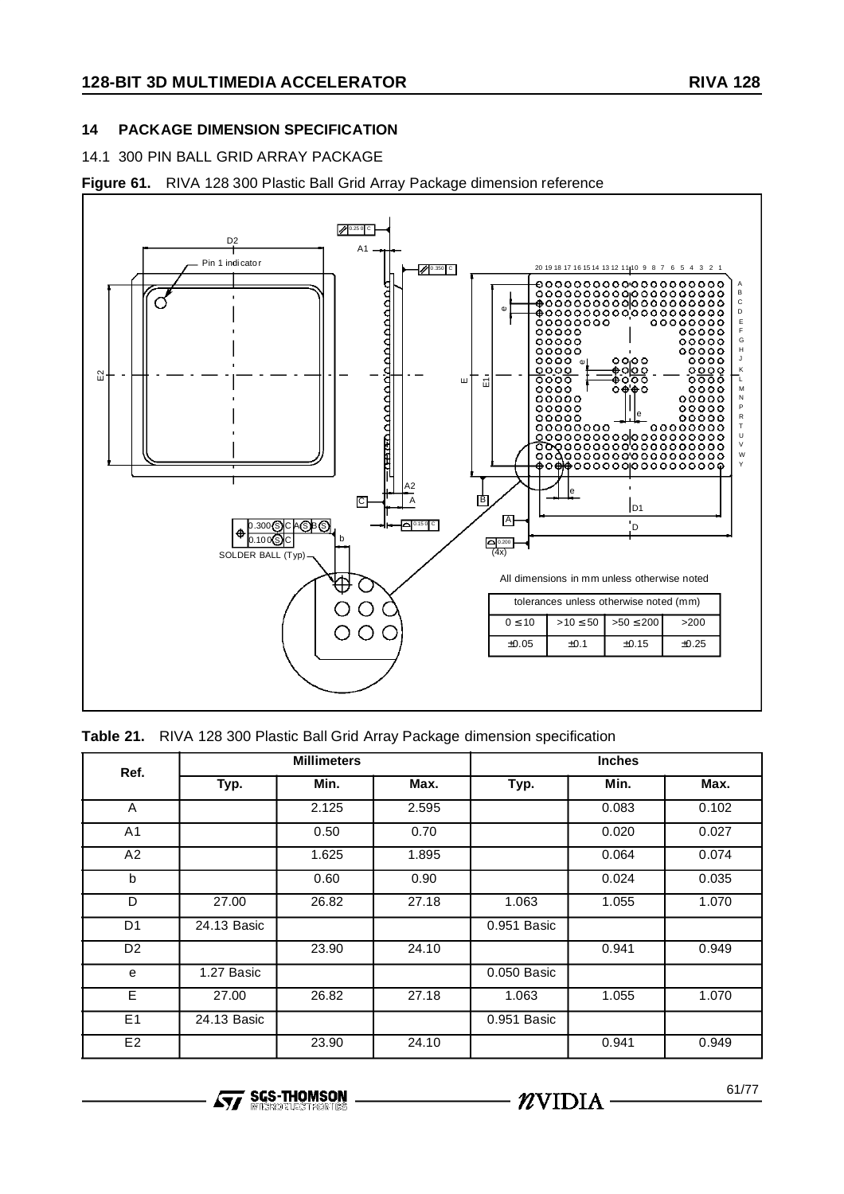## 14 PACKAGE DIMENSION SPECIFICATION

### 14.1 300 PIN BALL GRID ARRAY PACKAGE

**Figure 61.** RIVA 128 300 Plastic Ball Grid Array Package dimension reference

All dimensions in mm unless otherwise noted

| tolerances unless otherwise noted (mm) | | | |
|---|---|---|---|
| 0 ≤ 10 | >10 ≤ 50 | >50 ≤ 200 | >200 |
| ±0.05 | ±0.1 | ±0.15 | ±0.25 |

**Table 21.** RIVA 128 300 Plastic Ball Grid Array Package dimension specification

| Ref. | Millimeters | | | Inches | | |
|---|---|---|---|---|---|---|
| | Typ. | Min. | Max. | Typ. | Min. | Max. |
| A | | 2.125 | 2.595 | | 0.083 | 0.102 |
| A1 | | 0.50 | 0.70 | | 0.020 | 0.027 |
| A2 | | 1.625 | 1.895 | | 0.064 | 0.074 |
| b | | 0.60 | 0.90 | | 0.024 | 0.035 |
| D | 27.00 | 26.82 | 27.18 | 1.063 | 1.055 | 1.070 |
| D1 | 24.13 Basic | | | 0.951 Basic | | |
| D2 | | 23.90 | 24.10 | | 0.941 | 0.949 |
| e | 1.27 Basic | | | 0.050 Basic | | |
| E | 27.00 | 26.82 | 27.18 | 1.063 | 1.055 | 1.070 |
| E1 | 24.13 Basic | | | 0.951 Basic | | |
| E2 | | 23.90 | 24.10 | | 0.941 | 0.949 |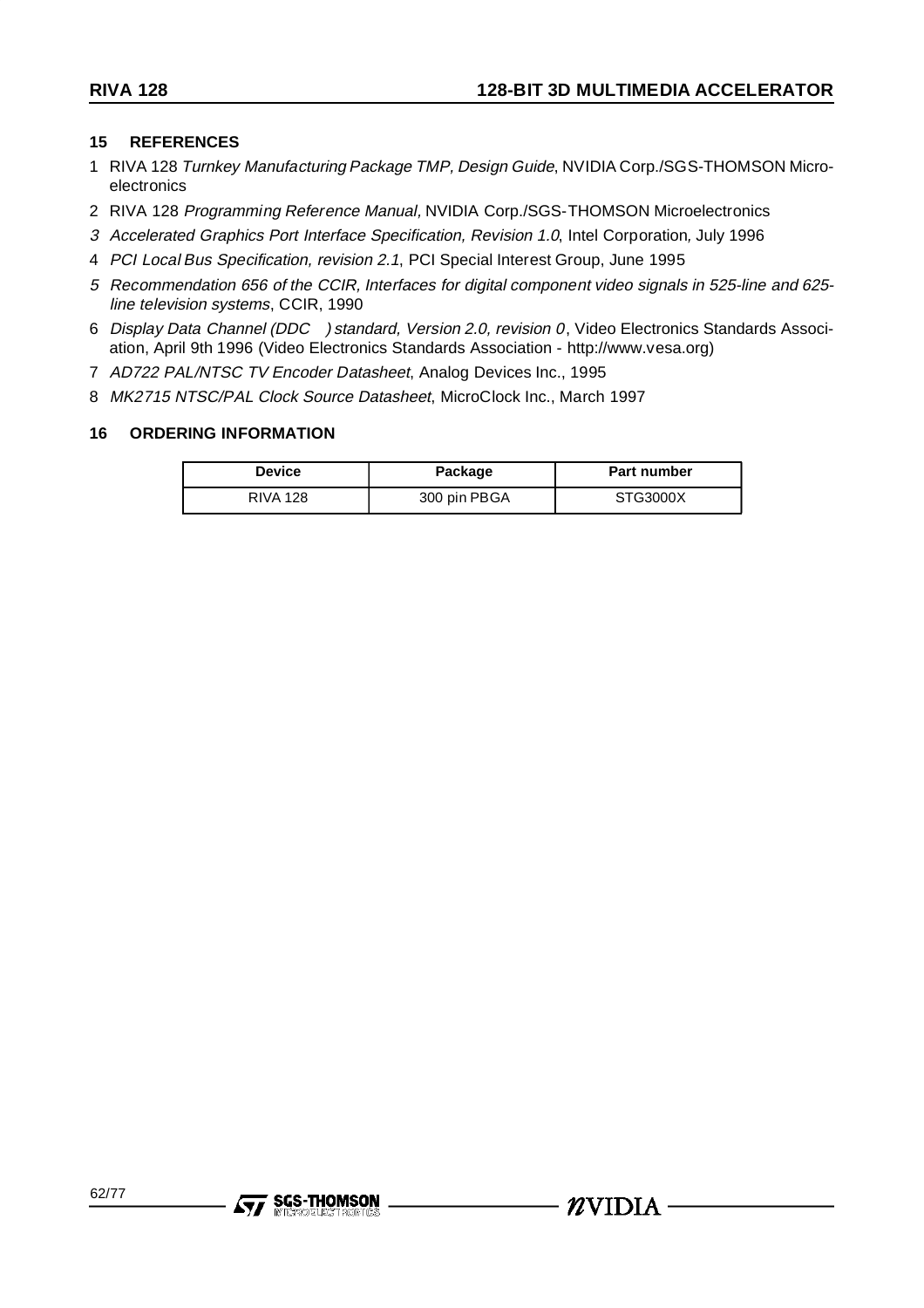## 15 REFERENCES

1. RIVA 128 *Turnkey Manufacturing Package TMP, Design Guide*, NVIDIA Corp./SGS-THOMSON Microelectronics
2. RIVA 128 *Programming Reference Manual,* NVIDIA Corp./SGS-THOMSON Microelectronics
3. *Accelerated Graphics Port Interface Specification, Revision 1.0*, Intel Corporation, July 1996
4. *PCI Local Bus Specification, revision 2.1*, PCI Special Interest Group, June 1995
5. *Recommendation 656 of the CCIR, Interfaces for digital component video signals in 525-line and 625-line television systems*, CCIR, 1990
6. *Display Data Channel (DDC ) standard, Version 2.0, revision 0*, Video Electronics Standards Association, April 9th 1996 (Video Electronics Standards Association - http://www.vesa.org)
7. *AD722 PAL/NTSC TV Encoder Datasheet*, Analog Devices Inc., 1995
8. *MK2715 NTSC/PAL Clock Source Datasheet*, MicroClock Inc., March 1997

## 16 ORDERING INFORMATION

| Device | Package | Part number |
|---|---|---|
| RIVA 128 | 300 pin PBGA | STG3000X |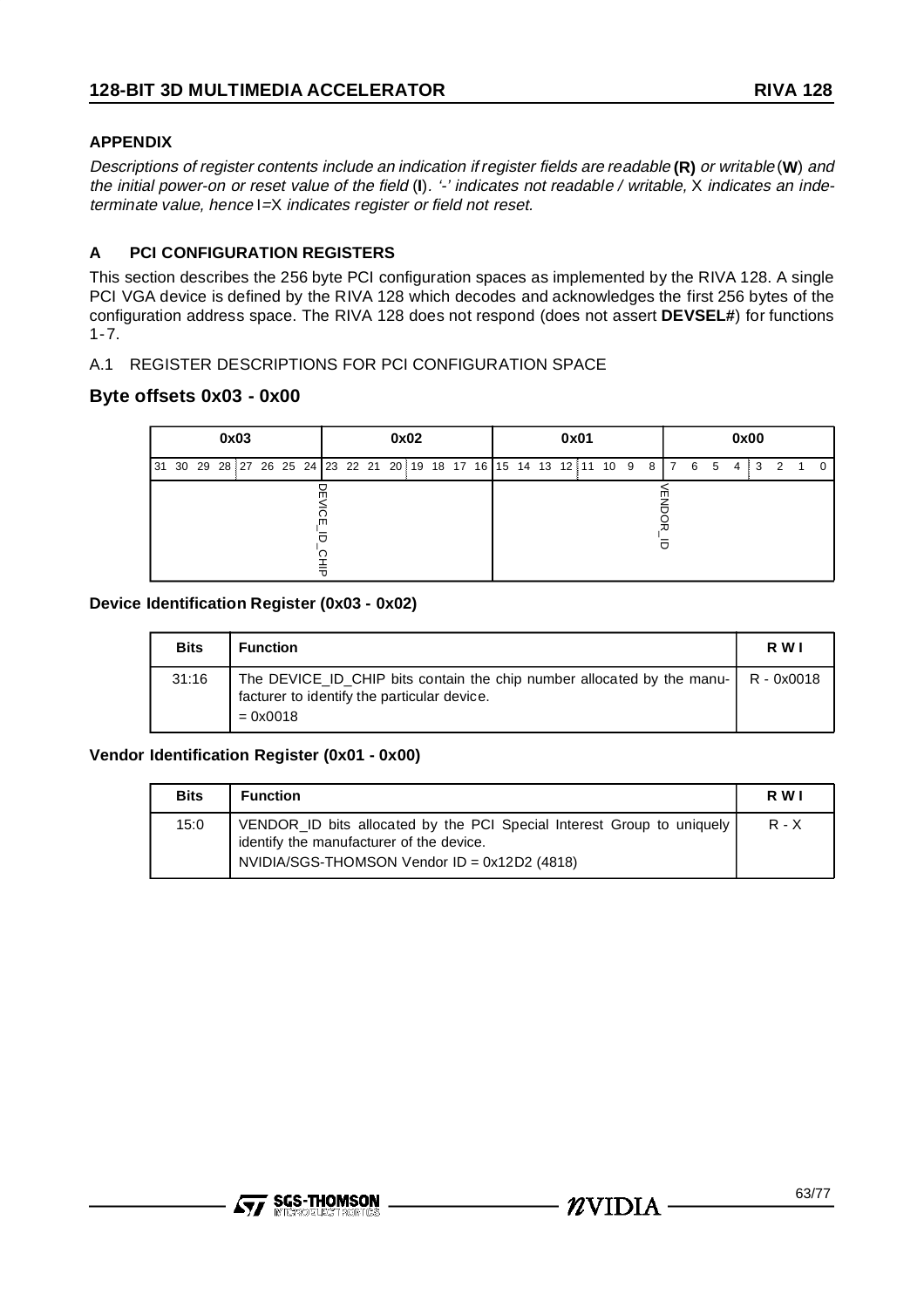## APPENDIX

*Descriptions of register contents include an indication if register fields are readable* **(R)** *or writable* (**W**) *and the initial power-on or reset value of the field* (**I**). *'-' indicates not readable / writable,* X *indicates an indeterminate value, hence* I=X *indicates register or field not reset.*

## A PCI CONFIGURATION REGISTERS

This section describes the 256 byte PCI configuration spaces as implemented by the RIVA 128. A single PCI VGA device is defined by the RIVA 128 which decodes and acknowledges the first 256 bytes of the configuration address space. The RIVA 128 does not respond (does not assert **DEVSEL#**) for functions 1-7.

A.1 REGISTER DESCRIPTIONS FOR PCI CONFIGURATION SPACE

### Byte offsets 0x03 - 0x00

| 0x03 | 0x02 | 0x01 | 0x00 |
|---|---|---|---|
| 31 30 29 28 27 26 25 24 | 23 22 21 20 19 18 17 16 | 15 14 13 12 11 10 9 8 | 7 6 5 4 3 2 1 0 |
| DEVICE_ID_CHIP | | VENDOR_ID | |

**Device Identification Register (0x03 - 0x02)**

| Bits | Function | R W I |
|---|---|---|
| 31:16 | The DEVICE_ID_CHIP bits contain the chip number allocated by the manufacturer to identify the particular device.<br>= 0x0018 | R - 0x0018 |

**Vendor Identification Register (0x01 - 0x00)**

| Bits | Function | R W I |
|---|---|---|
| 15:0 | VENDOR_ID bits allocated by the PCI Special Interest Group to uniquely identify the manufacturer of the device.<br>NVIDIA/SGS-THOMSON Vendor ID = 0x12D2 (4818) | R - X |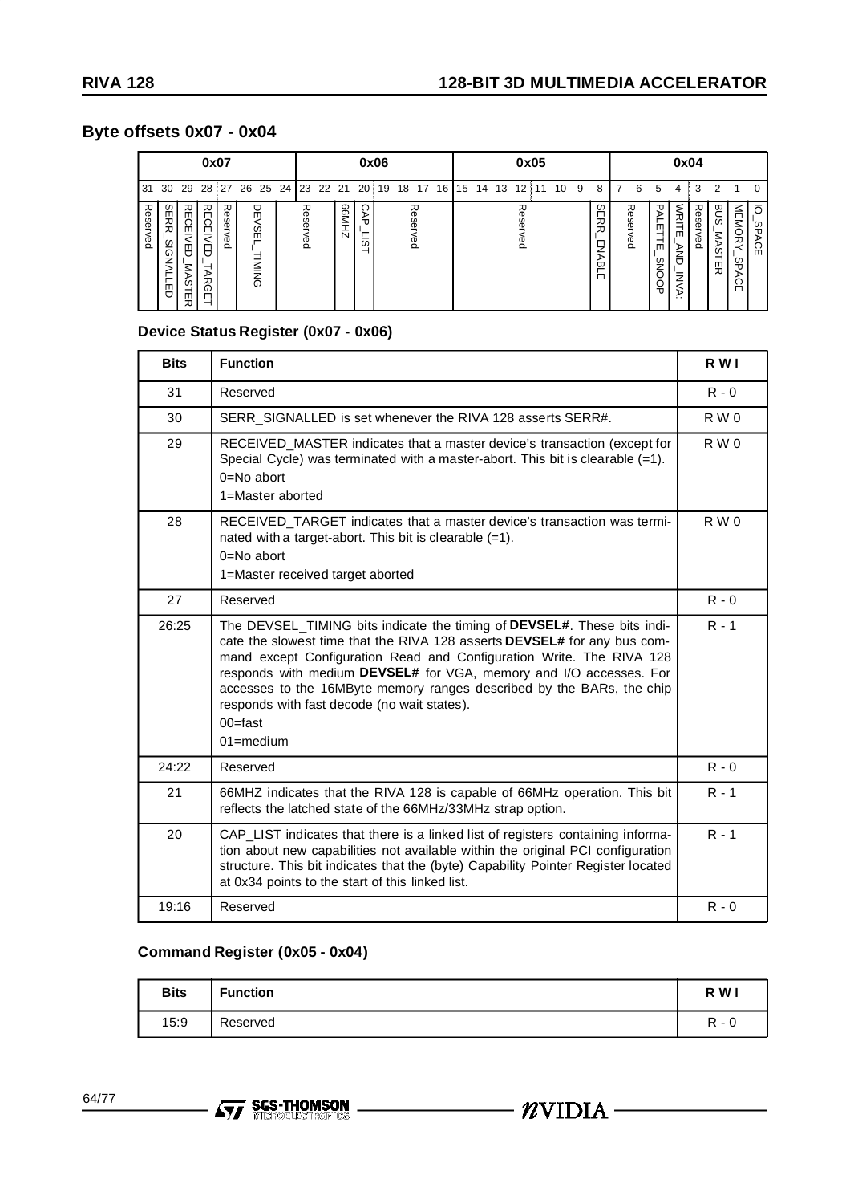## Byte offsets 0x07 - 0x04

| 0x07 | | | | | | | | 0x06 | | | | | | | | 0x05 | | | | | | | | 0x04 | | | | | | | |
|---|---|---|---|---|---|---|---|---|---|---|---|---|---|---|---|---|---|---|---|---|---|---|---|---|---|---|---|---|---|---|---|
| 31 | 30 | 29 | 28 | 27 | 26 | 25 | 24 | 23 | 22 | 21 | 20 | 19 | 18 | 17 | 16 | 15 | 14 | 13 | 12 | 11 | 10 | 9 | 8 | 7 | 6 | 5 | 4 | 3 | 2 | 1 | 0 |
| Reserved | SERR_SIGNALLED | RECEIVED_MASTER | RECEIVED_TARGET | Reserved | DEVSEL_TIMING | | Reserved | | | 66MHZ | CAP_LIST | Reserved | | | | Reserved | | | | | | | SERR_ENABLE | Reserved | | PALETTE_SNOOP | WRITE_AND_INVA: | Reserved | BUS_MASTER | MEMORY_SPACE | IO_SPACE |

### Device Status Register (0x07 - 0x06)

| Bits | Function | R W I |
|---|---|---|
| 31 | Reserved | R - 0 |
| 30 | SERR_SIGNALLED is set whenever the RIVA 128 asserts SERR#. | R W 0 |
| 29 | RECEIVED_MASTER indicates that a master device's transaction (except for Special Cycle) was terminated with a master-abort. This bit is clearable (=1).<br>0=No abort<br>1=Master aborted | R W 0 |
| 28 | RECEIVED_TARGET indicates that a master device's transaction was terminated with a target-abort. This bit is clearable (=1).<br>0=No abort<br>1=Master received target aborted | R W 0 |
| 27 | Reserved | R - 0 |
| 26:25 | The DEVSEL_TIMING bits indicate the timing of **DEVSEL#**. These bits indicate the slowest time that the RIVA 128 asserts **DEVSEL#** for any bus command except Configuration Read and Configuration Write. The RIVA 128 responds with medium **DEVSEL#** for VGA, memory and I/O accesses. For accesses to the 16MByte memory ranges described by the BARs, the chip responds with fast decode (no wait states).<br>00=fast<br>01=medium | R - 1 |
| 24:22 | Reserved | R - 0 |
| 21 | 66MHZ indicates that the RIVA 128 is capable of 66MHz operation. This bit reflects the latched state of the 66MHz/33MHz strap option. | R - 1 |
| 20 | CAP_LIST indicates that there is a linked list of registers containing information about new capabilities not available within the original PCI configuration structure. This bit indicates that the (byte) Capability Pointer Register located at 0x34 points to the start of this linked list. | R - 1 |
| 19:16 | Reserved | R - 0 |

### Command Register (0x05 - 0x04)

| Bits | Function | R W I |
|---|---|---|
| 15:9 | Reserved | R - 0 |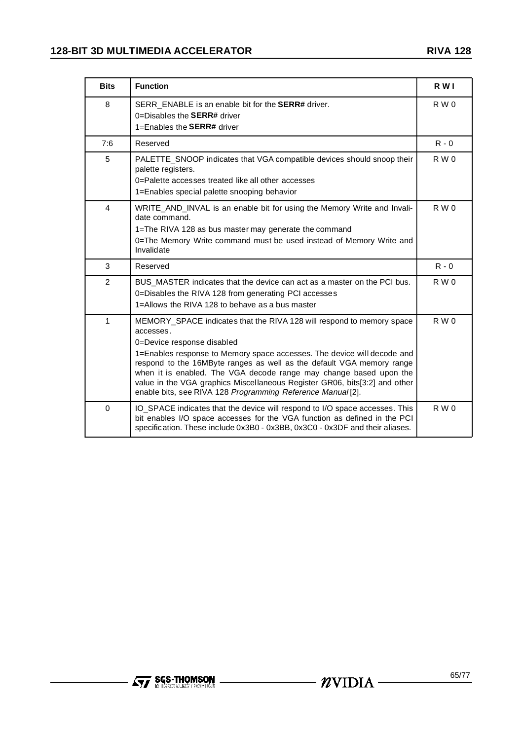| Bits | Function | R W I |
|---|---|---|
| 8 | SERR_ENABLE is an enable bit for the **SERR#** driver.<br>0=Disables the **SERR#** driver<br>1=Enables the **SERR#** driver | R W 0 |
| 7:6 | Reserved | R - 0 |
| 5 | PALETTE_SNOOP indicates that VGA compatible devices should snoop their palette registers.<br>0=Palette accesses treated like all other accesses<br>1=Enables special palette snooping behavior | R W 0 |
| 4 | WRITE_AND_INVAL is an enable bit for using the Memory Write and Invalidate command.<br>1=The RIVA 128 as bus master may generate the command<br>0=The Memory Write command must be used instead of Memory Write and Invalidate | R W 0 |
| 3 | Reserved | R - 0 |
| 2 | BUS_MASTER indicates that the device can act as a master on the PCI bus.<br>0=Disables the RIVA 128 from generating PCI accesses<br>1=Allows the RIVA 128 to behave as a bus master | R W 0 |
| 1 | MEMORY_SPACE indicates that the RIVA 128 will respond to memory space accesses.<br>0=Device response disabled<br>1=Enables response to Memory space accesses. The device will decode and respond to the 16MByte ranges as well as the default VGA memory range when it is enabled. The VGA decode range may change based upon the value in the VGA graphics Miscellaneous Register GR06, bits[3:2] and other enable bits, see RIVA 128 *Programming Reference Manual* [2]. | R W 0 |
| 0 | IO_SPACE indicates that the device will respond to I/O space accesses. This bit enables I/O space accesses for the VGA function as defined in the PCI specification. These include 0x3B0 - 0x3BB, 0x3C0 - 0x3DF and their aliases. | R W 0 |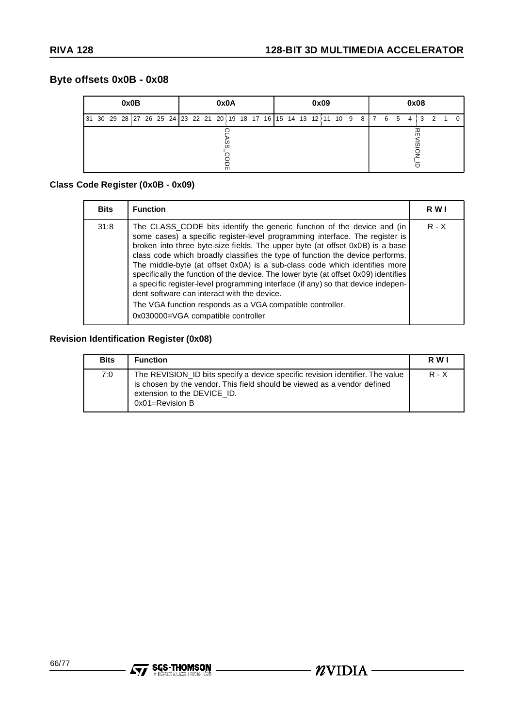## Byte offsets 0x0B - 0x08

| 0x0B | 0x0A | 0x09 | 0x08 |
|---|---|---|---|
| 31 30 29 28 27 26 25 24 | 23 22 21 20 19 18 17 16 | 15 14 13 12 11 10 9 8 | 7 6 5 4 3 2 1 0 |
| CLASS_CODE | | | REVISION_ID |

### Class Code Register (0x0B - 0x09)

| Bits | Function | R W I |
|---|---|---|
| 31:8 | The CLASS_CODE bits identify the generic function of the device and (in some cases) a specific register-level programming interface. The register is broken into three byte-size fields. The upper byte (at offset 0x0B) is a base class code which broadly classifies the type of function the device performs. The middle-byte (at offset 0x0A) is a sub-class code which identifies more specifically the function of the device. The lower byte (at offset 0x09) identifies a specific register-level programming interface (if any) so that device independent software can interact with the device.<br>The VGA function responds as a VGA compatible controller.<br>0x030000=VGA compatible controller | R - X |

### Revision Identification Register (0x08)

| Bits | Function | R W I |
|---|---|---|
| 7:0 | The REVISION_ID bits specify a device specific revision identifier. The value is chosen by the vendor. This field should be viewed as a vendor defined extension to the DEVICE_ID.<br>0x01=Revision B | R - X |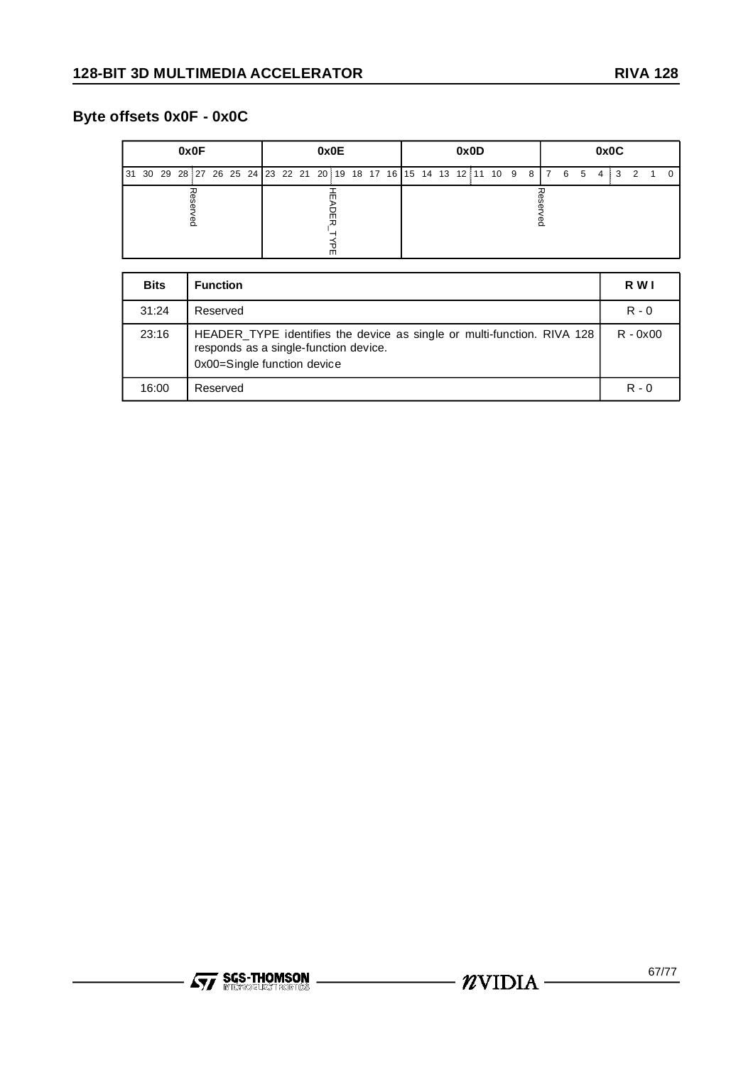## Byte offsets 0x0F - 0x0C

| 0x0F | 0x0E | 0x0D | 0x0C |
|---|---|---|---|
| 31 30 29 28 27 26 25 24 | 23 22 21 20 19 18 17 16 | 15 14 13 12 11 10 9 8 | 7 6 5 4 3 2 1 0 |
| Reserved | HEADER_TYPE | Reserved | |

| Bits | Function | R W I |
|---|---|---|
| 31:24 | Reserved | R - 0 |
| 23:16 | HEADER_TYPE identifies the device as single or multi-function. RIVA 128 responds as a single-function device.<br>0x00=Single function device | R - 0x00 |
| 16:00 | Reserved | R - 0 |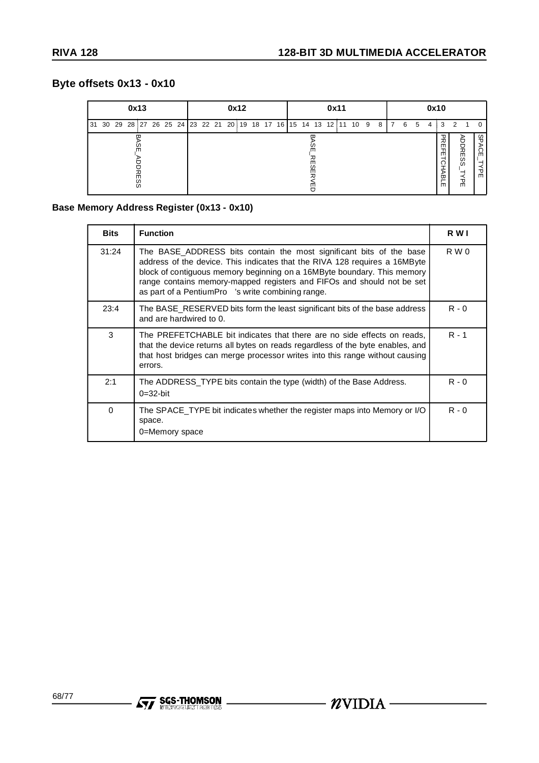## Byte offsets 0x13 - 0x10

| 0x13 | | 0x12 | | 0x11 | | 0x10 | | | |
|---|---|---|---|---|---|---|---|---|---|
| 31 30 29 28 | 27 26 25 24 | 23 22 21 20 | 19 18 17 16 | 15 14 13 12 | 11 10 9 8 | 7 6 5 4 | 3 | 2 1 | 0 |
| BASE_ADDRESS | | BASE_RESERVED | | | | | PREFETCHABLE | ADDRESS_TYPE | SPACE_TYPE |

**Base Memory Address Register (0x13 - 0x10)**

| Bits | Function | R W I |
|---|---|---|
| 31:24 | The BASE_ADDRESS bits contain the most significant bits of the base address of the device. This indicates that the RIVA 128 requires a 16MByte block of contiguous memory beginning on a 16MByte boundary. This memory range contains memory-mapped registers and FIFOs and should not be set as part of a PentiumPro 's write combining range. | R W 0 |
| 23:4 | The BASE_RESERVED bits form the least significant bits of the base address and are hardwired to 0. | R - 0 |
| 3 | The PREFETCHABLE bit indicates that there are no side effects on reads, that the device returns all bytes on reads regardless of the byte enables, and that host bridges can merge processor writes into this range without causing errors. | R - 1 |
| 2:1 | The ADDRESS_TYPE bits contain the type (width) of the Base Address.<br>0=32-bit | R - 0 |
| 0 | The SPACE_TYPE bit indicates whether the register maps into Memory or I/O space.<br>0=Memory space | R - 0 |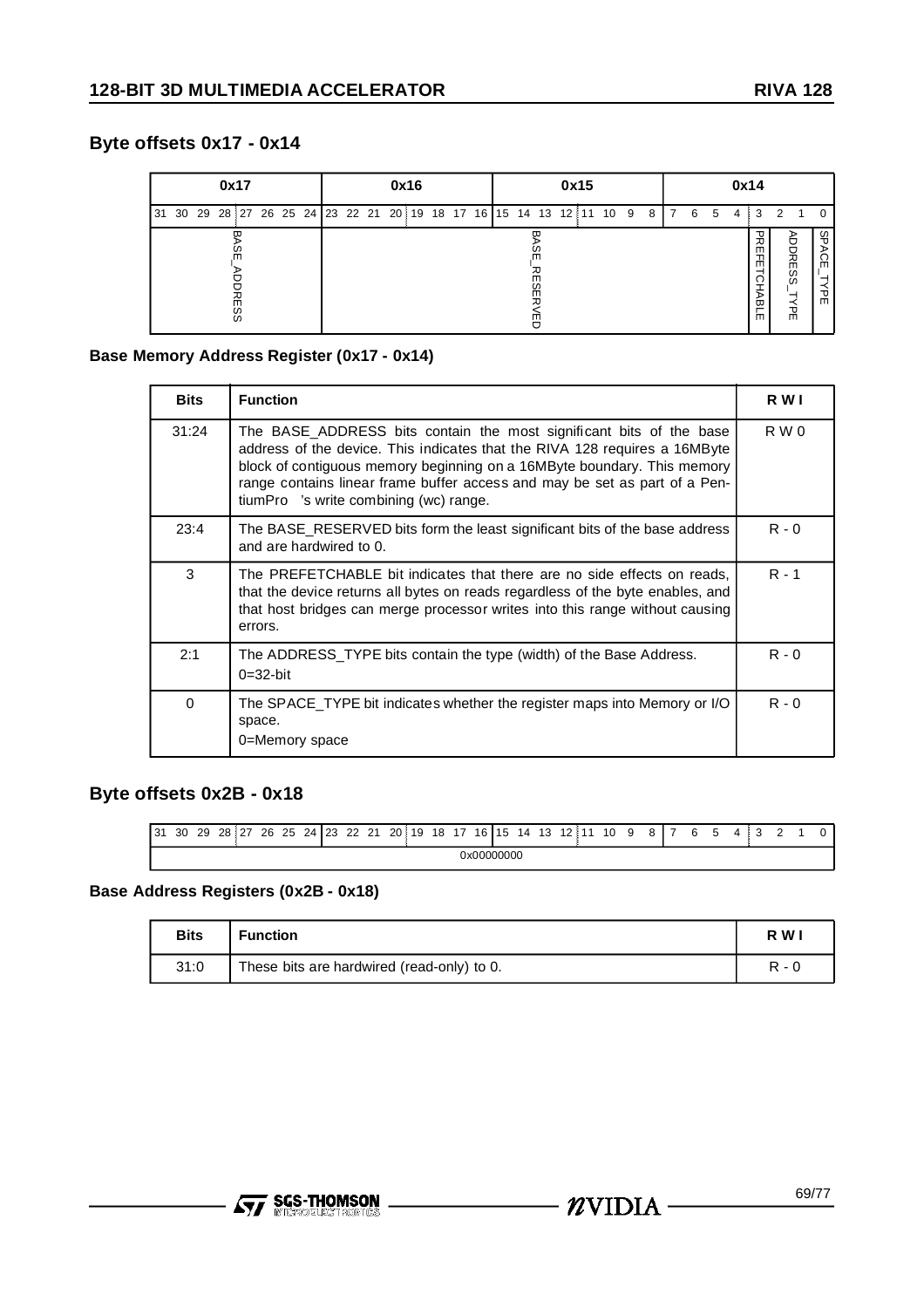## Byte offsets 0x17 - 0x14

| 0x17 | 0x16 | 0x15 | 0x14 | | |
|---|---|---|---|---|---|
| 31 30 29 28 27 26 25 24 | 23 22 21 20 19 18 17 16 | 15 14 13 12 11 10 9 8 | 7 6 5 4 3 | 2 1 | 0 |
| BASE_ADDRESS | BASE_RESERVED | | PREFETCHABLE | ADDRESS_TYPE | SPACE_TYPE |

### Base Memory Address Register (0x17 - 0x14)

| Bits | Function | R W I |
|---|---|---|
| 31:24 | The BASE_ADDRESS bits contain the most significant bits of the base address of the device. This indicates that the RIVA 128 requires a 16MByte block of contiguous memory beginning on a 16MByte boundary. This memory range contains linear frame buffer access and may be set as part of a PentiumPro 's write combining (wc) range. | R W 0 |
| 23:4 | The BASE_RESERVED bits form the least significant bits of the base address and are hardwired to 0. | R - 0 |
| 3 | The PREFETCHABLE bit indicates that there are no side effects on reads, that the device returns all bytes on reads regardless of the byte enables, and that host bridges can merge processor writes into this range without causing errors. | R - 1 |
| 2:1 | The ADDRESS_TYPE bits contain the type (width) of the Base Address.<br>0=32-bit | R - 0 |
| 0 | The SPACE_TYPE bit indicates whether the register maps into Memory or I/O space.<br>0=Memory space | R - 0 |

## Byte offsets 0x2B - 0x18

| 31 30 29 28 27 26 25 24 23 22 21 20 19 18 17 16 15 14 13 12 11 10 9 8 7 6 5 4 3 2 1 0 |
|---|
| 0x00000000 |

### Base Address Registers (0x2B - 0x18)

| Bits | Function | R W I |
|---|---|---|
| 31:0 | These bits are hardwired (read-only) to 0. | R - 0 |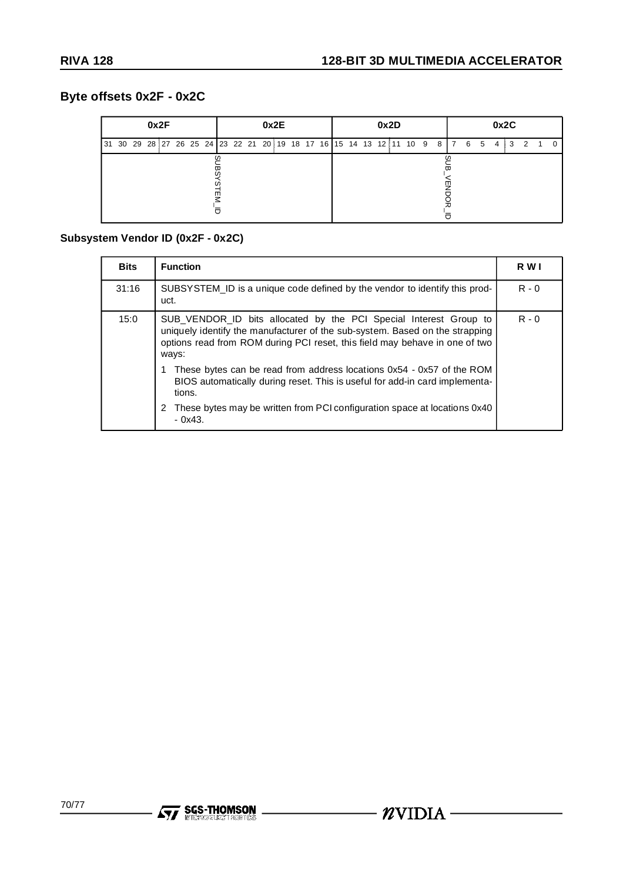## Byte offsets 0x2F - 0x2C

| 0x2F | 0x2E | 0x2D | 0x2C |
|---|---|---|---|
| 31 30 29 28 27 26 25 24 | 23 22 21 20 19 18 17 16 | 15 14 13 12 11 10 9 8 | 7 6 5 4 3 2 1 0 |
| SUBSYSTEM_ID | | SUB_VENDOR_ID | |

### Subsystem Vendor ID (0x2F - 0x2C)

| Bits | Function | R W I |
|---|---|---|
| 31:16 | SUBSYSTEM_ID is a unique code defined by the vendor to identify this product. | R - 0 |
| 15:0 | SUB_VENDOR_ID bits allocated by the PCI Special Interest Group to uniquely identify the manufacturer of the sub-system. Based on the strapping options read from ROM during PCI reset, this field may behave in one of two ways:<br>1 These bytes can be read from address locations 0x54 - 0x57 of the ROM BIOS automatically during reset. This is useful for add-in card implementations.<br>2 These bytes may be written from PCI configuration space at locations 0x40 - 0x43. | R - 0 |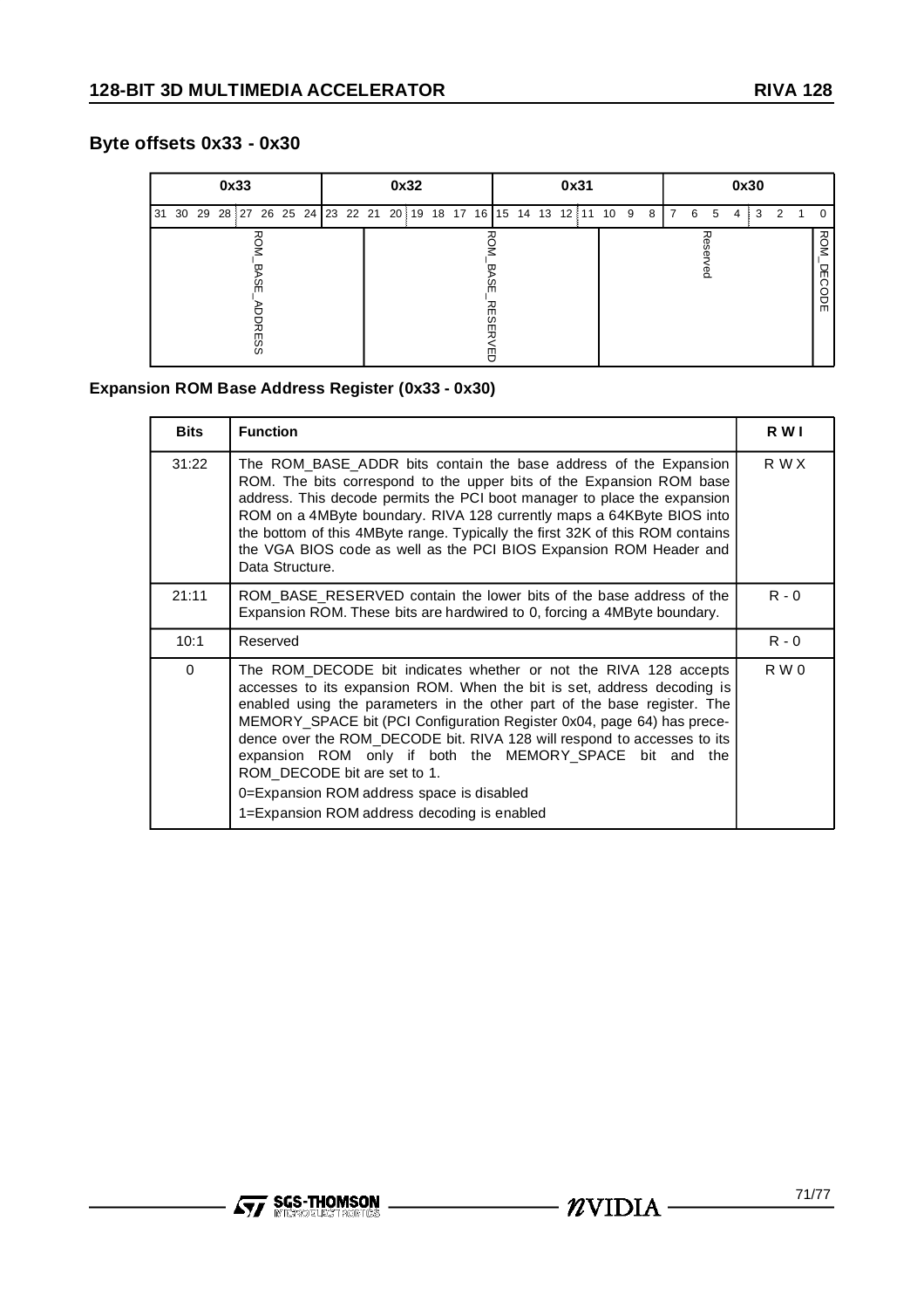## Byte offsets 0x33 - 0x30

| 0x33 | | | | | | | | 0x32 | | | | | | | | 0x31 | | | | | | | | 0x30 | | | | | | | |
|---|---|---|---|---|---|---|---|---|---|---|---|---|---|---|---|---|---|---|---|---|---|---|---|---|---|---|---|---|---|---|---|
| 31 | 30 | 29 | 28 | 27 | 26 | 25 | 24 | 23 | 22 | 21 | 20 | 19 | 18 | 17 | 16 | 15 | 14 | 13 | 12 | 11 | 10 | 9 | 8 | 7 | 6 | 5 | 4 | 3 | 2 | 1 | 0 |
| ROM_BASE_ADDRESS | | | | | | | | | | ROM_BASE_RESERVED | | | | | | | | | | | Reserved | | | | | | | | | | ROM_DECODE |

**Expansion ROM Base Address Register (0x33 - 0x30)**

| Bits | Function | R W I |
|---|---|---|
| 31:22 | The ROM_BASE_ADDR bits contain the base address of the Expansion ROM. The bits correspond to the upper bits of the Expansion ROM base address. This decode permits the PCI boot manager to place the expansion ROM on a 4MByte boundary. RIVA 128 currently maps a 64KByte BIOS into the bottom of this 4MByte range. Typically the first 32K of this ROM contains the VGA BIOS code as well as the PCI BIOS Expansion ROM Header and Data Structure. | R W X |
| 21:11 | ROM_BASE_RESERVED contain the lower bits of the base address of the Expansion ROM. These bits are hardwired to 0, forcing a 4MByte boundary. | R - 0 |
| 10:1 | Reserved | R - 0 |
| 0 | The ROM_DECODE bit indicates whether or not the RIVA 128 accepts accesses to its expansion ROM. When the bit is set, address decoding is enabled using the parameters in the other part of the base register. The MEMORY_SPACE bit (PCI Configuration Register 0x04, page 64) has precedence over the ROM_DECODE bit. RIVA 128 will respond to accesses to its expansion ROM only if both the MEMORY_SPACE bit and the ROM_DECODE bit are set to 1.<br>0=Expansion ROM address space is disabled<br>1=Expansion ROM address decoding is enabled | R W 0 |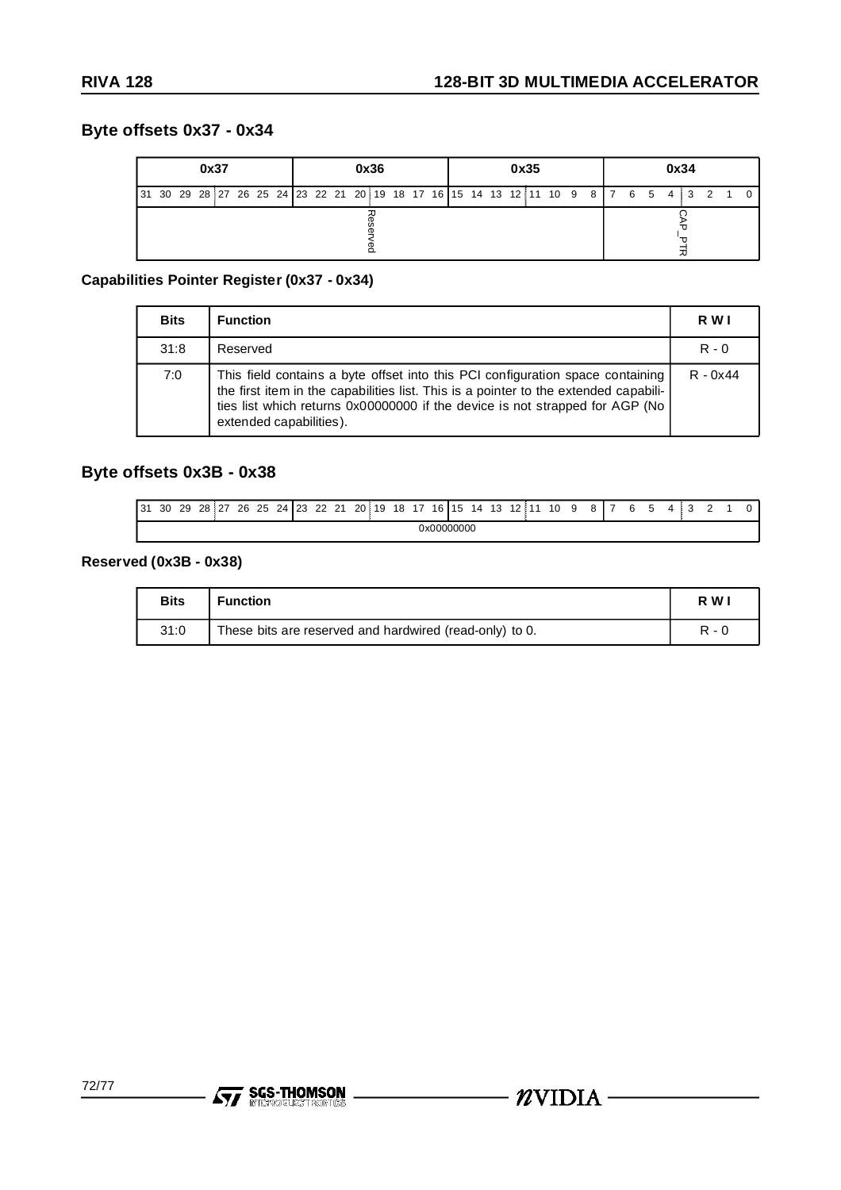## Byte offsets 0x37 - 0x34

| 0x37 | 0x36 | 0x35 | 0x34 |
|---|---|---|---|
| 31 30 29 28 27 26 25 24 | 23 22 21 20 19 18 17 16 | 15 14 13 12 11 10 9 8 | 7 6 5 4 3 2 1 0 |
| Reserved | | | CAP_PTR |

**Capabilities Pointer Register (0x37 - 0x34)**

| Bits | Function | R W I |
|---|---|---|
| 31:8 | Reserved | R - 0 |
| 7:0 | This field contains a byte offset into this PCI configuration space containing the first item in the capabilities list. This is a pointer to the extended capabilities list which returns 0x00000000 if the device is not strapped for AGP (No extended capabilities). | R - 0x44 |

## Byte offsets 0x3B - 0x38

| 31 30 29 28 27 26 25 24 23 22 21 20 19 18 17 16 15 14 13 12 11 10 9 8 7 6 5 4 3 2 1 0 |
|---|
| 0x00000000 |

**Reserved (0x3B - 0x38)**

| Bits | Function | R W I |
|---|---|---|
| 31:0 | These bits are reserved and hardwired (read-only) to 0. | R - 0 |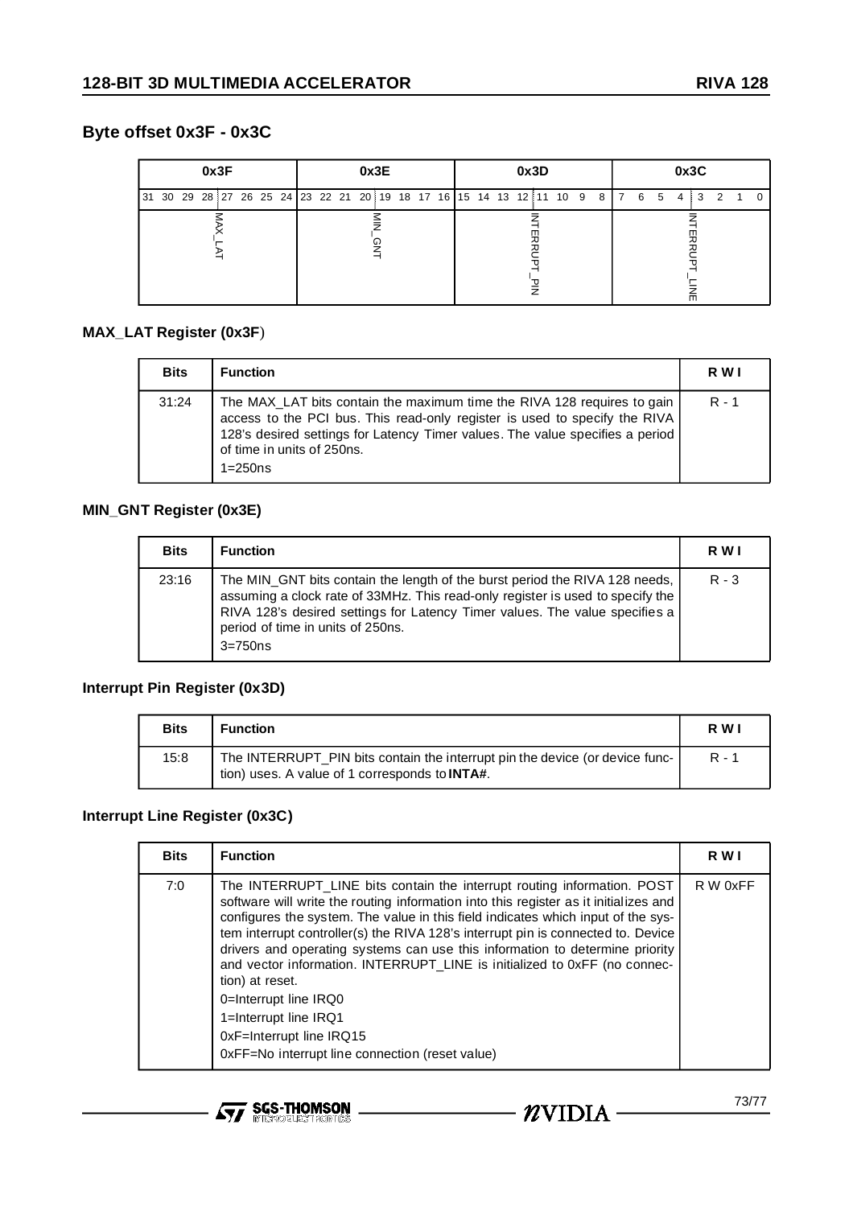## Byte offset 0x3F - 0x3C

| 0x3F | 0x3E | 0x3D | 0x3C |
|---|---|---|---|
| 31 30 29 28 27 26 25 24 | 23 22 21 20 19 18 17 16 | 15 14 13 12 11 10 9 8 | 7 6 5 4 3 2 1 0 |
| MAX_LAT | MIN_GNT | INTERRUPT_PIN | INTERRUPT_LINE |

### MAX_LAT Register (0x3F)

| Bits | Function | R W I |
|---|---|---|
| 31:24 | The MAX_LAT bits contain the maximum time the RIVA 128 requires to gain access to the PCI bus. This read-only register is used to specify the RIVA 128's desired settings for Latency Timer values. The value specifies a period of time in units of 250ns.<br>1=250ns | R - 1 |

### MIN_GNT Register (0x3E)

| Bits | Function | R W I |
|---|---|---|
| 23:16 | The MIN_GNT bits contain the length of the burst period the RIVA 128 needs, assuming a clock rate of 33MHz. This read-only register is used to specify the RIVA 128's desired settings for Latency Timer values. The value specifies a period of time in units of 250ns.<br>3=750ns | R - 3 |

### Interrupt Pin Register (0x3D)

| Bits | Function | R W I |
|---|---|---|
| 15:8 | The INTERRUPT_PIN bits contain the interrupt pin the device (or device function) uses. A value of 1 corresponds to **INTA#**. | R - 1 |

### Interrupt Line Register (0x3C)

| Bits | Function | R W I |
|---|---|---|
| 7:0 | The INTERRUPT_LINE bits contain the interrupt routing information. POST software will write the routing information into this register as it initializes and configures the system. The value in this field indicates which input of the system interrupt controller(s) the RIVA 128's interrupt pin is connected to. Device drivers and operating systems can use this information to determine priority and vector information. INTERRUPT_LINE is initialized to 0xFF (no connection) at reset.<br>0=Interrupt line IRQ0<br>1=Interrupt line IRQ1<br>0xF=Interrupt line IRQ15<br>0xFF=No interrupt line connection (reset value) | R W 0xFF |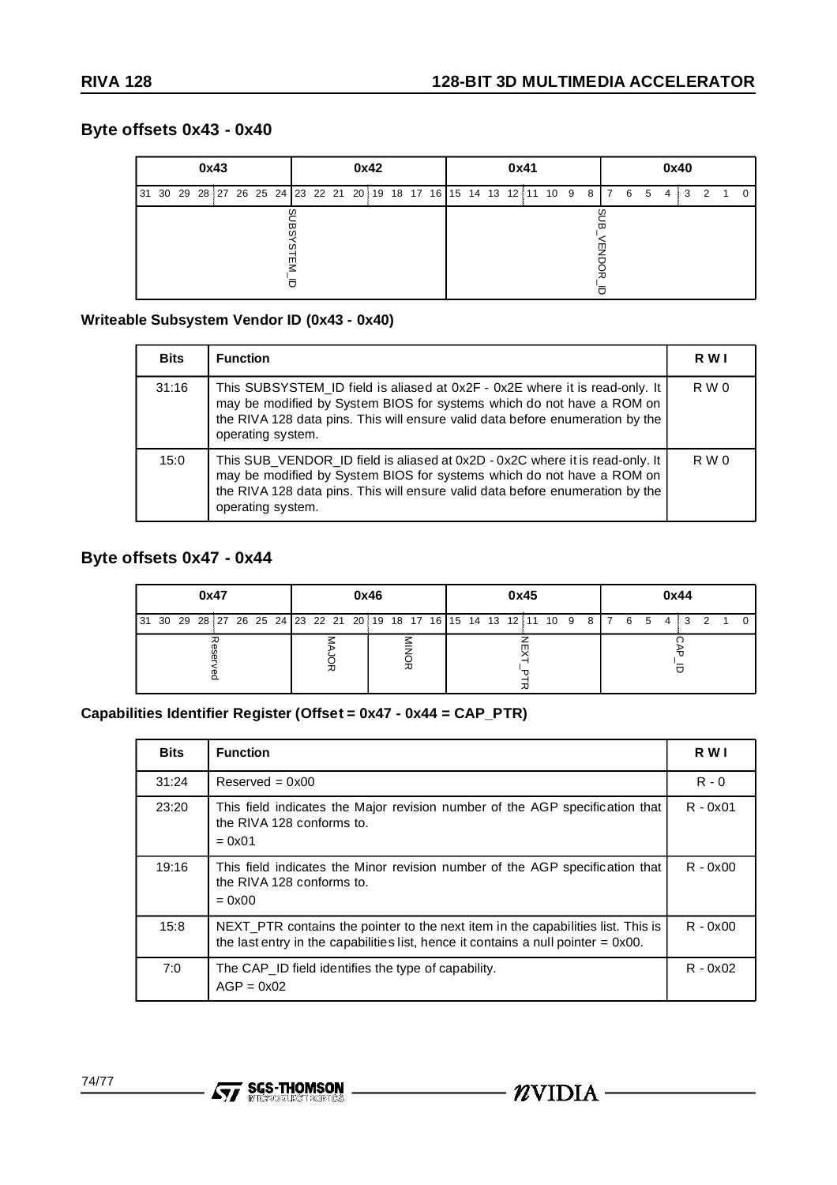## Byte offsets 0x43 - 0x40

| 0x43 | 0x42 | 0x41 | 0x40 |
|---|---|---|---|
| 31 30 29 28 27 26 25 24 | 23 22 21 20 19 18 17 16 | 15 14 13 12 11 10 9 8 | 7 6 5 4 3 2 1 0 |
| SUBSYSTEM_ID | | SUB_VENDOR_ID | |

### Writeable Subsystem Vendor ID (0x43 - 0x40)

| Bits | Function | R W I |
|---|---|---|
| 31:16 | This SUBSYSTEM_ID field is aliased at 0x2F - 0x2E where it is read-only. It may be modified by System BIOS for systems which do not have a ROM on the RIVA 128 data pins. This will ensure valid data before enumeration by the operating system. | R W 0 |
| 15:0 | This SUB_VENDOR_ID field is aliased at 0x2D - 0x2C where it is read-only. It may be modified by System BIOS for systems which do not have a ROM on the RIVA 128 data pins. This will ensure valid data before enumeration by the operating system. | R W 0 |

## Byte offsets 0x47 - 0x44

| 0x47 | 0x46 | | 0x45 | 0x44 |
|---|---|---|---|---|
| 31 30 29 28 27 26 25 24 | 23 22 21 20 | 19 18 17 16 | 15 14 13 12 11 10 9 8 | 7 6 5 4 3 2 1 0 |
| Reserved | MAJOR | MINOR | NEXT_PTR | CAP_ID |

### Capabilities Identifier Register (Offset = 0x47 - 0x44 = CAP_PTR)

| Bits | Function | R W I |
|---|---|---|
| 31:24 | Reserved = 0x00 | R - 0 |
| 23:20 | This field indicates the Major revision number of the AGP specification that the RIVA 128 conforms to.<br>= 0x01 | R - 0x01 |
| 19:16 | This field indicates the Minor revision number of the AGP specification that the RIVA 128 conforms to.<br>= 0x00 | R - 0x00 |
| 15:8 | NEXT_PTR contains the pointer to the next item in the capabilities list. This is the last entry in the capabilities list, hence it contains a null pointer = 0x00. | R - 0x00 |
| 7:0 | The CAP_ID field identifies the type of capability.<br>AGP = 0x02 | R - 0x02 |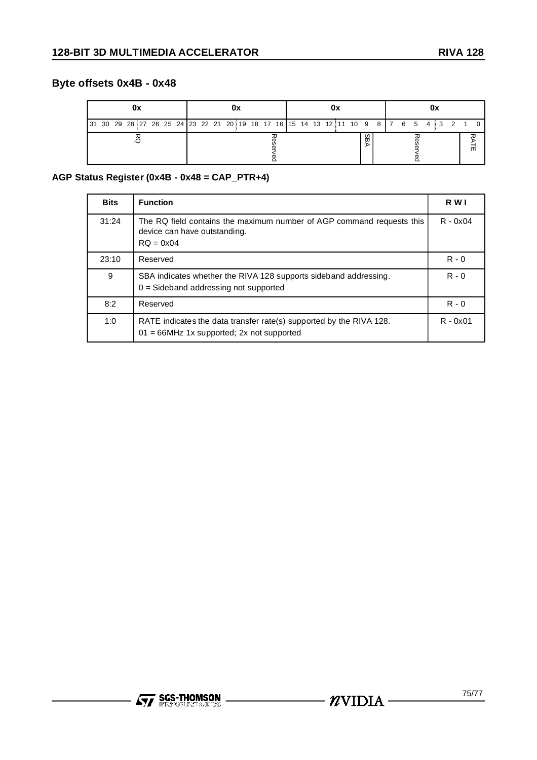## Byte offsets 0x4B - 0x48

| 0x | | | | | | | | 0x | | | | | | | | 0x | | | | | | | | 0x | | | | | | | |
|---|---|---|---|---|---|---|---|---|---|---|---|---|---|---|---|---|---|---|---|---|---|---|---|---|---|---|---|---|---|---|---|
| 31 | 30 | 29 | 28 | 27 | 26 | 25 | 24 | 23 | 22 | 21 | 20 | 19 | 18 | 17 | 16 | 15 | 14 | 13 | 12 | 11 | 10 | 9 | 8 | 7 | 6 | 5 | 4 | 3 | 2 | 1 | 0 |
| RQ | | | | | | | | Reserved | | | | | | | | | | | | | | SBA | Reserved | | | | | | | RATE | |

### AGP Status Register (0x4B - 0x48 = CAP_PTR+4)

| Bits | Function | RWI |
|---|---|---|
| 31:24 | The RQ field contains the maximum number of AGP command requests this device can have outstanding.<br>RQ = 0x04 | R - 0x04 |
| 23:10 | Reserved | R - 0 |
| 9 | SBA indicates whether the RIVA 128 supports sideband addressing.<br>0 = Sideband addressing not supported | R - 0 |
| 8:2 | Reserved | R - 0 |
| 1:0 | RATE indicates the data transfer rate(s) supported by the RIVA 128.<br>01 = 66MHz 1x supported; 2x not supported | R - 0x01 |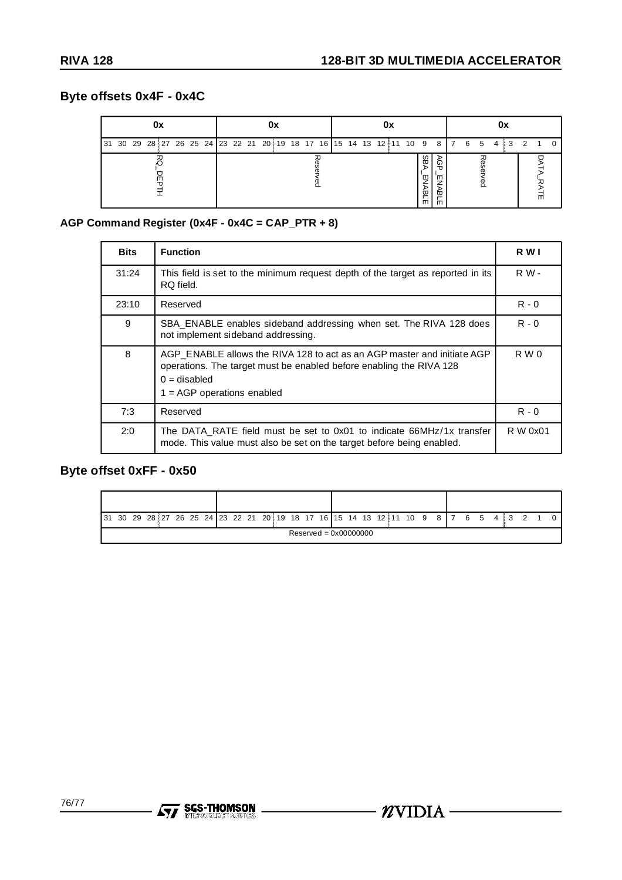## Byte offsets 0x4F - 0x4C

| 0x | 0x | 0x | | | 0x | |
|---|---|---|---|---|---|---|
| 31 30 29 28 27 26 25 24 | 23 22 21 20 19 18 17 16 | 15 14 13 12 11 10 | 9 | 8 | 7 6 5 4 3 | 2 1 0 |
| RQ_DEPTH | Reserved | | SBA_ENABLE | AGP_ENABLE | Reserved | DATA_RATE |

### AGP Command Register (0x4F - 0x4C = CAP_PTR + 8)

| Bits | Function | R W I |
|---|---|---|
| 31:24 | This field is set to the minimum request depth of the target as reported in its RQ field. | R W - |
| 23:10 | Reserved | R - 0 |
| 9 | SBA_ENABLE enables sideband addressing when set. The RIVA 128 does not implement sideband addressing. | R - 0 |
| 8 | AGP_ENABLE allows the RIVA 128 to act as an AGP master and initiate AGP operations. The target must be enabled before enabling the RIVA 128<br>0 = disabled<br>1 = AGP operations enabled | R W 0 |
| 7:3 | Reserved | R - 0 |
| 2:0 | The DATA_RATE field must be set to 0x01 to indicate 66MHz/1x transfer mode. This value must also be set on the target before being enabled. | R W 0x01 |

## Byte offset 0xFF - 0x50

| 31 30 29 28 27 26 25 24 23 22 21 20 19 18 17 16 15 14 13 12 11 10 9 8 7 6 5 4 3 2 1 0 |
|---|
| Reserved = 0x00000000 |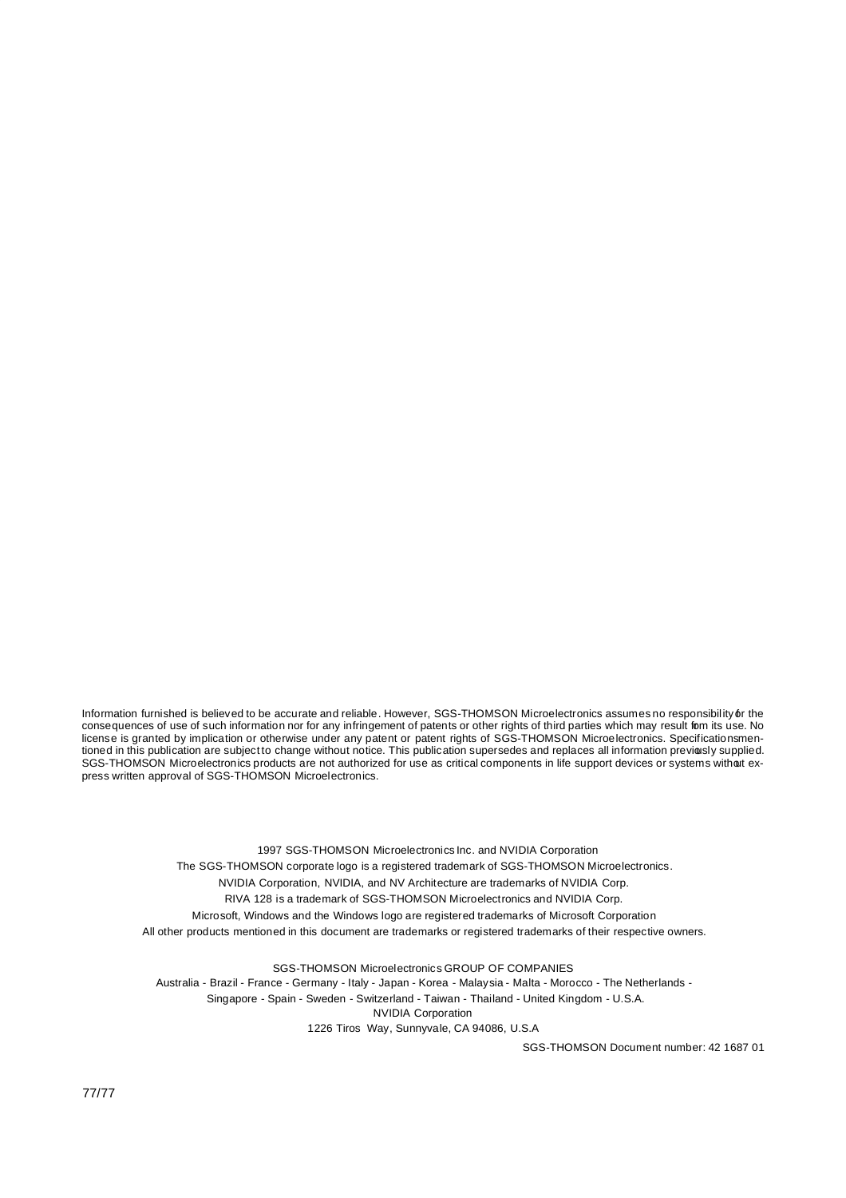Information furnished is believed to be accurate and reliable. However, SGS-THOMSON Microelectronics assumes no responsibility for the consequences of use of such information nor for any infringement of patents or other rights of third parties which may result from its use. No license is granted by implication or otherwise under any patent or patent rights of SGS-THOMSON Microelectronics. Specifications mentioned in this publication are subject to change without notice. This publication supersedes and replaces all information previously supplied. SGS-THOMSON Microelectronics products are not authorized for use as critical components in life support devices or systems without express written approval of SGS-THOMSON Microelectronics.

1997 SGS-THOMSON Microelectronics Inc. and NVIDIA Corporation

The SGS-THOMSON corporate logo is a registered trademark of SGS-THOMSON Microelectronics.

NVIDIA Corporation, NVIDIA, and NV Architecture are trademarks of NVIDIA Corp.

RIVA 128 is a trademark of SGS-THOMSON Microelectronics and NVIDIA Corp.

Microsoft, Windows and the Windows logo are registered trademarks of Microsoft Corporation

All other products mentioned in this document are trademarks or registered trademarks of their respective owners.

SGS-THOMSON Microelectronics GROUP OF COMPANIES

Australia - Brazil - France - Germany - Italy - Japan - Korea - Malaysia - Malta - Morocco - The Netherlands - Singapore - Spain - Sweden - Switzerland - Taiwan - Thailand - United Kingdom - U.S.A.

NVIDIA Corporation

1226 Tiros Way, Sunnyvale, CA 94086, U.S.A

SGS-THOMSON Document number: 42 1687 01